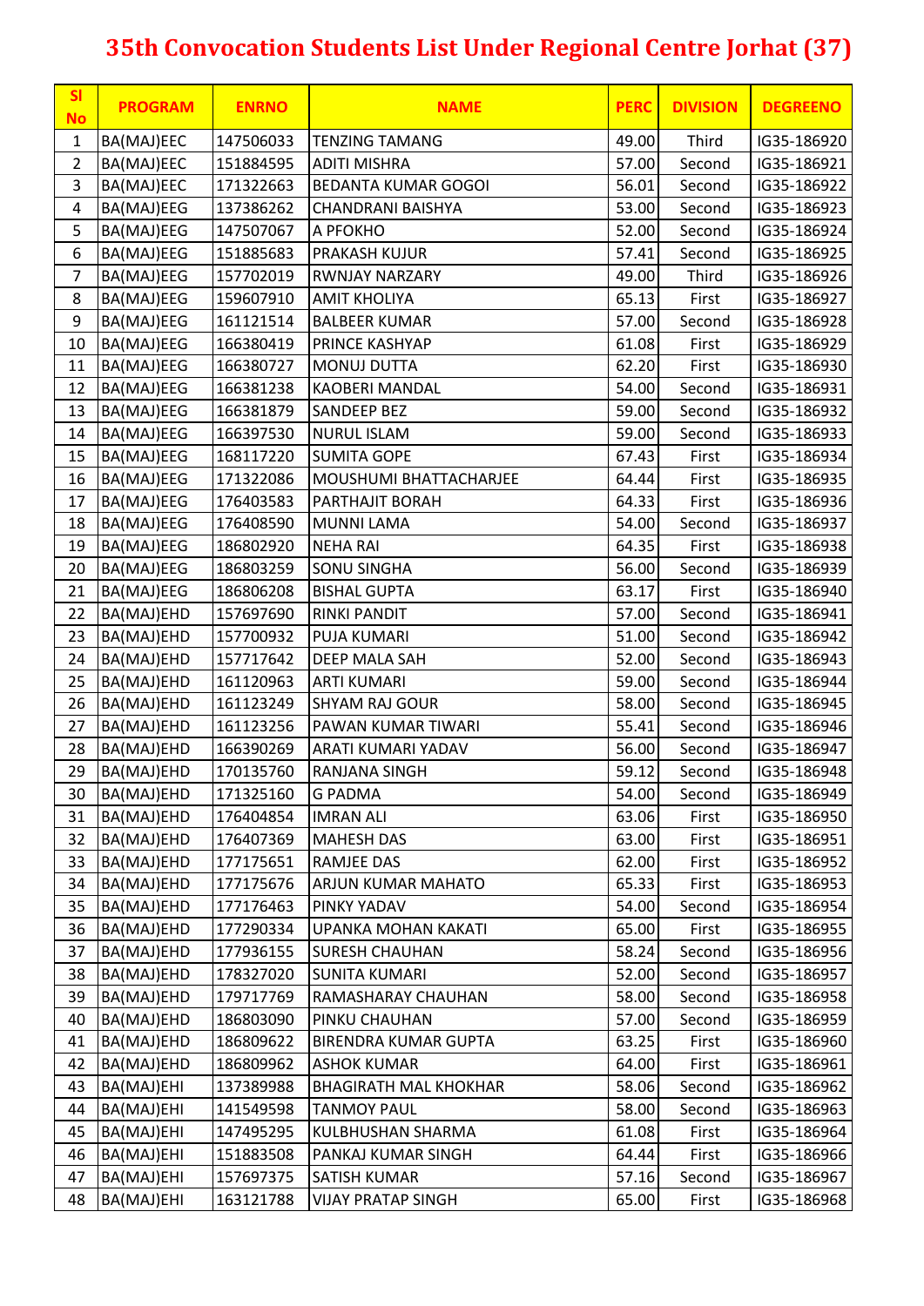# 35th Convocation Students List Under Regional Centre Jorhat (37)

| Sl No | PROGRAM | ENRNO | NAME | PERC | DIVISION | DEGREENO |
|---|---|---|---|---|---|---|
| 1 | BA(MAJ)EEC | 147506033 | TENZING TAMANG | 49.00 | Third | IG35-186920 |
| 2 | BA(MAJ)EEC | 151884595 | ADITI MISHRA | 57.00 | Second | IG35-186921 |
| 3 | BA(MAJ)EEC | 171322663 | BEDANTA KUMAR GOGOI | 56.01 | Second | IG35-186922 |
| 4 | BA(MAJ)EEG | 137386262 | CHANDRANI BAISHYA | 53.00 | Second | IG35-186923 |
| 5 | BA(MAJ)EEG | 147507067 | A PFOKHO | 52.00 | Second | IG35-186924 |
| 6 | BA(MAJ)EEG | 151885683 | PRAKASH KUJUR | 57.41 | Second | IG35-186925 |
| 7 | BA(MAJ)EEG | 157702019 | RWNJAY NARZARY | 49.00 | Third | IG35-186926 |
| 8 | BA(MAJ)EEG | 159607910 | AMIT KHOLIYA | 65.13 | First | IG35-186927 |
| 9 | BA(MAJ)EEG | 161121514 | BALBEER KUMAR | 57.00 | Second | IG35-186928 |
| 10 | BA(MAJ)EEG | 166380419 | PRINCE KASHYAP | 61.08 | First | IG35-186929 |
| 11 | BA(MAJ)EEG | 166380727 | MONUJ DUTTA | 62.20 | First | IG35-186930 |
| 12 | BA(MAJ)EEG | 166381238 | KAOBERI MANDAL | 54.00 | Second | IG35-186931 |
| 13 | BA(MAJ)EEG | 166381879 | SANDEEP BEZ | 59.00 | Second | IG35-186932 |
| 14 | BA(MAJ)EEG | 166397530 | NURUL ISLAM | 59.00 | Second | IG35-186933 |
| 15 | BA(MAJ)EEG | 168117220 | SUMITA GOPE | 67.43 | First | IG35-186934 |
| 16 | BA(MAJ)EEG | 171322086 | MOUSHUMI BHATTACHARJEE | 64.44 | First | IG35-186935 |
| 17 | BA(MAJ)EEG | 176403583 | PARTHAJIT BORAH | 64.33 | First | IG35-186936 |
| 18 | BA(MAJ)EEG | 176408590 | MUNNI LAMA | 54.00 | Second | IG35-186937 |
| 19 | BA(MAJ)EEG | 186802920 | NEHA RAI | 64.35 | First | IG35-186938 |
| 20 | BA(MAJ)EEG | 186803259 | SONU SINGHA | 56.00 | Second | IG35-186939 |
| 21 | BA(MAJ)EEG | 186806208 | BISHAL GUPTA | 63.17 | First | IG35-186940 |
| 22 | BA(MAJ)EHD | 157697690 | RINKI PANDIT | 57.00 | Second | IG35-186941 |
| 23 | BA(MAJ)EHD | 157700932 | PUJA KUMARI | 51.00 | Second | IG35-186942 |
| 24 | BA(MAJ)EHD | 157717642 | DEEP MALA SAH | 52.00 | Second | IG35-186943 |
| 25 | BA(MAJ)EHD | 161120963 | ARTI KUMARI | 59.00 | Second | IG35-186944 |
| 26 | BA(MAJ)EHD | 161123249 | SHYAM RAJ GOUR | 58.00 | Second | IG35-186945 |
| 27 | BA(MAJ)EHD | 161123256 | PAWAN KUMAR TIWARI | 55.41 | Second | IG35-186946 |
| 28 | BA(MAJ)EHD | 166390269 | ARATI KUMARI YADAV | 56.00 | Second | IG35-186947 |
| 29 | BA(MAJ)EHD | 170135760 | RANJANA SINGH | 59.12 | Second | IG35-186948 |
| 30 | BA(MAJ)EHD | 171325160 | G PADMA | 54.00 | Second | IG35-186949 |
| 31 | BA(MAJ)EHD | 176404854 | IMRAN ALI | 63.06 | First | IG35-186950 |
| 32 | BA(MAJ)EHD | 176407369 | MAHESH DAS | 63.00 | First | IG35-186951 |
| 33 | BA(MAJ)EHD | 177175651 | RAMJEE DAS | 62.00 | First | IG35-186952 |
| 34 | BA(MAJ)EHD | 177175676 | ARJUN KUMAR MAHATO | 65.33 | First | IG35-186953 |
| 35 | BA(MAJ)EHD | 177176463 | PINKY YADAV | 54.00 | Second | IG35-186954 |
| 36 | BA(MAJ)EHD | 177290334 | UPANKA MOHAN KAKATI | 65.00 | First | IG35-186955 |
| 37 | BA(MAJ)EHD | 177936155 | SURESH CHAUHAN | 58.24 | Second | IG35-186956 |
| 38 | BA(MAJ)EHD | 178327020 | SUNITA KUMARI | 52.00 | Second | IG35-186957 |
| 39 | BA(MAJ)EHD | 179717769 | RAMASHARAY CHAUHAN | 58.00 | Second | IG35-186958 |
| 40 | BA(MAJ)EHD | 186803090 | PINKU CHAUHAN | 57.00 | Second | IG35-186959 |
| 41 | BA(MAJ)EHD | 186809622 | BIRENDRA KUMAR GUPTA | 63.25 | First | IG35-186960 |
| 42 | BA(MAJ)EHD | 186809962 | ASHOK KUMAR | 64.00 | First | IG35-186961 |
| 43 | BA(MAJ)EHI | 137389988 | BHAGIRATH MAL KHOKHAR | 58.06 | Second | IG35-186962 |
| 44 | BA(MAJ)EHI | 141549598 | TANMOY PAUL | 58.00 | Second | IG35-186963 |
| 45 | BA(MAJ)EHI | 147495295 | KULBHUSHAN SHARMA | 61.08 | First | IG35-186964 |
| 46 | BA(MAJ)EHI | 151883508 | PANKAJ KUMAR SINGH | 64.44 | First | IG35-186966 |
| 47 | BA(MAJ)EHI | 157697375 | SATISH KUMAR | 57.16 | Second | IG35-186967 |
| 48 | BA(MAJ)EHI | 163121788 | VIJAY PRATAP SINGH | 65.00 | First | IG35-186968 |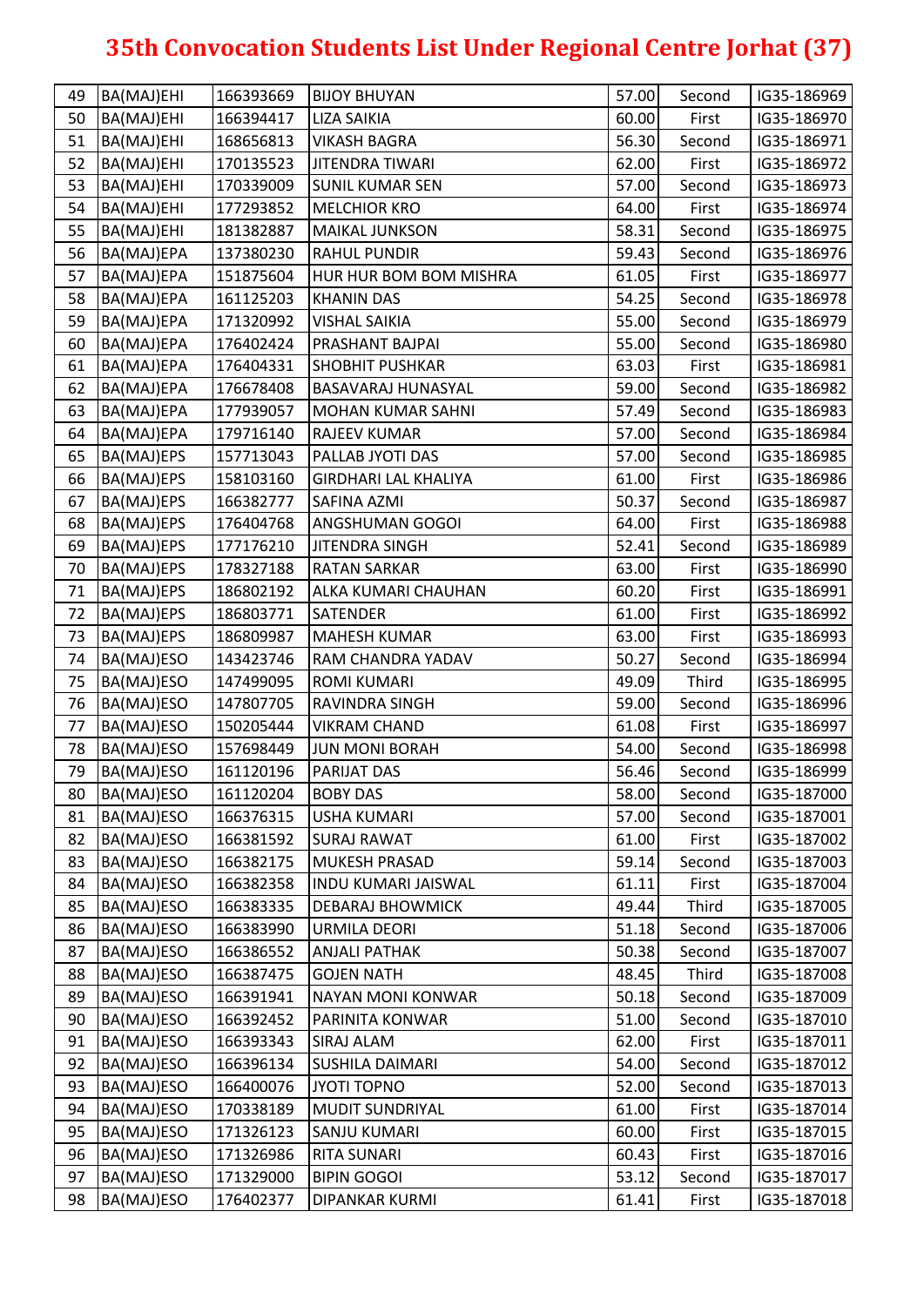# 35th Convocation Students List Under Regional Centre Jorhat (37)

| | | | | | | |
|---|---|---|---|---|---|---|
| 49 | BA(MAJ)EHI | 166393669 | BIJOY BHUYAN | 57.00 | Second | IG35-186969 |
| 50 | BA(MAJ)EHI | 166394417 | LIZA SAIKIA | 60.00 | First | IG35-186970 |
| 51 | BA(MAJ)EHI | 168656813 | VIKASH BAGRA | 56.30 | Second | IG35-186971 |
| 52 | BA(MAJ)EHI | 170135523 | JITENDRA TIWARI | 62.00 | First | IG35-186972 |
| 53 | BA(MAJ)EHI | 170339009 | SUNIL KUMAR SEN | 57.00 | Second | IG35-186973 |
| 54 | BA(MAJ)EHI | 177293852 | MELCHIOR KRO | 64.00 | First | IG35-186974 |
| 55 | BA(MAJ)EHI | 181382887 | MAIKAL JUNKSON | 58.31 | Second | IG35-186975 |
| 56 | BA(MAJ)EPA | 137380230 | RAHUL PUNDIR | 59.43 | Second | IG35-186976 |
| 57 | BA(MAJ)EPA | 151875604 | HUR HUR BOM BOM MISHRA | 61.05 | First | IG35-186977 |
| 58 | BA(MAJ)EPA | 161125203 | KHANIN DAS | 54.25 | Second | IG35-186978 |
| 59 | BA(MAJ)EPA | 171320992 | VISHAL SAIKIA | 55.00 | Second | IG35-186979 |
| 60 | BA(MAJ)EPA | 176402424 | PRASHANT BAJPAI | 55.00 | Second | IG35-186980 |
| 61 | BA(MAJ)EPA | 176404331 | SHOBHIT PUSHKAR | 63.03 | First | IG35-186981 |
| 62 | BA(MAJ)EPA | 176678408 | BASAVARAJ HUNASYAL | 59.00 | Second | IG35-186982 |
| 63 | BA(MAJ)EPA | 177939057 | MOHAN KUMAR SAHNI | 57.49 | Second | IG35-186983 |
| 64 | BA(MAJ)EPA | 179716140 | RAJEEV KUMAR | 57.00 | Second | IG35-186984 |
| 65 | BA(MAJ)EPS | 157713043 | PALLAB JYOTI DAS | 57.00 | Second | IG35-186985 |
| 66 | BA(MAJ)EPS | 158103160 | GIRDHARI LAL KHALIYA | 61.00 | First | IG35-186986 |
| 67 | BA(MAJ)EPS | 166382777 | SAFINA AZMI | 50.37 | Second | IG35-186987 |
| 68 | BA(MAJ)EPS | 176404768 | ANGSHUMAN GOGOI | 64.00 | First | IG35-186988 |
| 69 | BA(MAJ)EPS | 177176210 | JITENDRA SINGH | 52.41 | Second | IG35-186989 |
| 70 | BA(MAJ)EPS | 178327188 | RATAN SARKAR | 63.00 | First | IG35-186990 |
| 71 | BA(MAJ)EPS | 186802192 | ALKA KUMARI CHAUHAN | 60.20 | First | IG35-186991 |
| 72 | BA(MAJ)EPS | 186803771 | SATENDER | 61.00 | First | IG35-186992 |
| 73 | BA(MAJ)EPS | 186809987 | MAHESH KUMAR | 63.00 | First | IG35-186993 |
| 74 | BA(MAJ)ESO | 143423746 | RAM CHANDRA YADAV | 50.27 | Second | IG35-186994 |
| 75 | BA(MAJ)ESO | 147499095 | ROMI KUMARI | 49.09 | Third | IG35-186995 |
| 76 | BA(MAJ)ESO | 147807705 | RAVINDRA SINGH | 59.00 | Second | IG35-186996 |
| 77 | BA(MAJ)ESO | 150205444 | VIKRAM CHAND | 61.08 | First | IG35-186997 |
| 78 | BA(MAJ)ESO | 157698449 | JUN MONI BORAH | 54.00 | Second | IG35-186998 |
| 79 | BA(MAJ)ESO | 161120196 | PARIJAT DAS | 56.46 | Second | IG35-186999 |
| 80 | BA(MAJ)ESO | 161120204 | BOBY DAS | 58.00 | Second | IG35-187000 |
| 81 | BA(MAJ)ESO | 166376315 | USHA KUMARI | 57.00 | Second | IG35-187001 |
| 82 | BA(MAJ)ESO | 166381592 | SURAJ RAWAT | 61.00 | First | IG35-187002 |
| 83 | BA(MAJ)ESO | 166382175 | MUKESH PRASAD | 59.14 | Second | IG35-187003 |
| 84 | BA(MAJ)ESO | 166382358 | INDU KUMARI JAISWAL | 61.11 | First | IG35-187004 |
| 85 | BA(MAJ)ESO | 166383335 | DEBARAJ BHOWMICK | 49.44 | Third | IG35-187005 |
| 86 | BA(MAJ)ESO | 166383990 | URMILA DEORI | 51.18 | Second | IG35-187006 |
| 87 | BA(MAJ)ESO | 166386552 | ANJALI PATHAK | 50.38 | Second | IG35-187007 |
| 88 | BA(MAJ)ESO | 166387475 | GOJEN NATH | 48.45 | Third | IG35-187008 |
| 89 | BA(MAJ)ESO | 166391941 | NAYAN MONI KONWAR | 50.18 | Second | IG35-187009 |
| 90 | BA(MAJ)ESO | 166392452 | PARINITA KONWAR | 51.00 | Second | IG35-187010 |
| 91 | BA(MAJ)ESO | 166393343 | SIRAJ ALAM | 62.00 | First | IG35-187011 |
| 92 | BA(MAJ)ESO | 166396134 | SUSHILA DAIMARI | 54.00 | Second | IG35-187012 |
| 93 | BA(MAJ)ESO | 166400076 | JYOTI TOPNO | 52.00 | Second | IG35-187013 |
| 94 | BA(MAJ)ESO | 170338189 | MUDIT SUNDRIYAL | 61.00 | First | IG35-187014 |
| 95 | BA(MAJ)ESO | 171326123 | SANJU KUMARI | 60.00 | First | IG35-187015 |
| 96 | BA(MAJ)ESO | 171326986 | RITA SUNARI | 60.43 | First | IG35-187016 |
| 97 | BA(MAJ)ESO | 171329000 | BIPIN GOGOI | 53.12 | Second | IG35-187017 |
| 98 | BA(MAJ)ESO | 176402377 | DIPANKAR KURMI | 61.41 | First | IG35-187018 |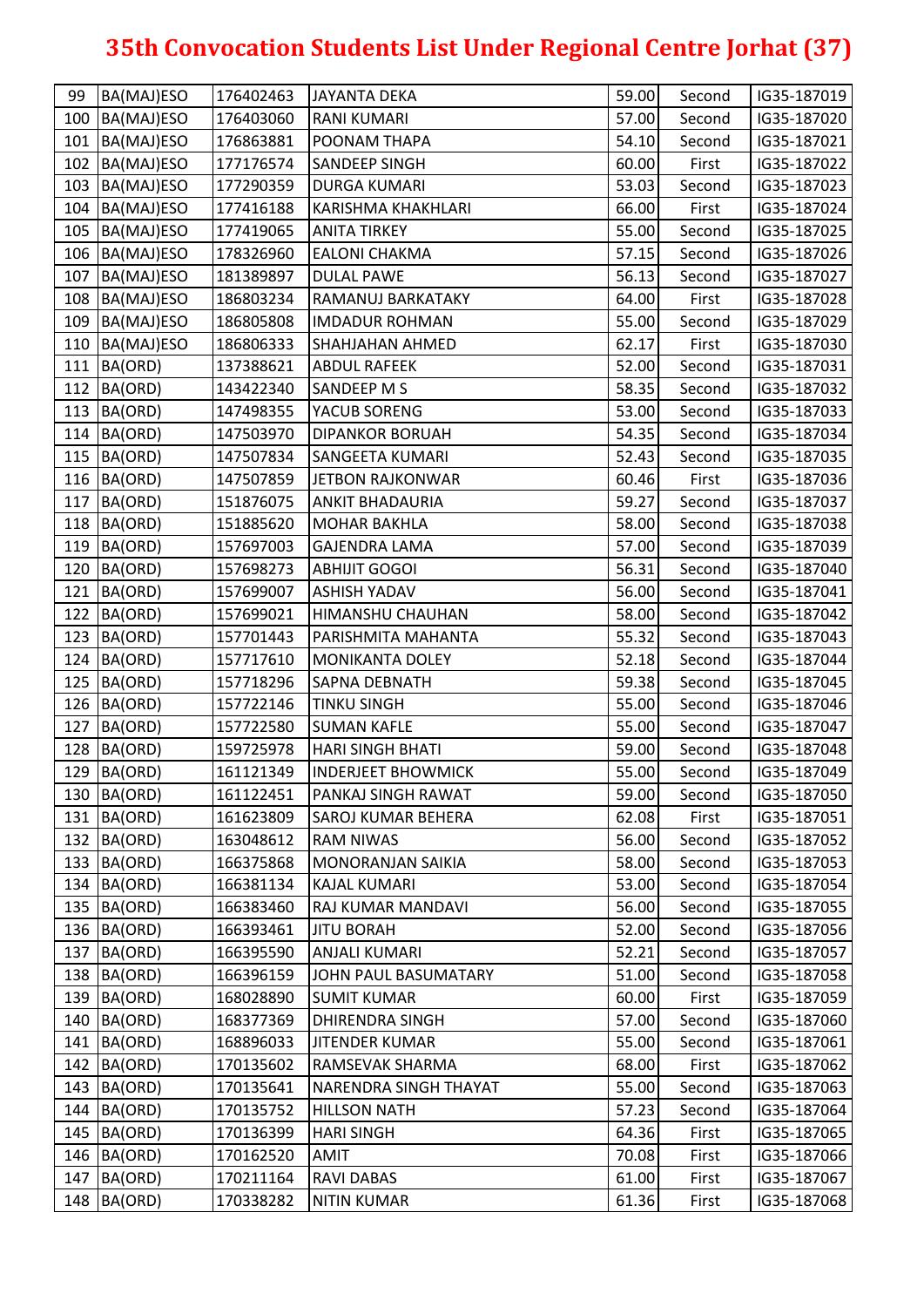# 35th Convocation Students List Under Regional Centre Jorhat (37)

| | | | | | | |
|---|---|---|---|---|---|---|
| 99 | BA(MAJ)ESO | 176402463 | JAYANTA DEKA | 59.00 | Second | IG35-187019 |
| 100 | BA(MAJ)ESO | 176403060 | RANI KUMARI | 57.00 | Second | IG35-187020 |
| 101 | BA(MAJ)ESO | 176863881 | POONAM THAPA | 54.10 | Second | IG35-187021 |
| 102 | BA(MAJ)ESO | 177176574 | SANDEEP SINGH | 60.00 | First | IG35-187022 |
| 103 | BA(MAJ)ESO | 177290359 | DURGA KUMARI | 53.03 | Second | IG35-187023 |
| 104 | BA(MAJ)ESO | 177416188 | KARISHMA KHAKHLARI | 66.00 | First | IG35-187024 |
| 105 | BA(MAJ)ESO | 177419065 | ANITA TIRKEY | 55.00 | Second | IG35-187025 |
| 106 | BA(MAJ)ESO | 178326960 | EALONI CHAKMA | 57.15 | Second | IG35-187026 |
| 107 | BA(MAJ)ESO | 181389897 | DULAL PAWE | 56.13 | Second | IG35-187027 |
| 108 | BA(MAJ)ESO | 186803234 | RAMANUJ BARKATAKY | 64.00 | First | IG35-187028 |
| 109 | BA(MAJ)ESO | 186805808 | IMDADUR ROHMAN | 55.00 | Second | IG35-187029 |
| 110 | BA(MAJ)ESO | 186806333 | SHAHJAHAN AHMED | 62.17 | First | IG35-187030 |
| 111 | BA(ORD) | 137388621 | ABDUL RAFEEK | 52.00 | Second | IG35-187031 |
| 112 | BA(ORD) | 143422340 | SANDEEP M S | 58.35 | Second | IG35-187032 |
| 113 | BA(ORD) | 147498355 | YACUB SORENG | 53.00 | Second | IG35-187033 |
| 114 | BA(ORD) | 147503970 | DIPANKOR BORUAH | 54.35 | Second | IG35-187034 |
| 115 | BA(ORD) | 147507834 | SANGEETA KUMARI | 52.43 | Second | IG35-187035 |
| 116 | BA(ORD) | 147507859 | JETBON RAJKONWAR | 60.46 | First | IG35-187036 |
| 117 | BA(ORD) | 151876075 | ANKIT BHADAURIA | 59.27 | Second | IG35-187037 |
| 118 | BA(ORD) | 151885620 | MOHAR BAKHLA | 58.00 | Second | IG35-187038 |
| 119 | BA(ORD) | 157697003 | GAJENDRA LAMA | 57.00 | Second | IG35-187039 |
| 120 | BA(ORD) | 157698273 | ABHIJIT GOGOI | 56.31 | Second | IG35-187040 |
| 121 | BA(ORD) | 157699007 | ASHISH YADAV | 56.00 | Second | IG35-187041 |
| 122 | BA(ORD) | 157699021 | HIMANSHU CHAUHAN | 58.00 | Second | IG35-187042 |
| 123 | BA(ORD) | 157701443 | PARISHMITA MAHANTA | 55.32 | Second | IG35-187043 |
| 124 | BA(ORD) | 157717610 | MONIKANTA DOLEY | 52.18 | Second | IG35-187044 |
| 125 | BA(ORD) | 157718296 | SAPNA DEBNATH | 59.38 | Second | IG35-187045 |
| 126 | BA(ORD) | 157722146 | TINKU SINGH | 55.00 | Second | IG35-187046 |
| 127 | BA(ORD) | 157722580 | SUMAN KAFLE | 55.00 | Second | IG35-187047 |
| 128 | BA(ORD) | 159725978 | HARI SINGH BHATI | 59.00 | Second | IG35-187048 |
| 129 | BA(ORD) | 161121349 | INDERJEET BHOWMICK | 55.00 | Second | IG35-187049 |
| 130 | BA(ORD) | 161122451 | PANKAJ SINGH RAWAT | 59.00 | Second | IG35-187050 |
| 131 | BA(ORD) | 161623809 | SAROJ KUMAR BEHERA | 62.08 | First | IG35-187051 |
| 132 | BA(ORD) | 163048612 | RAM NIWAS | 56.00 | Second | IG35-187052 |
| 133 | BA(ORD) | 166375868 | MONORANJAN SAIKIA | 58.00 | Second | IG35-187053 |
| 134 | BA(ORD) | 166381134 | KAJAL KUMARI | 53.00 | Second | IG35-187054 |
| 135 | BA(ORD) | 166383460 | RAJ KUMAR MANDAVI | 56.00 | Second | IG35-187055 |
| 136 | BA(ORD) | 166393461 | JITU BORAH | 52.00 | Second | IG35-187056 |
| 137 | BA(ORD) | 166395590 | ANJALI KUMARI | 52.21 | Second | IG35-187057 |
| 138 | BA(ORD) | 166396159 | JOHN PAUL BASUMATARY | 51.00 | Second | IG35-187058 |
| 139 | BA(ORD) | 168028890 | SUMIT KUMAR | 60.00 | First | IG35-187059 |
| 140 | BA(ORD) | 168377369 | DHIRENDRA SINGH | 57.00 | Second | IG35-187060 |
| 141 | BA(ORD) | 168896033 | JITENDER KUMAR | 55.00 | Second | IG35-187061 |
| 142 | BA(ORD) | 170135602 | RAMSEVAK SHARMA | 68.00 | First | IG35-187062 |
| 143 | BA(ORD) | 170135641 | NARENDRA SINGH THAYAT | 55.00 | Second | IG35-187063 |
| 144 | BA(ORD) | 170135752 | HILLSON NATH | 57.23 | Second | IG35-187064 |
| 145 | BA(ORD) | 170136399 | HARI SINGH | 64.36 | First | IG35-187065 |
| 146 | BA(ORD) | 170162520 | AMIT | 70.08 | First | IG35-187066 |
| 147 | BA(ORD) | 170211164 | RAVI DABAS | 61.00 | First | IG35-187067 |
| 148 | BA(ORD) | 170338282 | NITIN KUMAR | 61.36 | First | IG35-187068 |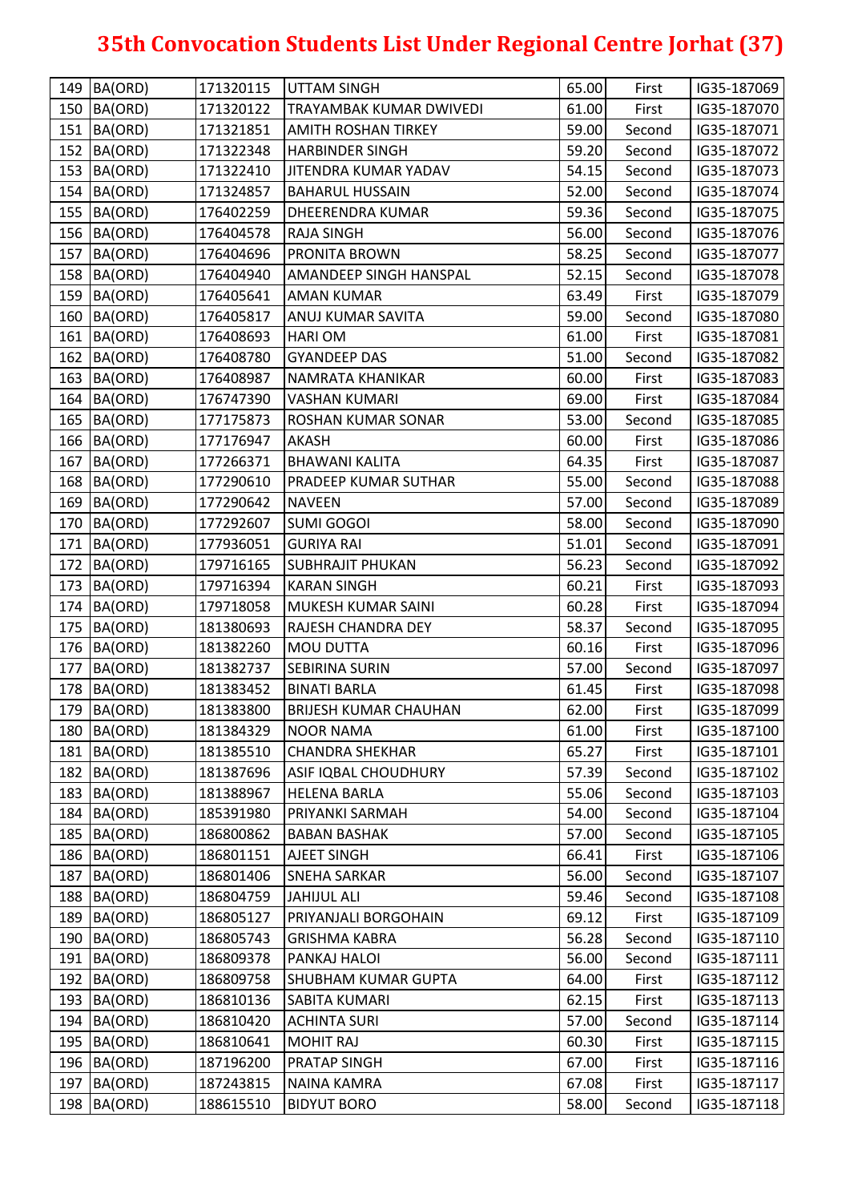# 35th Convocation Students List Under Regional Centre Jorhat (37)

| | | | | | | |
|---|---|---|---|---|---|---|
| 149 | BA(ORD) | 171320115 | UTTAM SINGH | 65.00 | First | IG35-187069 |
| 150 | BA(ORD) | 171320122 | TRAYAMBAK KUMAR DWIVEDI | 61.00 | First | IG35-187070 |
| 151 | BA(ORD) | 171321851 | AMITH ROSHAN TIRKEY | 59.00 | Second | IG35-187071 |
| 152 | BA(ORD) | 171322348 | HARBINDER SINGH | 59.20 | Second | IG35-187072 |
| 153 | BA(ORD) | 171322410 | JITENDRA KUMAR YADAV | 54.15 | Second | IG35-187073 |
| 154 | BA(ORD) | 171324857 | BAHARUL HUSSAIN | 52.00 | Second | IG35-187074 |
| 155 | BA(ORD) | 176402259 | DHEERENDRA KUMAR | 59.36 | Second | IG35-187075 |
| 156 | BA(ORD) | 176404578 | RAJA SINGH | 56.00 | Second | IG35-187076 |
| 157 | BA(ORD) | 176404696 | PRONITA BROWN | 58.25 | Second | IG35-187077 |
| 158 | BA(ORD) | 176404940 | AMANDEEP SINGH HANSPAL | 52.15 | Second | IG35-187078 |
| 159 | BA(ORD) | 176405641 | AMAN KUMAR | 63.49 | First | IG35-187079 |
| 160 | BA(ORD) | 176405817 | ANUJ KUMAR SAVITA | 59.00 | Second | IG35-187080 |
| 161 | BA(ORD) | 176408693 | HARI OM | 61.00 | First | IG35-187081 |
| 162 | BA(ORD) | 176408780 | GYANDEEP DAS | 51.00 | Second | IG35-187082 |
| 163 | BA(ORD) | 176408987 | NAMRATA KHANIKAR | 60.00 | First | IG35-187083 |
| 164 | BA(ORD) | 176747390 | VASHAN KUMARI | 69.00 | First | IG35-187084 |
| 165 | BA(ORD) | 177175873 | ROSHAN KUMAR SONAR | 53.00 | Second | IG35-187085 |
| 166 | BA(ORD) | 177176947 | AKASH | 60.00 | First | IG35-187086 |
| 167 | BA(ORD) | 177266371 | BHAWANI KALITA | 64.35 | First | IG35-187087 |
| 168 | BA(ORD) | 177290610 | PRADEEP KUMAR SUTHAR | 55.00 | Second | IG35-187088 |
| 169 | BA(ORD) | 177290642 | NAVEEN | 57.00 | Second | IG35-187089 |
| 170 | BA(ORD) | 177292607 | SUMI GOGOI | 58.00 | Second | IG35-187090 |
| 171 | BA(ORD) | 177936051 | GURIYA RAI | 51.01 | Second | IG35-187091 |
| 172 | BA(ORD) | 179716165 | SUBHRAJIT PHUKAN | 56.23 | Second | IG35-187092 |
| 173 | BA(ORD) | 179716394 | KARAN SINGH | 60.21 | First | IG35-187093 |
| 174 | BA(ORD) | 179718058 | MUKESH KUMAR SAINI | 60.28 | First | IG35-187094 |
| 175 | BA(ORD) | 181380693 | RAJESH CHANDRA DEY | 58.37 | Second | IG35-187095 |
| 176 | BA(ORD) | 181382260 | MOU DUTTA | 60.16 | First | IG35-187096 |
| 177 | BA(ORD) | 181382737 | SEBIRINA SURIN | 57.00 | Second | IG35-187097 |
| 178 | BA(ORD) | 181383452 | BINATI BARLA | 61.45 | First | IG35-187098 |
| 179 | BA(ORD) | 181383800 | BRIJESH KUMAR CHAUHAN | 62.00 | First | IG35-187099 |
| 180 | BA(ORD) | 181384329 | NOOR NAMA | 61.00 | First | IG35-187100 |
| 181 | BA(ORD) | 181385510 | CHANDRA SHEKHAR | 65.27 | First | IG35-187101 |
| 182 | BA(ORD) | 181387696 | ASIF IQBAL CHOUDHURY | 57.39 | Second | IG35-187102 |
| 183 | BA(ORD) | 181388967 | HELENA BARLA | 55.06 | Second | IG35-187103 |
| 184 | BA(ORD) | 185391980 | PRIYANKI SARMAH | 54.00 | Second | IG35-187104 |
| 185 | BA(ORD) | 186800862 | BABAN BASHAK | 57.00 | Second | IG35-187105 |
| 186 | BA(ORD) | 186801151 | AJEET SINGH | 66.41 | First | IG35-187106 |
| 187 | BA(ORD) | 186801406 | SNEHA SARKAR | 56.00 | Second | IG35-187107 |
| 188 | BA(ORD) | 186804759 | JAHIJUL ALI | 59.46 | Second | IG35-187108 |
| 189 | BA(ORD) | 186805127 | PRIYANJALI BORGOHAIN | 69.12 | First | IG35-187109 |
| 190 | BA(ORD) | 186805743 | GRISHMA KABRA | 56.28 | Second | IG35-187110 |
| 191 | BA(ORD) | 186809378 | PANKAJ HALOI | 56.00 | Second | IG35-187111 |
| 192 | BA(ORD) | 186809758 | SHUBHAM KUMAR GUPTA | 64.00 | First | IG35-187112 |
| 193 | BA(ORD) | 186810136 | SABITA KUMARI | 62.15 | First | IG35-187113 |
| 194 | BA(ORD) | 186810420 | ACHINTA SURI | 57.00 | Second | IG35-187114 |
| 195 | BA(ORD) | 186810641 | MOHIT RAJ | 60.30 | First | IG35-187115 |
| 196 | BA(ORD) | 187196200 | PRATAP SINGH | 67.00 | First | IG35-187116 |
| 197 | BA(ORD) | 187243815 | NAINA KAMRA | 67.08 | First | IG35-187117 |
| 198 | BA(ORD) | 188615510 | BIDYUT BORO | 58.00 | Second | IG35-187118 |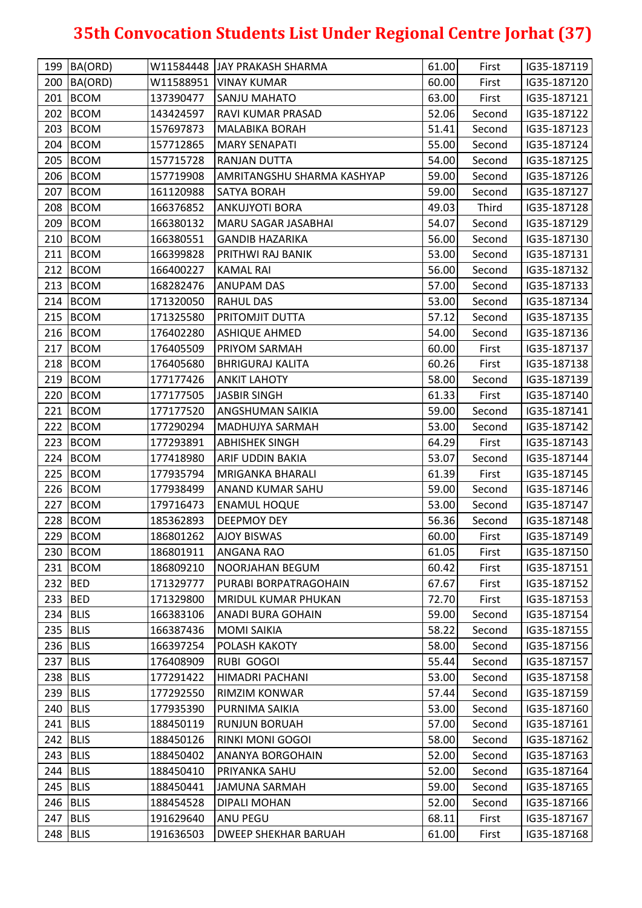# 35th Convocation Students List Under Regional Centre Jorhat (37)

| | | | | | | |
|---|---|---|---|---|---|---|
| 199 | BA(ORD) | W11584448 | JAY PRAKASH SHARMA | 61.00 | First | IG35-187119 |
| 200 | BA(ORD) | W11588951 | VINAY KUMAR | 60.00 | First | IG35-187120 |
| 201 | BCOM | 137390477 | SANJU MAHATO | 63.00 | First | IG35-187121 |
| 202 | BCOM | 143424597 | RAVI KUMAR PRASAD | 52.06 | Second | IG35-187122 |
| 203 | BCOM | 157697873 | MALABIKA BORAH | 51.41 | Second | IG35-187123 |
| 204 | BCOM | 157712865 | MARY SENAPATI | 55.00 | Second | IG35-187124 |
| 205 | BCOM | 157715728 | RANJAN DUTTA | 54.00 | Second | IG35-187125 |
| 206 | BCOM | 157719908 | AMRITANGSHU SHARMA KASHYAP | 59.00 | Second | IG35-187126 |
| 207 | BCOM | 161120988 | SATYA BORAH | 59.00 | Second | IG35-187127 |
| 208 | BCOM | 166376852 | ANKUJYOTI BORA | 49.03 | Third | IG35-187128 |
| 209 | BCOM | 166380132 | MARU SAGAR JASABHAI | 54.07 | Second | IG35-187129 |
| 210 | BCOM | 166380551 | GANDIB HAZARIKA | 56.00 | Second | IG35-187130 |
| 211 | BCOM | 166399828 | PRITHWI RAJ BANIK | 53.00 | Second | IG35-187131 |
| 212 | BCOM | 166400227 | KAMAL RAI | 56.00 | Second | IG35-187132 |
| 213 | BCOM | 168282476 | ANUPAM DAS | 57.00 | Second | IG35-187133 |
| 214 | BCOM | 171320050 | RAHUL DAS | 53.00 | Second | IG35-187134 |
| 215 | BCOM | 171325580 | PRITOMJIT DUTTA | 57.12 | Second | IG35-187135 |
| 216 | BCOM | 176402280 | ASHIQUE AHMED | 54.00 | Second | IG35-187136 |
| 217 | BCOM | 176405509 | PRIYOM SARMAH | 60.00 | First | IG35-187137 |
| 218 | BCOM | 176405680 | BHRIGURAJ KALITA | 60.26 | First | IG35-187138 |
| 219 | BCOM | 177177426 | ANKIT LAHOTY | 58.00 | Second | IG35-187139 |
| 220 | BCOM | 177177505 | JASBIR SINGH | 61.33 | First | IG35-187140 |
| 221 | BCOM | 177177520 | ANGSHUMAN SAIKIA | 59.00 | Second | IG35-187141 |
| 222 | BCOM | 177290294 | MADHUJYA SARMAH | 53.00 | Second | IG35-187142 |
| 223 | BCOM | 177293891 | ABHISHEK SINGH | 64.29 | First | IG35-187143 |
| 224 | BCOM | 177418980 | ARIF UDDIN BAKIA | 53.07 | Second | IG35-187144 |
| 225 | BCOM | 177935794 | MRIGANKA BHARALI | 61.39 | First | IG35-187145 |
| 226 | BCOM | 177938499 | ANAND KUMAR SAHU | 59.00 | Second | IG35-187146 |
| 227 | BCOM | 179716473 | ENAMUL HOQUE | 53.00 | Second | IG35-187147 |
| 228 | BCOM | 185362893 | DEEPMOY DEY | 56.36 | Second | IG35-187148 |
| 229 | BCOM | 186801262 | AJOY BISWAS | 60.00 | First | IG35-187149 |
| 230 | BCOM | 186801911 | ANGANA RAO | 61.05 | First | IG35-187150 |
| 231 | BCOM | 186809210 | NOORJAHAN BEGUM | 60.42 | First | IG35-187151 |
| 232 | BED | 171329777 | PURABI BORPATRAGOHAIN | 67.67 | First | IG35-187152 |
| 233 | BED | 171329800 | MRIDUL KUMAR PHUKAN | 72.70 | First | IG35-187153 |
| 234 | BLIS | 166383106 | ANADI BURA GOHAIN | 59.00 | Second | IG35-187154 |
| 235 | BLIS | 166387436 | MOMI SAIKIA | 58.22 | Second | IG35-187155 |
| 236 | BLIS | 166397254 | POLASH KAKOTY | 58.00 | Second | IG35-187156 |
| 237 | BLIS | 176408909 | RUBI GOGOI | 55.44 | Second | IG35-187157 |
| 238 | BLIS | 177291422 | HIMADRI PACHANI | 53.00 | Second | IG35-187158 |
| 239 | BLIS | 177292550 | RIMZIM KONWAR | 57.44 | Second | IG35-187159 |
| 240 | BLIS | 177935390 | PURNIMA SAIKIA | 53.00 | Second | IG35-187160 |
| 241 | BLIS | 188450119 | RUNJUN BORUAH | 57.00 | Second | IG35-187161 |
| 242 | BLIS | 188450126 | RINKI MONI GOGOI | 58.00 | Second | IG35-187162 |
| 243 | BLIS | 188450402 | ANANYA BORGOHAIN | 52.00 | Second | IG35-187163 |
| 244 | BLIS | 188450410 | PRIYANKA SAHU | 52.00 | Second | IG35-187164 |
| 245 | BLIS | 188450441 | JAMUNA SARMAH | 59.00 | Second | IG35-187165 |
| 246 | BLIS | 188454528 | DIPALI MOHAN | 52.00 | Second | IG35-187166 |
| 247 | BLIS | 191629640 | ANU PEGU | 68.11 | First | IG35-187167 |
| 248 | BLIS | 191636503 | DWEEP SHEKHAR BARUAH | 61.00 | First | IG35-187168 |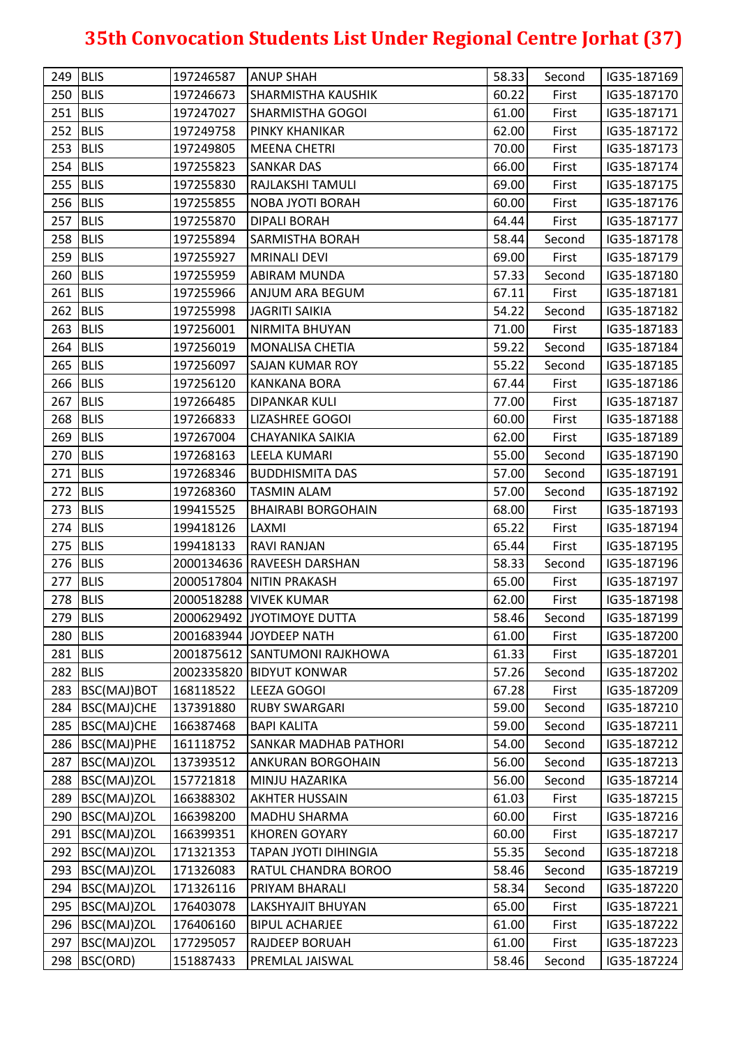# 35th Convocation Students List Under Regional Centre Jorhat (37)

| | | | | | | |
|---|---|---|---|---|---|---|
| 249 | BLIS | 197246587 | ANUP SHAH | 58.33 | Second | IG35-187169 |
| 250 | BLIS | 197246673 | SHARMISTHA KAUSHIK | 60.22 | First | IG35-187170 |
| 251 | BLIS | 197247027 | SHARMISTHA GOGOI | 61.00 | First | IG35-187171 |
| 252 | BLIS | 197249758 | PINKY KHANIKAR | 62.00 | First | IG35-187172 |
| 253 | BLIS | 197249805 | MEENA CHETRI | 70.00 | First | IG35-187173 |
| 254 | BLIS | 197255823 | SANKAR DAS | 66.00 | First | IG35-187174 |
| 255 | BLIS | 197255830 | RAJLAKSHI TAMULI | 69.00 | First | IG35-187175 |
| 256 | BLIS | 197255855 | NOBA JYOTI BORAH | 60.00 | First | IG35-187176 |
| 257 | BLIS | 197255870 | DIPALI BORAH | 64.44 | First | IG35-187177 |
| 258 | BLIS | 197255894 | SARMISTHA BORAH | 58.44 | Second | IG35-187178 |
| 259 | BLIS | 197255927 | MRINALI DEVI | 69.00 | First | IG35-187179 |
| 260 | BLIS | 197255959 | ABIRAM MUNDA | 57.33 | Second | IG35-187180 |
| 261 | BLIS | 197255966 | ANJUM ARA BEGUM | 67.11 | First | IG35-187181 |
| 262 | BLIS | 197255998 | JAGRITI SAIKIA | 54.22 | Second | IG35-187182 |
| 263 | BLIS | 197256001 | NIRMITA BHUYAN | 71.00 | First | IG35-187183 |
| 264 | BLIS | 197256019 | MONALISA CHETIA | 59.22 | Second | IG35-187184 |
| 265 | BLIS | 197256097 | SAJAN KUMAR ROY | 55.22 | Second | IG35-187185 |
| 266 | BLIS | 197256120 | KANKANA BORA | 67.44 | First | IG35-187186 |
| 267 | BLIS | 197266485 | DIPANKAR KULI | 77.00 | First | IG35-187187 |
| 268 | BLIS | 197266833 | LIZASHREE GOGOI | 60.00 | First | IG35-187188 |
| 269 | BLIS | 197267004 | CHAYANIKA SAIKIA | 62.00 | First | IG35-187189 |
| 270 | BLIS | 197268163 | LEELA KUMARI | 55.00 | Second | IG35-187190 |
| 271 | BLIS | 197268346 | BUDDHISMITA DAS | 57.00 | Second | IG35-187191 |
| 272 | BLIS | 197268360 | TASMIN ALAM | 57.00 | Second | IG35-187192 |
| 273 | BLIS | 199415525 | BHAIRABI BORGOHAIN | 68.00 | First | IG35-187193 |
| 274 | BLIS | 199418126 | LAXMI | 65.22 | First | IG35-187194 |
| 275 | BLIS | 199418133 | RAVI RANJAN | 65.44 | First | IG35-187195 |
| 276 | BLIS | 2000134636 | RAVEESH DARSHAN | 58.33 | Second | IG35-187196 |
| 277 | BLIS | 2000517804 | NITIN PRAKASH | 65.00 | First | IG35-187197 |
| 278 | BLIS | 2000518288 | VIVEK KUMAR | 62.00 | First | IG35-187198 |
| 279 | BLIS | 2000629492 | JYOTIMOYE DUTTA | 58.46 | Second | IG35-187199 |
| 280 | BLIS | 2001683944 | JOYDEEP NATH | 61.00 | First | IG35-187200 |
| 281 | BLIS | 2001875612 | SANTUMONI RAJKHOWA | 61.33 | First | IG35-187201 |
| 282 | BLIS | 2002335820 | BIDYUT KONWAR | 57.26 | Second | IG35-187202 |
| 283 | BSC(MAJ)BOT | 168118522 | LEEZA GOGOI | 67.28 | First | IG35-187209 |
| 284 | BSC(MAJ)CHE | 137391880 | RUBY SWARGARI | 59.00 | Second | IG35-187210 |
| 285 | BSC(MAJ)CHE | 166387468 | BAPI KALITA | 59.00 | Second | IG35-187211 |
| 286 | BSC(MAJ)PHE | 161118752 | SANKAR MADHAB PATHORI | 54.00 | Second | IG35-187212 |
| 287 | BSC(MAJ)ZOL | 137393512 | ANKURAN BORGOHAIN | 56.00 | Second | IG35-187213 |
| 288 | BSC(MAJ)ZOL | 157721818 | MINJU HAZARIKA | 56.00 | Second | IG35-187214 |
| 289 | BSC(MAJ)ZOL | 166388302 | AKHTER HUSSAIN | 61.03 | First | IG35-187215 |
| 290 | BSC(MAJ)ZOL | 166398200 | MADHU SHARMA | 60.00 | First | IG35-187216 |
| 291 | BSC(MAJ)ZOL | 166399351 | KHOREN GOYARY | 60.00 | First | IG35-187217 |
| 292 | BSC(MAJ)ZOL | 171321353 | TAPAN JYOTI DIHINGIA | 55.35 | Second | IG35-187218 |
| 293 | BSC(MAJ)ZOL | 171326083 | RATUL CHANDRA BOROO | 58.46 | Second | IG35-187219 |
| 294 | BSC(MAJ)ZOL | 171326116 | PRIYAM BHARALI | 58.34 | Second | IG35-187220 |
| 295 | BSC(MAJ)ZOL | 176403078 | LAKSHYAJIT BHUYAN | 65.00 | First | IG35-187221 |
| 296 | BSC(MAJ)ZOL | 176406160 | BIPUL ACHARJEE | 61.00 | First | IG35-187222 |
| 297 | BSC(MAJ)ZOL | 177295057 | RAJDEEP BORUAH | 61.00 | First | IG35-187223 |
| 298 | BSC(ORD) | 151887433 | PREMLAL JAISWAL | 58.46 | Second | IG35-187224 |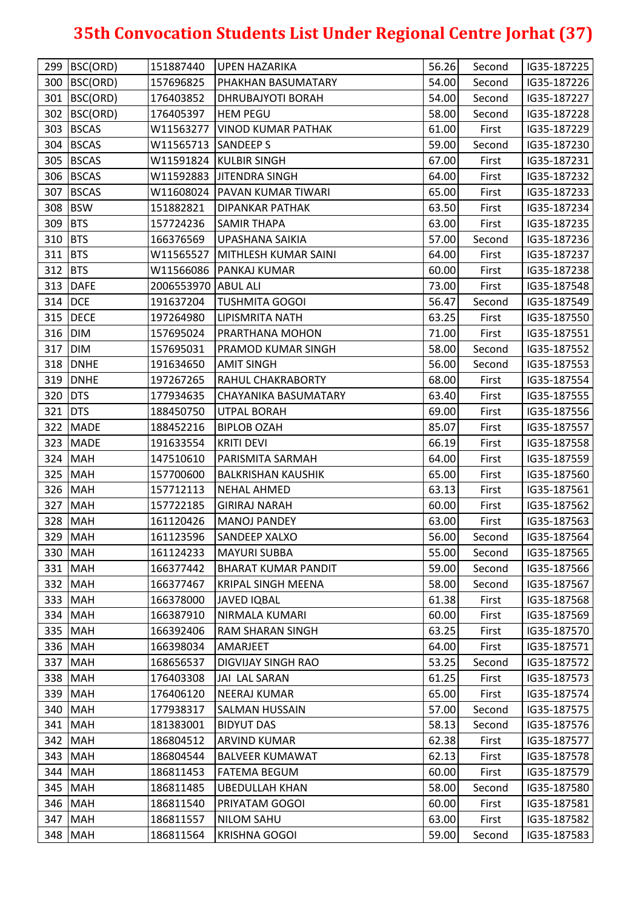# 35th Convocation Students List Under Regional Centre Jorhat (37)

| | | | | | | |
|---|---|---|---|---|---|---|
| 299 | BSC(ORD) | 151887440 | UPEN HAZARIKA | 56.26 | Second | IG35-187225 |
| 300 | BSC(ORD) | 157696825 | PHAKHAN BASUMATARY | 54.00 | Second | IG35-187226 |
| 301 | BSC(ORD) | 176403852 | DHRUBAJYOTI BORAH | 54.00 | Second | IG35-187227 |
| 302 | BSC(ORD) | 176405397 | HEM PEGU | 58.00 | Second | IG35-187228 |
| 303 | BSCAS | W11563277 | VINOD KUMAR PATHAK | 61.00 | First | IG35-187229 |
| 304 | BSCAS | W11565713 | SANDEEP S | 59.00 | Second | IG35-187230 |
| 305 | BSCAS | W11591824 | KULBIR SINGH | 67.00 | First | IG35-187231 |
| 306 | BSCAS | W11592883 | JITENDRA SINGH | 64.00 | First | IG35-187232 |
| 307 | BSCAS | W11608024 | PAVAN KUMAR TIWARI | 65.00 | First | IG35-187233 |
| 308 | BSW | 151882821 | DIPANKAR PATHAK | 63.50 | First | IG35-187234 |
| 309 | BTS | 157724236 | SAMIR THAPA | 63.00 | First | IG35-187235 |
| 310 | BTS | 166376569 | UPASHANA SAIKIA | 57.00 | Second | IG35-187236 |
| 311 | BTS | W11565527 | MITHLESH KUMAR SAINI | 64.00 | First | IG35-187237 |
| 312 | BTS | W11566086 | PANKAJ KUMAR | 60.00 | First | IG35-187238 |
| 313 | DAFE | 2006553970 | ABUL ALI | 73.00 | First | IG35-187548 |
| 314 | DCE | 191637204 | TUSHMITA GOGOI | 56.47 | Second | IG35-187549 |
| 315 | DECE | 197264980 | LIPISMRITA NATH | 63.25 | First | IG35-187550 |
| 316 | DIM | 157695024 | PRARTHANA MOHON | 71.00 | First | IG35-187551 |
| 317 | DIM | 157695031 | PRAMOD KUMAR SINGH | 58.00 | Second | IG35-187552 |
| 318 | DNHE | 191634650 | AMIT SINGH | 56.00 | Second | IG35-187553 |
| 319 | DNHE | 197267265 | RAHUL CHAKRABORTY | 68.00 | First | IG35-187554 |
| 320 | DTS | 177934635 | CHAYANIKA BASUMATARY | 63.40 | First | IG35-187555 |
| 321 | DTS | 188450750 | UTPAL BORAH | 69.00 | First | IG35-187556 |
| 322 | MADE | 188452216 | BIPLOB OZAH | 85.07 | First | IG35-187557 |
| 323 | MADE | 191633554 | KRITI DEVI | 66.19 | First | IG35-187558 |
| 324 | MAH | 147510610 | PARISMITA SARMAH | 64.00 | First | IG35-187559 |
| 325 | MAH | 157700600 | BALKRISHAN KAUSHIK | 65.00 | First | IG35-187560 |
| 326 | MAH | 157712113 | NEHAL AHMED | 63.13 | First | IG35-187561 |
| 327 | MAH | 157722185 | GIRIRAJ NARAH | 60.00 | First | IG35-187562 |
| 328 | MAH | 161120426 | MANOJ PANDEY | 63.00 | First | IG35-187563 |
| 329 | MAH | 161123596 | SANDEEP XALXO | 56.00 | Second | IG35-187564 |
| 330 | MAH | 161124233 | MAYURI SUBBA | 55.00 | Second | IG35-187565 |
| 331 | MAH | 166377442 | BHARAT KUMAR PANDIT | 59.00 | Second | IG35-187566 |
| 332 | MAH | 166377467 | KRIPAL SINGH MEENA | 58.00 | Second | IG35-187567 |
| 333 | MAH | 166378000 | JAVED IQBAL | 61.38 | First | IG35-187568 |
| 334 | MAH | 166387910 | NIRMALA KUMARI | 60.00 | First | IG35-187569 |
| 335 | MAH | 166392406 | RAM SHARAN SINGH | 63.25 | First | IG35-187570 |
| 336 | MAH | 166398034 | AMARJEET | 64.00 | First | IG35-187571 |
| 337 | MAH | 168656537 | DIGVIJAY SINGH RAO | 53.25 | Second | IG35-187572 |
| 338 | MAH | 176403308 | JAI LAL SARAN | 61.25 | First | IG35-187573 |
| 339 | MAH | 176406120 | NEERAJ KUMAR | 65.00 | First | IG35-187574 |
| 340 | MAH | 177938317 | SALMAN HUSSAIN | 57.00 | Second | IG35-187575 |
| 341 | MAH | 181383001 | BIDYUT DAS | 58.13 | Second | IG35-187576 |
| 342 | MAH | 186804512 | ARVIND KUMAR | 62.38 | First | IG35-187577 |
| 343 | MAH | 186804544 | BALVEER KUMAWAT | 62.13 | First | IG35-187578 |
| 344 | MAH | 186811453 | FATEMA BEGUM | 60.00 | First | IG35-187579 |
| 345 | MAH | 186811485 | UBEDULLAH KHAN | 58.00 | Second | IG35-187580 |
| 346 | MAH | 186811540 | PRIYATAM GOGOI | 60.00 | First | IG35-187581 |
| 347 | MAH | 186811557 | NILOM SAHU | 63.00 | First | IG35-187582 |
| 348 | MAH | 186811564 | KRISHNA GOGOI | 59.00 | Second | IG35-187583 |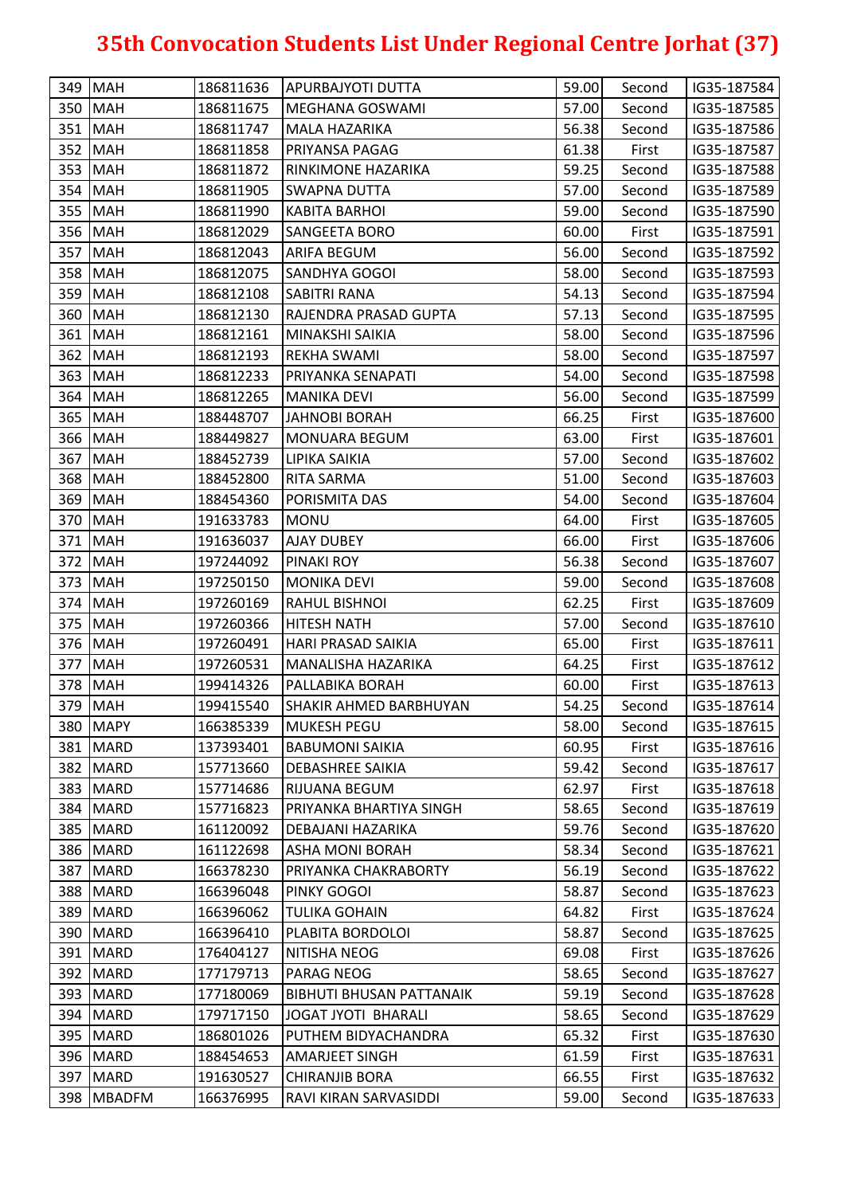# 35th Convocation Students List Under Regional Centre Jorhat (37)

| | | | | | | |
|---|---|---|---|---|---|---|
| 349 | MAH | 186811636 | APURBAJYOTI DUTTA | 59.00 | Second | IG35-187584 |
| 350 | MAH | 186811675 | MEGHANA GOSWAMI | 57.00 | Second | IG35-187585 |
| 351 | MAH | 186811747 | MALA HAZARIKA | 56.38 | Second | IG35-187586 |
| 352 | MAH | 186811858 | PRIYANSA PAGAG | 61.38 | First | IG35-187587 |
| 353 | MAH | 186811872 | RINKIMONE HAZARIKA | 59.25 | Second | IG35-187588 |
| 354 | MAH | 186811905 | SWAPNA DUTTA | 57.00 | Second | IG35-187589 |
| 355 | MAH | 186811990 | KABITA BARHOI | 59.00 | Second | IG35-187590 |
| 356 | MAH | 186812029 | SANGEETA BORO | 60.00 | First | IG35-187591 |
| 357 | MAH | 186812043 | ARIFA BEGUM | 56.00 | Second | IG35-187592 |
| 358 | MAH | 186812075 | SANDHYA GOGOI | 58.00 | Second | IG35-187593 |
| 359 | MAH | 186812108 | SABITRI RANA | 54.13 | Second | IG35-187594 |
| 360 | MAH | 186812130 | RAJENDRA PRASAD GUPTA | 57.13 | Second | IG35-187595 |
| 361 | MAH | 186812161 | MINAKSHI SAIKIA | 58.00 | Second | IG35-187596 |
| 362 | MAH | 186812193 | REKHA SWAMI | 58.00 | Second | IG35-187597 |
| 363 | MAH | 186812233 | PRIYANKA SENAPATI | 54.00 | Second | IG35-187598 |
| 364 | MAH | 186812265 | MANIKA DEVI | 56.00 | Second | IG35-187599 |
| 365 | MAH | 188448707 | JAHNOBI BORAH | 66.25 | First | IG35-187600 |
| 366 | MAH | 188449827 | MONUARA BEGUM | 63.00 | First | IG35-187601 |
| 367 | MAH | 188452739 | LIPIKA SAIKIA | 57.00 | Second | IG35-187602 |
| 368 | MAH | 188452800 | RITA SARMA | 51.00 | Second | IG35-187603 |
| 369 | MAH | 188454360 | PORISMITA DAS | 54.00 | Second | IG35-187604 |
| 370 | MAH | 191633783 | MONU | 64.00 | First | IG35-187605 |
| 371 | MAH | 191636037 | AJAY DUBEY | 66.00 | First | IG35-187606 |
| 372 | MAH | 197244092 | PINAKI ROY | 56.38 | Second | IG35-187607 |
| 373 | MAH | 197250150 | MONIKA DEVI | 59.00 | Second | IG35-187608 |
| 374 | MAH | 197260169 | RAHUL BISHNOI | 62.25 | First | IG35-187609 |
| 375 | MAH | 197260366 | HITESH NATH | 57.00 | Second | IG35-187610 |
| 376 | MAH | 197260491 | HARI PRASAD SAIKIA | 65.00 | First | IG35-187611 |
| 377 | MAH | 197260531 | MANALISHA HAZARIKA | 64.25 | First | IG35-187612 |
| 378 | MAH | 199414326 | PALLABIKA BORAH | 60.00 | First | IG35-187613 |
| 379 | MAH | 199415540 | SHAKIR AHMED BARBHUYAN | 54.25 | Second | IG35-187614 |
| 380 | MAPY | 166385339 | MUKESH PEGU | 58.00 | Second | IG35-187615 |
| 381 | MARD | 137393401 | BABUMONI SAIKIA | 60.95 | First | IG35-187616 |
| 382 | MARD | 157713660 | DEBASHREE SAIKIA | 59.42 | Second | IG35-187617 |
| 383 | MARD | 157714686 | RIJUANA BEGUM | 62.97 | First | IG35-187618 |
| 384 | MARD | 157716823 | PRIYANKA BHARTIYA SINGH | 58.65 | Second | IG35-187619 |
| 385 | MARD | 161120092 | DEBAJANI HAZARIKA | 59.76 | Second | IG35-187620 |
| 386 | MARD | 161122698 | ASHA MONI BORAH | 58.34 | Second | IG35-187621 |
| 387 | MARD | 166378230 | PRIYANKA CHAKRABORTY | 56.19 | Second | IG35-187622 |
| 388 | MARD | 166396048 | PINKY GOGOI | 58.87 | Second | IG35-187623 |
| 389 | MARD | 166396062 | TULIKA GOHAIN | 64.82 | First | IG35-187624 |
| 390 | MARD | 166396410 | PLABITA BORDOLOI | 58.87 | Second | IG35-187625 |
| 391 | MARD | 176404127 | NITISHA NEOG | 69.08 | First | IG35-187626 |
| 392 | MARD | 177179713 | PARAG NEOG | 58.65 | Second | IG35-187627 |
| 393 | MARD | 177180069 | BIBHUTI BHUSAN PATTANAIK | 59.19 | Second | IG35-187628 |
| 394 | MARD | 179717150 | JOGAT JYOTI BHARALI | 58.65 | Second | IG35-187629 |
| 395 | MARD | 186801026 | PUTHEM BIDYACHANDRA | 65.32 | First | IG35-187630 |
| 396 | MARD | 188454653 | AMARJEET SINGH | 61.59 | First | IG35-187631 |
| 397 | MARD | 191630527 | CHIRANJIB BORA | 66.55 | First | IG35-187632 |
| 398 | MBADFM | 166376995 | RAVI KIRAN SARVASIDDI | 59.00 | Second | IG35-187633 |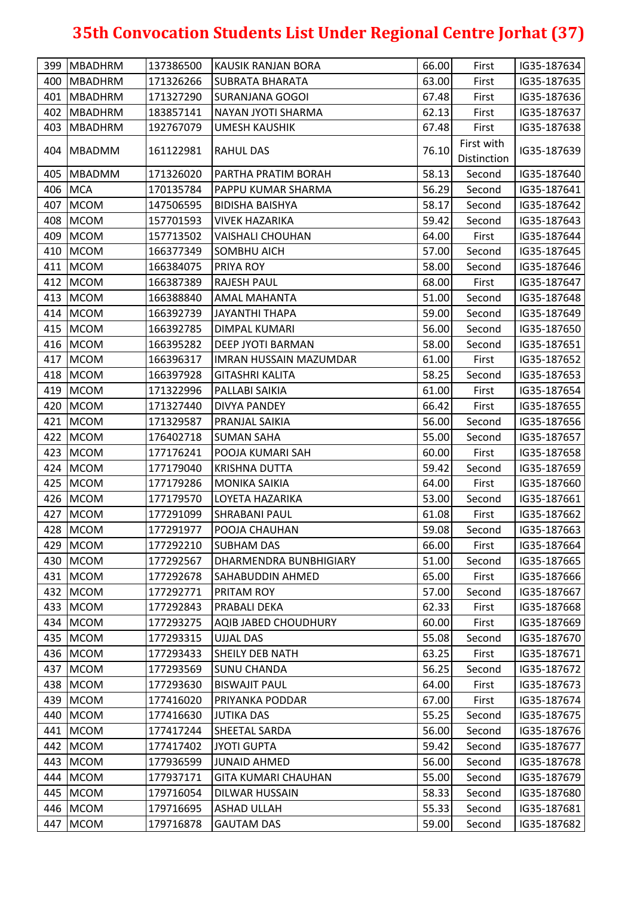# 35th Convocation Students List Under Regional Centre Jorhat (37)

| | | | | | | |
|---|---|---|---|---|---|---|
| 399 | MBADHRM | 137386500 | KAUSIK RANJAN BORA | 66.00 | First | IG35-187634 |
| 400 | MBADHRM | 171326266 | SUBRATA BHARATA | 63.00 | First | IG35-187635 |
| 401 | MBADHRM | 171327290 | SURANJANA GOGOI | 67.48 | First | IG35-187636 |
| 402 | MBADHRM | 183857141 | NAYAN JYOTI SHARMA | 62.13 | First | IG35-187637 |
| 403 | MBADHRM | 192767079 | UMESH KAUSHIK | 67.48 | First | IG35-187638 |
| 404 | MBADMM | 161122981 | RAHUL DAS | 76.10 | First with Distinction | IG35-187639 |
| 405 | MBADMM | 171326020 | PARTHA PRATIM BORAH | 58.13 | Second | IG35-187640 |
| 406 | MCA | 170135784 | PAPPU KUMAR SHARMA | 56.29 | Second | IG35-187641 |
| 407 | MCOM | 147506595 | BIDISHA BAISHYA | 58.17 | Second | IG35-187642 |
| 408 | MCOM | 157701593 | VIVEK HAZARIKA | 59.42 | Second | IG35-187643 |
| 409 | MCOM | 157713502 | VAISHALI CHOUHAN | 64.00 | First | IG35-187644 |
| 410 | MCOM | 166377349 | SOMBHU AICH | 57.00 | Second | IG35-187645 |
| 411 | MCOM | 166384075 | PRIYA ROY | 58.00 | Second | IG35-187646 |
| 412 | MCOM | 166387389 | RAJESH PAUL | 68.00 | First | IG35-187647 |
| 413 | MCOM | 166388840 | AMAL MAHANTA | 51.00 | Second | IG35-187648 |
| 414 | MCOM | 166392739 | JAYANTHI THAPA | 59.00 | Second | IG35-187649 |
| 415 | MCOM | 166392785 | DIMPAL KUMARI | 56.00 | Second | IG35-187650 |
| 416 | MCOM | 166395282 | DEEP JYOTI BARMAN | 58.00 | Second | IG35-187651 |
| 417 | MCOM | 166396317 | IMRAN HUSSAIN MAZUMDAR | 61.00 | First | IG35-187652 |
| 418 | MCOM | 166397928 | GITASHRI KALITA | 58.25 | Second | IG35-187653 |
| 419 | MCOM | 171322996 | PALLABI SAIKIA | 61.00 | First | IG35-187654 |
| 420 | MCOM | 171327440 | DIVYA PANDEY | 66.42 | First | IG35-187655 |
| 421 | MCOM | 171329587 | PRANJAL SAIKIA | 56.00 | Second | IG35-187656 |
| 422 | MCOM | 176402718 | SUMAN SAHA | 55.00 | Second | IG35-187657 |
| 423 | MCOM | 177176241 | POOJA KUMARI SAH | 60.00 | First | IG35-187658 |
| 424 | MCOM | 177179040 | KRISHNA DUTTA | 59.42 | Second | IG35-187659 |
| 425 | MCOM | 177179286 | MONIKA SAIKIA | 64.00 | First | IG35-187660 |
| 426 | MCOM | 177179570 | LOYETA HAZARIKA | 53.00 | Second | IG35-187661 |
| 427 | MCOM | 177291099 | SHRABANI PAUL | 61.08 | First | IG35-187662 |
| 428 | MCOM | 177291977 | POOJA CHAUHAN | 59.08 | Second | IG35-187663 |
| 429 | MCOM | 177292210 | SUBHAM DAS | 66.00 | First | IG35-187664 |
| 430 | MCOM | 177292567 | DHARMENDRA BUNBHIGIARY | 51.00 | Second | IG35-187665 |
| 431 | MCOM | 177292678 | SAHABUDDIN AHMED | 65.00 | First | IG35-187666 |
| 432 | MCOM | 177292771 | PRITAM ROY | 57.00 | Second | IG35-187667 |
| 433 | MCOM | 177292843 | PRABALI DEKA | 62.33 | First | IG35-187668 |
| 434 | MCOM | 177293275 | AQIB JABED CHOUDHURY | 60.00 | First | IG35-187669 |
| 435 | MCOM | 177293315 | UJJAL DAS | 55.08 | Second | IG35-187670 |
| 436 | MCOM | 177293433 | SHEILY DEB NATH | 63.25 | First | IG35-187671 |
| 437 | MCOM | 177293569 | SUNU CHANDA | 56.25 | Second | IG35-187672 |
| 438 | MCOM | 177293630 | BISWAJIT PAUL | 64.00 | First | IG35-187673 |
| 439 | MCOM | 177416020 | PRIYANKA PODDAR | 67.00 | First | IG35-187674 |
| 440 | MCOM | 177416630 | JUTIKA DAS | 55.25 | Second | IG35-187675 |
| 441 | MCOM | 177417244 | SHEETAL SARDA | 56.00 | Second | IG35-187676 |
| 442 | MCOM | 177417402 | JYOTI GUPTA | 59.42 | Second | IG35-187677 |
| 443 | MCOM | 177936599 | JUNAID AHMED | 56.00 | Second | IG35-187678 |
| 444 | MCOM | 177937171 | GITA KUMARI CHAUHAN | 55.00 | Second | IG35-187679 |
| 445 | MCOM | 179716054 | DILWAR HUSSAIN | 58.33 | Second | IG35-187680 |
| 446 | MCOM | 179716695 | ASHAD ULLAH | 55.33 | Second | IG35-187681 |
| 447 | MCOM | 179716878 | GAUTAM DAS | 59.00 | Second | IG35-187682 |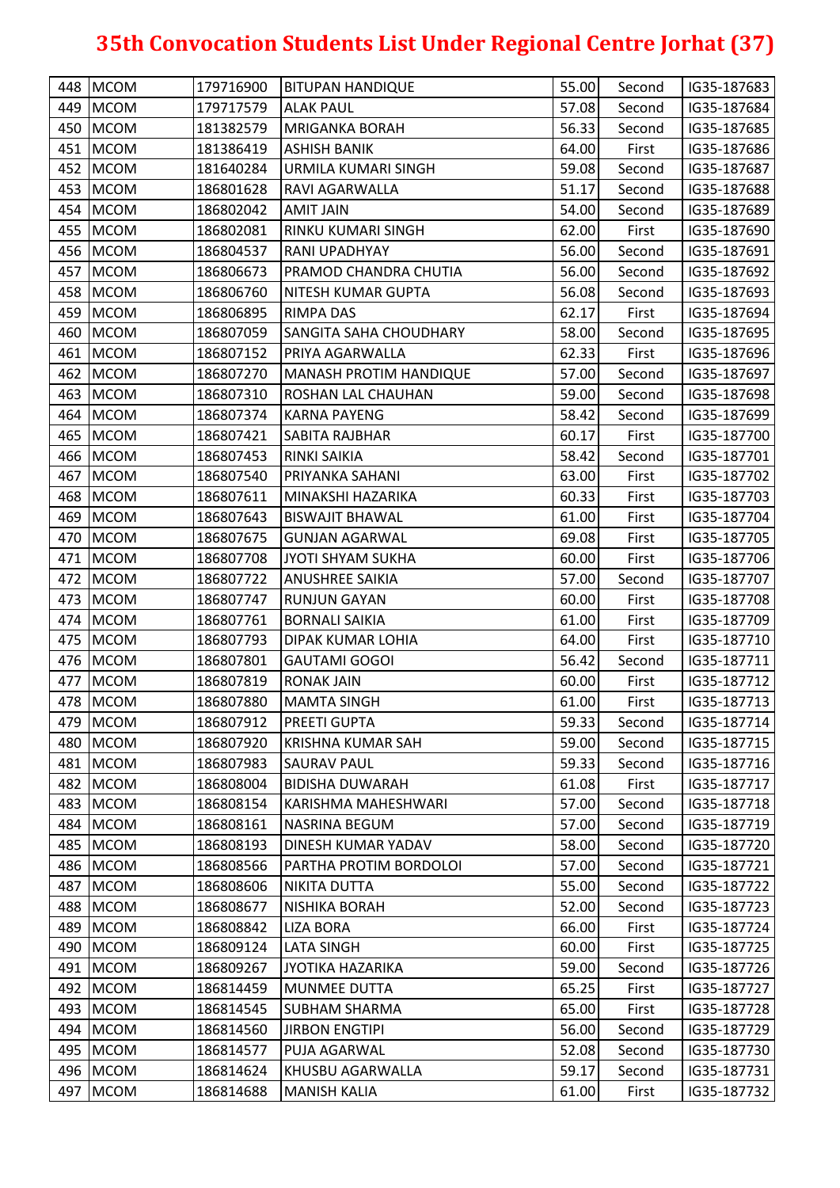# 35th Convocation Students List Under Regional Centre Jorhat (37)

| | | | | | | |
|---|---|---|---|---|---|---|
| 448 | MCOM | 179716900 | BITUPAN HANDIQUE | 55.00 | Second | IG35-187683 |
| 449 | MCOM | 179717579 | ALAK PAUL | 57.08 | Second | IG35-187684 |
| 450 | MCOM | 181382579 | MRIGANKA BORAH | 56.33 | Second | IG35-187685 |
| 451 | MCOM | 181386419 | ASHISH BANIK | 64.00 | First | IG35-187686 |
| 452 | MCOM | 181640284 | URMILA KUMARI SINGH | 59.08 | Second | IG35-187687 |
| 453 | MCOM | 186801628 | RAVI AGARWALLA | 51.17 | Second | IG35-187688 |
| 454 | MCOM | 186802042 | AMIT JAIN | 54.00 | Second | IG35-187689 |
| 455 | MCOM | 186802081 | RINKU KUMARI SINGH | 62.00 | First | IG35-187690 |
| 456 | MCOM | 186804537 | RANI UPADHYAY | 56.00 | Second | IG35-187691 |
| 457 | MCOM | 186806673 | PRAMOD CHANDRA CHUTIA | 56.00 | Second | IG35-187692 |
| 458 | MCOM | 186806760 | NITESH KUMAR GUPTA | 56.08 | Second | IG35-187693 |
| 459 | MCOM | 186806895 | RIMPA DAS | 62.17 | First | IG35-187694 |
| 460 | MCOM | 186807059 | SANGITA SAHA CHOUDHARY | 58.00 | Second | IG35-187695 |
| 461 | MCOM | 186807152 | PRIYA AGARWALLA | 62.33 | First | IG35-187696 |
| 462 | MCOM | 186807270 | MANASH PROTIM HANDIQUE | 57.00 | Second | IG35-187697 |
| 463 | MCOM | 186807310 | ROSHAN LAL CHAUHAN | 59.00 | Second | IG35-187698 |
| 464 | MCOM | 186807374 | KARNA PAYENG | 58.42 | Second | IG35-187699 |
| 465 | MCOM | 186807421 | SABITA RAJBHAR | 60.17 | First | IG35-187700 |
| 466 | MCOM | 186807453 | RINKI SAIKIA | 58.42 | Second | IG35-187701 |
| 467 | MCOM | 186807540 | PRIYANKA SAHANI | 63.00 | First | IG35-187702 |
| 468 | MCOM | 186807611 | MINAKSHI HAZARIKA | 60.33 | First | IG35-187703 |
| 469 | MCOM | 186807643 | BISWAJIT BHAWAL | 61.00 | First | IG35-187704 |
| 470 | MCOM | 186807675 | GUNJAN AGARWAL | 69.08 | First | IG35-187705 |
| 471 | MCOM | 186807708 | JYOTI SHYAM SUKHA | 60.00 | First | IG35-187706 |
| 472 | MCOM | 186807722 | ANUSHREE SAIKIA | 57.00 | Second | IG35-187707 |
| 473 | MCOM | 186807747 | RUNJUN GAYAN | 60.00 | First | IG35-187708 |
| 474 | MCOM | 186807761 | BORNALI SAIKIA | 61.00 | First | IG35-187709 |
| 475 | MCOM | 186807793 | DIPAK KUMAR LOHIA | 64.00 | First | IG35-187710 |
| 476 | MCOM | 186807801 | GAUTAMI GOGOI | 56.42 | Second | IG35-187711 |
| 477 | MCOM | 186807819 | RONAK JAIN | 60.00 | First | IG35-187712 |
| 478 | MCOM | 186807880 | MAMTA SINGH | 61.00 | First | IG35-187713 |
| 479 | MCOM | 186807912 | PREETI GUPTA | 59.33 | Second | IG35-187714 |
| 480 | MCOM | 186807920 | KRISHNA KUMAR SAH | 59.00 | Second | IG35-187715 |
| 481 | MCOM | 186807983 | SAURAV PAUL | 59.33 | Second | IG35-187716 |
| 482 | MCOM | 186808004 | BIDISHA DUWARAH | 61.08 | First | IG35-187717 |
| 483 | MCOM | 186808154 | KARISHMA MAHESHWARI | 57.00 | Second | IG35-187718 |
| 484 | MCOM | 186808161 | NASRINA BEGUM | 57.00 | Second | IG35-187719 |
| 485 | MCOM | 186808193 | DINESH KUMAR YADAV | 58.00 | Second | IG35-187720 |
| 486 | MCOM | 186808566 | PARTHA PROTIM BORDOLOI | 57.00 | Second | IG35-187721 |
| 487 | MCOM | 186808606 | NIKITA DUTTA | 55.00 | Second | IG35-187722 |
| 488 | MCOM | 186808677 | NISHIKA BORAH | 52.00 | Second | IG35-187723 |
| 489 | MCOM | 186808842 | LIZA BORA | 66.00 | First | IG35-187724 |
| 490 | MCOM | 186809124 | LATA SINGH | 60.00 | First | IG35-187725 |
| 491 | MCOM | 186809267 | JYOTIKA HAZARIKA | 59.00 | Second | IG35-187726 |
| 492 | MCOM | 186814459 | MUNMEE DUTTA | 65.25 | First | IG35-187727 |
| 493 | MCOM | 186814545 | SUBHAM SHARMA | 65.00 | First | IG35-187728 |
| 494 | MCOM | 186814560 | JIRBON ENGTIPI | 56.00 | Second | IG35-187729 |
| 495 | MCOM | 186814577 | PUJA AGARWAL | 52.08 | Second | IG35-187730 |
| 496 | MCOM | 186814624 | KHUSBU AGARWALLA | 59.17 | Second | IG35-187731 |
| 497 | MCOM | 186814688 | MANISH KALIA | 61.00 | First | IG35-187732 |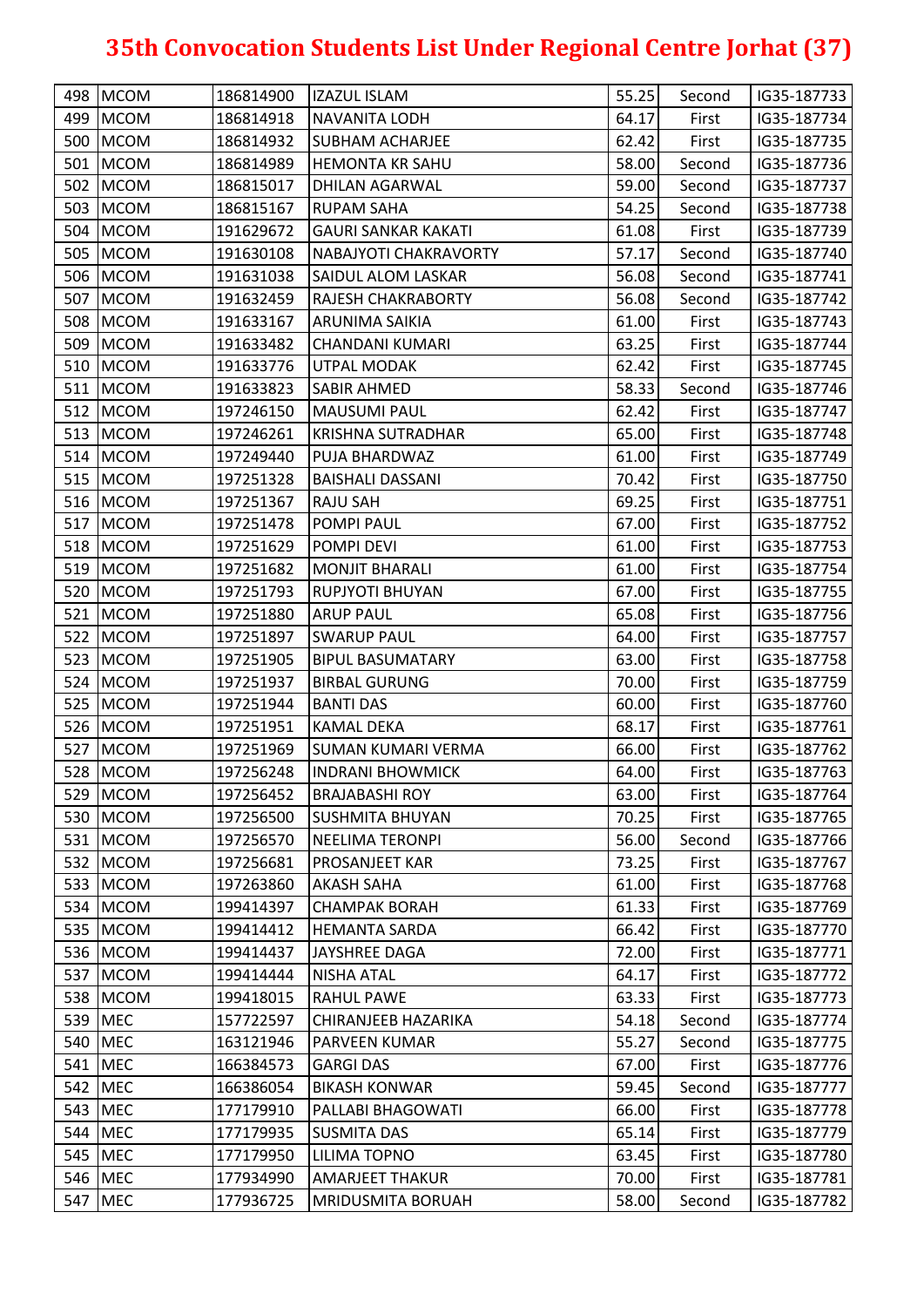# 35th Convocation Students List Under Regional Centre Jorhat (37)

| | | | | | | |
|---|---|---|---|---|---|---|
| 498 | MCOM | 186814900 | IZAZUL ISLAM | 55.25 | Second | IG35-187733 |
| 499 | MCOM | 186814918 | NAVANITA LODH | 64.17 | First | IG35-187734 |
| 500 | MCOM | 186814932 | SUBHAM ACHARJEE | 62.42 | First | IG35-187735 |
| 501 | MCOM | 186814989 | HEMONTA KR SAHU | 58.00 | Second | IG35-187736 |
| 502 | MCOM | 186815017 | DHILAN AGARWAL | 59.00 | Second | IG35-187737 |
| 503 | MCOM | 186815167 | RUPAM SAHA | 54.25 | Second | IG35-187738 |
| 504 | MCOM | 191629672 | GAURI SANKAR KAKATI | 61.08 | First | IG35-187739 |
| 505 | MCOM | 191630108 | NABAJYOTI CHAKRAVORTY | 57.17 | Second | IG35-187740 |
| 506 | MCOM | 191631038 | SAIDUL ALOM LASKAR | 56.08 | Second | IG35-187741 |
| 507 | MCOM | 191632459 | RAJESH CHAKRABORTY | 56.08 | Second | IG35-187742 |
| 508 | MCOM | 191633167 | ARUNIMA SAIKIA | 61.00 | First | IG35-187743 |
| 509 | MCOM | 191633482 | CHANDANI KUMARI | 63.25 | First | IG35-187744 |
| 510 | MCOM | 191633776 | UTPAL MODAK | 62.42 | First | IG35-187745 |
| 511 | MCOM | 191633823 | SABIR AHMED | 58.33 | Second | IG35-187746 |
| 512 | MCOM | 197246150 | MAUSUMI PAUL | 62.42 | First | IG35-187747 |
| 513 | MCOM | 197246261 | KRISHNA SUTRADHAR | 65.00 | First | IG35-187748 |
| 514 | MCOM | 197249440 | PUJA BHARDWAZ | 61.00 | First | IG35-187749 |
| 515 | MCOM | 197251328 | BAISHALI DASSANI | 70.42 | First | IG35-187750 |
| 516 | MCOM | 197251367 | RAJU SAH | 69.25 | First | IG35-187751 |
| 517 | MCOM | 197251478 | POMPI PAUL | 67.00 | First | IG35-187752 |
| 518 | MCOM | 197251629 | POMPI DEVI | 61.00 | First | IG35-187753 |
| 519 | MCOM | 197251682 | MONJIT BHARALI | 61.00 | First | IG35-187754 |
| 520 | MCOM | 197251793 | RUPJYOTI BHUYAN | 67.00 | First | IG35-187755 |
| 521 | MCOM | 197251880 | ARUP PAUL | 65.08 | First | IG35-187756 |
| 522 | MCOM | 197251897 | SWARUP PAUL | 64.00 | First | IG35-187757 |
| 523 | MCOM | 197251905 | BIPUL BASUMATARY | 63.00 | First | IG35-187758 |
| 524 | MCOM | 197251937 | BIRBAL GURUNG | 70.00 | First | IG35-187759 |
| 525 | MCOM | 197251944 | BANTI DAS | 60.00 | First | IG35-187760 |
| 526 | MCOM | 197251951 | KAMAL DEKA | 68.17 | First | IG35-187761 |
| 527 | MCOM | 197251969 | SUMAN KUMARI VERMA | 66.00 | First | IG35-187762 |
| 528 | MCOM | 197256248 | INDRANI BHOWMICK | 64.00 | First | IG35-187763 |
| 529 | MCOM | 197256452 | BRAJABASHI ROY | 63.00 | First | IG35-187764 |
| 530 | MCOM | 197256500 | SUSHMITA BHUYAN | 70.25 | First | IG35-187765 |
| 531 | MCOM | 197256570 | NEELIMA TERONPI | 56.00 | Second | IG35-187766 |
| 532 | MCOM | 197256681 | PROSANJEET KAR | 73.25 | First | IG35-187767 |
| 533 | MCOM | 197263860 | AKASH SAHA | 61.00 | First | IG35-187768 |
| 534 | MCOM | 199414397 | CHAMPAK BORAH | 61.33 | First | IG35-187769 |
| 535 | MCOM | 199414412 | HEMANTA SARDA | 66.42 | First | IG35-187770 |
| 536 | MCOM | 199414437 | JAYSHREE DAGA | 72.00 | First | IG35-187771 |
| 537 | MCOM | 199414444 | NISHA ATAL | 64.17 | First | IG35-187772 |
| 538 | MCOM | 199418015 | RAHUL PAWE | 63.33 | First | IG35-187773 |
| 539 | MEC | 157722597 | CHIRANJEEB HAZARIKA | 54.18 | Second | IG35-187774 |
| 540 | MEC | 163121946 | PARVEEN KUMAR | 55.27 | Second | IG35-187775 |
| 541 | MEC | 166384573 | GARGI DAS | 67.00 | First | IG35-187776 |
| 542 | MEC | 166386054 | BIKASH KONWAR | 59.45 | Second | IG35-187777 |
| 543 | MEC | 177179910 | PALLABI BHAGOWATI | 66.00 | First | IG35-187778 |
| 544 | MEC | 177179935 | SUSMITA DAS | 65.14 | First | IG35-187779 |
| 545 | MEC | 177179950 | LILIMA TOPNO | 63.45 | First | IG35-187780 |
| 546 | MEC | 177934990 | AMARJEET THAKUR | 70.00 | First | IG35-187781 |
| 547 | MEC | 177936725 | MRIDUSMITA BORUAH | 58.00 | Second | IG35-187782 |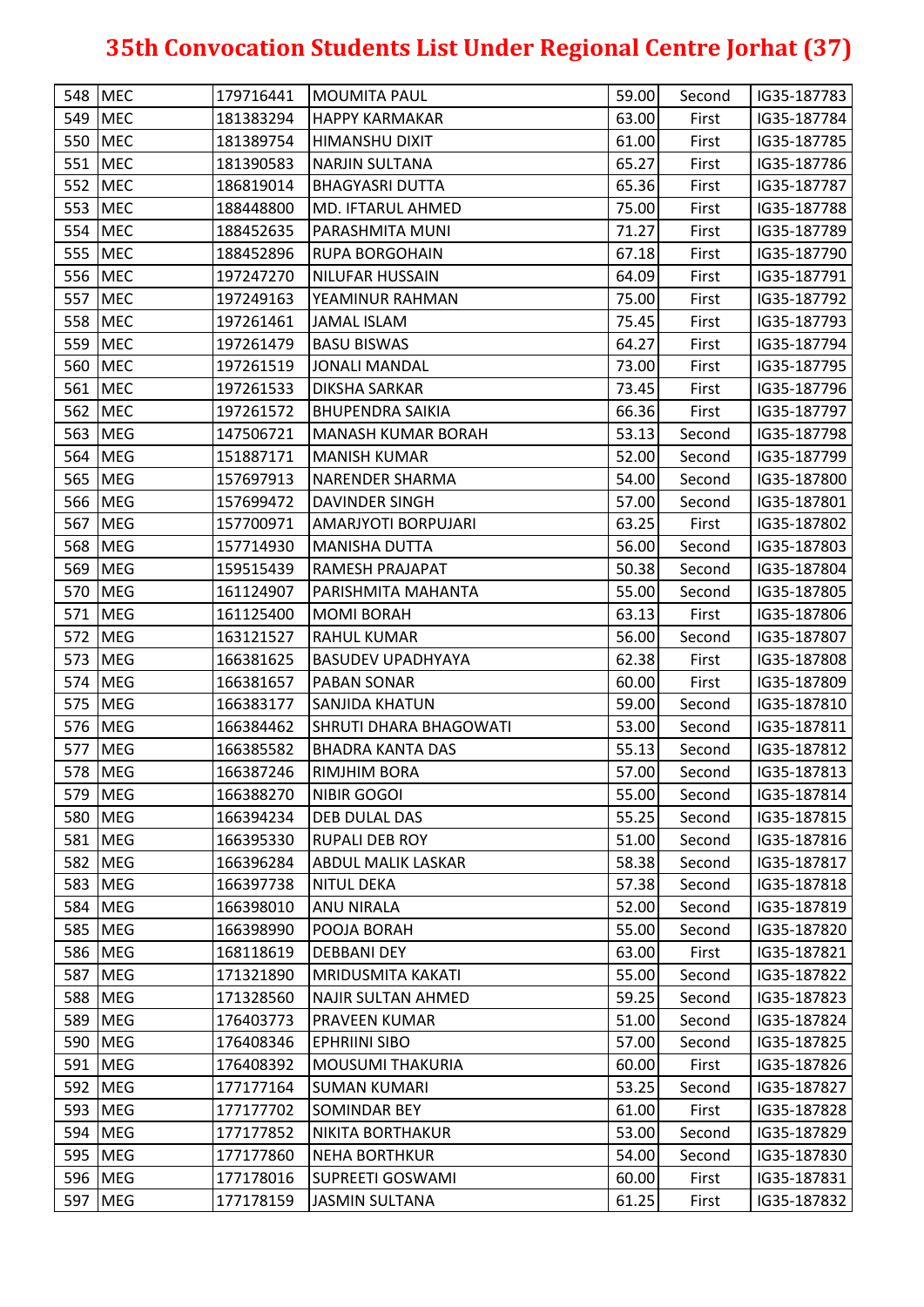# 35th Convocation Students List Under Regional Centre Jorhat (37)

| | | | | | | |
|---|---|---|---|---|---|---|
| 548 | MEC | 179716441 | MOUMITA PAUL | 59.00 | Second | IG35-187783 |
| 549 | MEC | 181383294 | HAPPY KARMAKAR | 63.00 | First | IG35-187784 |
| 550 | MEC | 181389754 | HIMANSHU DIXIT | 61.00 | First | IG35-187785 |
| 551 | MEC | 181390583 | NARJIN SULTANA | 65.27 | First | IG35-187786 |
| 552 | MEC | 186819014 | BHAGYASRI DUTTA | 65.36 | First | IG35-187787 |
| 553 | MEC | 188448800 | MD. IFTARUL AHMED | 75.00 | First | IG35-187788 |
| 554 | MEC | 188452635 | PARASHMITA MUNI | 71.27 | First | IG35-187789 |
| 555 | MEC | 188452896 | RUPA BORGOHAIN | 67.18 | First | IG35-187790 |
| 556 | MEC | 197247270 | NILUFAR HUSSAIN | 64.09 | First | IG35-187791 |
| 557 | MEC | 197249163 | YEAMINUR RAHMAN | 75.00 | First | IG35-187792 |
| 558 | MEC | 197261461 | JAMAL ISLAM | 75.45 | First | IG35-187793 |
| 559 | MEC | 197261479 | BASU BISWAS | 64.27 | First | IG35-187794 |
| 560 | MEC | 197261519 | JONALI MANDAL | 73.00 | First | IG35-187795 |
| 561 | MEC | 197261533 | DIKSHA SARKAR | 73.45 | First | IG35-187796 |
| 562 | MEC | 197261572 | BHUPENDRA SAIKIA | 66.36 | First | IG35-187797 |
| 563 | MEG | 147506721 | MANASH KUMAR BORAH | 53.13 | Second | IG35-187798 |
| 564 | MEG | 151887171 | MANISH KUMAR | 52.00 | Second | IG35-187799 |
| 565 | MEG | 157697913 | NARENDER SHARMA | 54.00 | Second | IG35-187800 |
| 566 | MEG | 157699472 | DAVINDER SINGH | 57.00 | Second | IG35-187801 |
| 567 | MEG | 157700971 | AMARJYOTI BORPUJARI | 63.25 | First | IG35-187802 |
| 568 | MEG | 157714930 | MANISHA DUTTA | 56.00 | Second | IG35-187803 |
| 569 | MEG | 159515439 | RAMESH PRAJAPAT | 50.38 | Second | IG35-187804 |
| 570 | MEG | 161124907 | PARISHMITA MAHANTA | 55.00 | Second | IG35-187805 |
| 571 | MEG | 161125400 | MOMI BORAH | 63.13 | First | IG35-187806 |
| 572 | MEG | 163121527 | RAHUL KUMAR | 56.00 | Second | IG35-187807 |
| 573 | MEG | 166381625 | BASUDEV UPADHYAYA | 62.38 | First | IG35-187808 |
| 574 | MEG | 166381657 | PABAN SONAR | 60.00 | First | IG35-187809 |
| 575 | MEG | 166383177 | SANJIDA KHATUN | 59.00 | Second | IG35-187810 |
| 576 | MEG | 166384462 | SHRUTI DHARA BHAGOWATI | 53.00 | Second | IG35-187811 |
| 577 | MEG | 166385582 | BHADRA KANTA DAS | 55.13 | Second | IG35-187812 |
| 578 | MEG | 166387246 | RIMJHIM BORA | 57.00 | Second | IG35-187813 |
| 579 | MEG | 166388270 | NIBIR GOGOI | 55.00 | Second | IG35-187814 |
| 580 | MEG | 166394234 | DEB DULAL DAS | 55.25 | Second | IG35-187815 |
| 581 | MEG | 166395330 | RUPALI DEB ROY | 51.00 | Second | IG35-187816 |
| 582 | MEG | 166396284 | ABDUL MALIK LASKAR | 58.38 | Second | IG35-187817 |
| 583 | MEG | 166397738 | NITUL DEKA | 57.38 | Second | IG35-187818 |
| 584 | MEG | 166398010 | ANU NIRALA | 52.00 | Second | IG35-187819 |
| 585 | MEG | 166398990 | POOJA BORAH | 55.00 | Second | IG35-187820 |
| 586 | MEG | 168118619 | DEBBANI DEY | 63.00 | First | IG35-187821 |
| 587 | MEG | 171321890 | MRIDUSMITA KAKATI | 55.00 | Second | IG35-187822 |
| 588 | MEG | 171328560 | NAJIR SULTAN AHMED | 59.25 | Second | IG35-187823 |
| 589 | MEG | 176403773 | PRAVEEN KUMAR | 51.00 | Second | IG35-187824 |
| 590 | MEG | 176408346 | EPHRIINI SIBO | 57.00 | Second | IG35-187825 |
| 591 | MEG | 176408392 | MOUSUMI THAKURIA | 60.00 | First | IG35-187826 |
| 592 | MEG | 177177164 | SUMAN KUMARI | 53.25 | Second | IG35-187827 |
| 593 | MEG | 177177702 | SOMINDAR BEY | 61.00 | First | IG35-187828 |
| 594 | MEG | 177177852 | NIKITA BORTHAKUR | 53.00 | Second | IG35-187829 |
| 595 | MEG | 177177860 | NEHA BORTHKUR | 54.00 | Second | IG35-187830 |
| 596 | MEG | 177178016 | SUPREETI GOSWAMI | 60.00 | First | IG35-187831 |
| 597 | MEG | 177178159 | JASMIN SULTANA | 61.25 | First | IG35-187832 |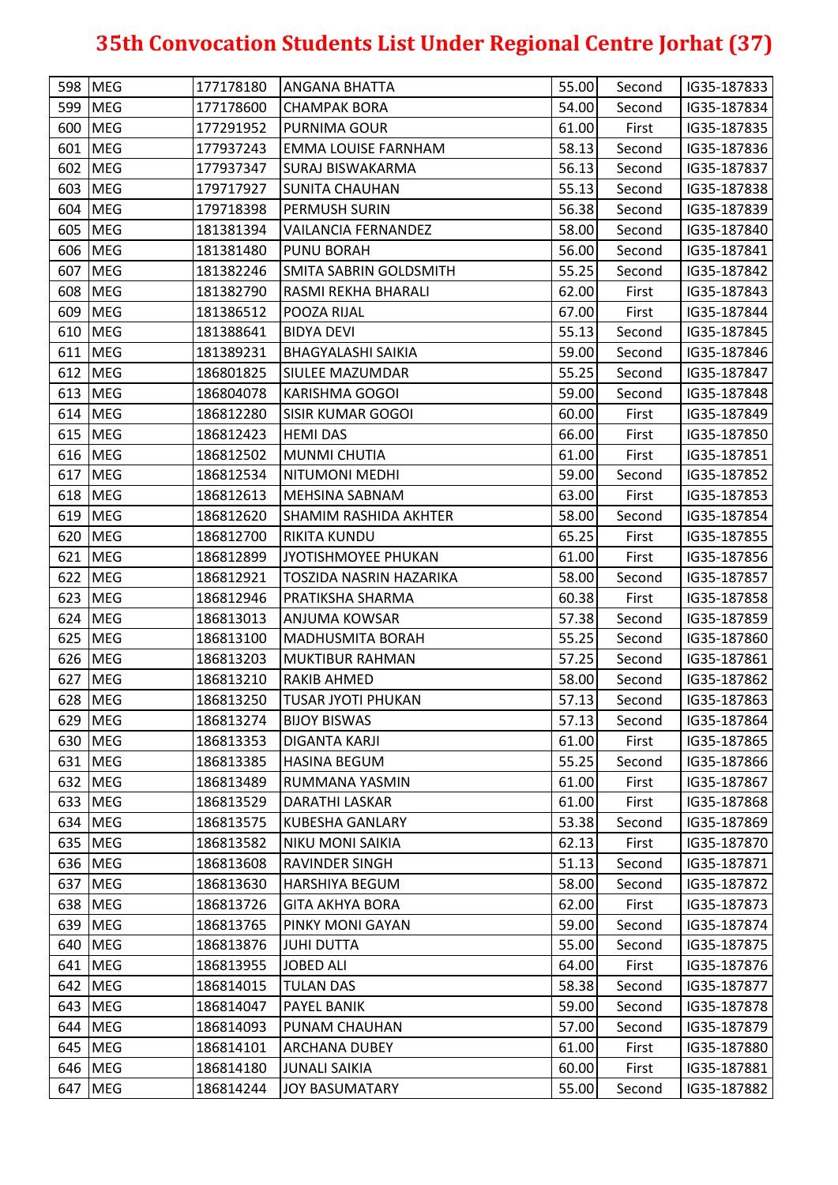# 35th Convocation Students List Under Regional Centre Jorhat (37)

| | | | | | | |
|---|---|---|---|---|---|---|
| 598 | MEG | 177178180 | ANGANA BHATTA | 55.00 | Second | IG35-187833 |
| 599 | MEG | 177178600 | CHAMPAK BORA | 54.00 | Second | IG35-187834 |
| 600 | MEG | 177291952 | PURNIMA GOUR | 61.00 | First | IG35-187835 |
| 601 | MEG | 177937243 | EMMA LOUISE FARNHAM | 58.13 | Second | IG35-187836 |
| 602 | MEG | 177937347 | SURAJ BISWAKARMA | 56.13 | Second | IG35-187837 |
| 603 | MEG | 179717927 | SUNITA CHAUHAN | 55.13 | Second | IG35-187838 |
| 604 | MEG | 179718398 | PERMUSH SURIN | 56.38 | Second | IG35-187839 |
| 605 | MEG | 181381394 | VAILANCIA FERNANDEZ | 58.00 | Second | IG35-187840 |
| 606 | MEG | 181381480 | PUNU BORAH | 56.00 | Second | IG35-187841 |
| 607 | MEG | 181382246 | SMITA SABRIN GOLDSMITH | 55.25 | Second | IG35-187842 |
| 608 | MEG | 181382790 | RASMI REKHA BHARALI | 62.00 | First | IG35-187843 |
| 609 | MEG | 181386512 | POOZA RIJAL | 67.00 | First | IG35-187844 |
| 610 | MEG | 181388641 | BIDYA DEVI | 55.13 | Second | IG35-187845 |
| 611 | MEG | 181389231 | BHAGYALASHI SAIKIA | 59.00 | Second | IG35-187846 |
| 612 | MEG | 186801825 | SIULEE MAZUMDAR | 55.25 | Second | IG35-187847 |
| 613 | MEG | 186804078 | KARISHMA GOGOI | 59.00 | Second | IG35-187848 |
| 614 | MEG | 186812280 | SISIR KUMAR GOGOI | 60.00 | First | IG35-187849 |
| 615 | MEG | 186812423 | HEMI DAS | 66.00 | First | IG35-187850 |
| 616 | MEG | 186812502 | MUNMI CHUTIA | 61.00 | First | IG35-187851 |
| 617 | MEG | 186812534 | NITUMONI MEDHI | 59.00 | Second | IG35-187852 |
| 618 | MEG | 186812613 | MEHSINA SABNAM | 63.00 | First | IG35-187853 |
| 619 | MEG | 186812620 | SHAMIM RASHIDA AKHTER | 58.00 | Second | IG35-187854 |
| 620 | MEG | 186812700 | RIKITA KUNDU | 65.25 | First | IG35-187855 |
| 621 | MEG | 186812899 | JYOTISHMOYEE PHUKAN | 61.00 | First | IG35-187856 |
| 622 | MEG | 186812921 | TOSZIDA NASRIN HAZARIKA | 58.00 | Second | IG35-187857 |
| 623 | MEG | 186812946 | PRATIKSHA SHARMA | 60.38 | First | IG35-187858 |
| 624 | MEG | 186813013 | ANJUMA KOWSAR | 57.38 | Second | IG35-187859 |
| 625 | MEG | 186813100 | MADHUSMITA BORAH | 55.25 | Second | IG35-187860 |
| 626 | MEG | 186813203 | MUKTIBUR RAHMAN | 57.25 | Second | IG35-187861 |
| 627 | MEG | 186813210 | RAKIB AHMED | 58.00 | Second | IG35-187862 |
| 628 | MEG | 186813250 | TUSAR JYOTI PHUKAN | 57.13 | Second | IG35-187863 |
| 629 | MEG | 186813274 | BIJOY BISWAS | 57.13 | Second | IG35-187864 |
| 630 | MEG | 186813353 | DIGANTA KARJI | 61.00 | First | IG35-187865 |
| 631 | MEG | 186813385 | HASINA BEGUM | 55.25 | Second | IG35-187866 |
| 632 | MEG | 186813489 | RUMMANA YASMIN | 61.00 | First | IG35-187867 |
| 633 | MEG | 186813529 | DARATHI LASKAR | 61.00 | First | IG35-187868 |
| 634 | MEG | 186813575 | KUBESHA GANLARY | 53.38 | Second | IG35-187869 |
| 635 | MEG | 186813582 | NIKU MONI SAIKIA | 62.13 | First | IG35-187870 |
| 636 | MEG | 186813608 | RAVINDER SINGH | 51.13 | Second | IG35-187871 |
| 637 | MEG | 186813630 | HARSHIYA BEGUM | 58.00 | Second | IG35-187872 |
| 638 | MEG | 186813726 | GITA AKHYA BORA | 62.00 | First | IG35-187873 |
| 639 | MEG | 186813765 | PINKY MONI GAYAN | 59.00 | Second | IG35-187874 |
| 640 | MEG | 186813876 | JUHI DUTTA | 55.00 | Second | IG35-187875 |
| 641 | MEG | 186813955 | JOBED ALI | 64.00 | First | IG35-187876 |
| 642 | MEG | 186814015 | TULAN DAS | 58.38 | Second | IG35-187877 |
| 643 | MEG | 186814047 | PAYEL BANIK | 59.00 | Second | IG35-187878 |
| 644 | MEG | 186814093 | PUNAM CHAUHAN | 57.00 | Second | IG35-187879 |
| 645 | MEG | 186814101 | ARCHANA DUBEY | 61.00 | First | IG35-187880 |
| 646 | MEG | 186814180 | JUNALI SAIKIA | 60.00 | First | IG35-187881 |
| 647 | MEG | 186814244 | JOY BASUMATARY | 55.00 | Second | IG35-187882 |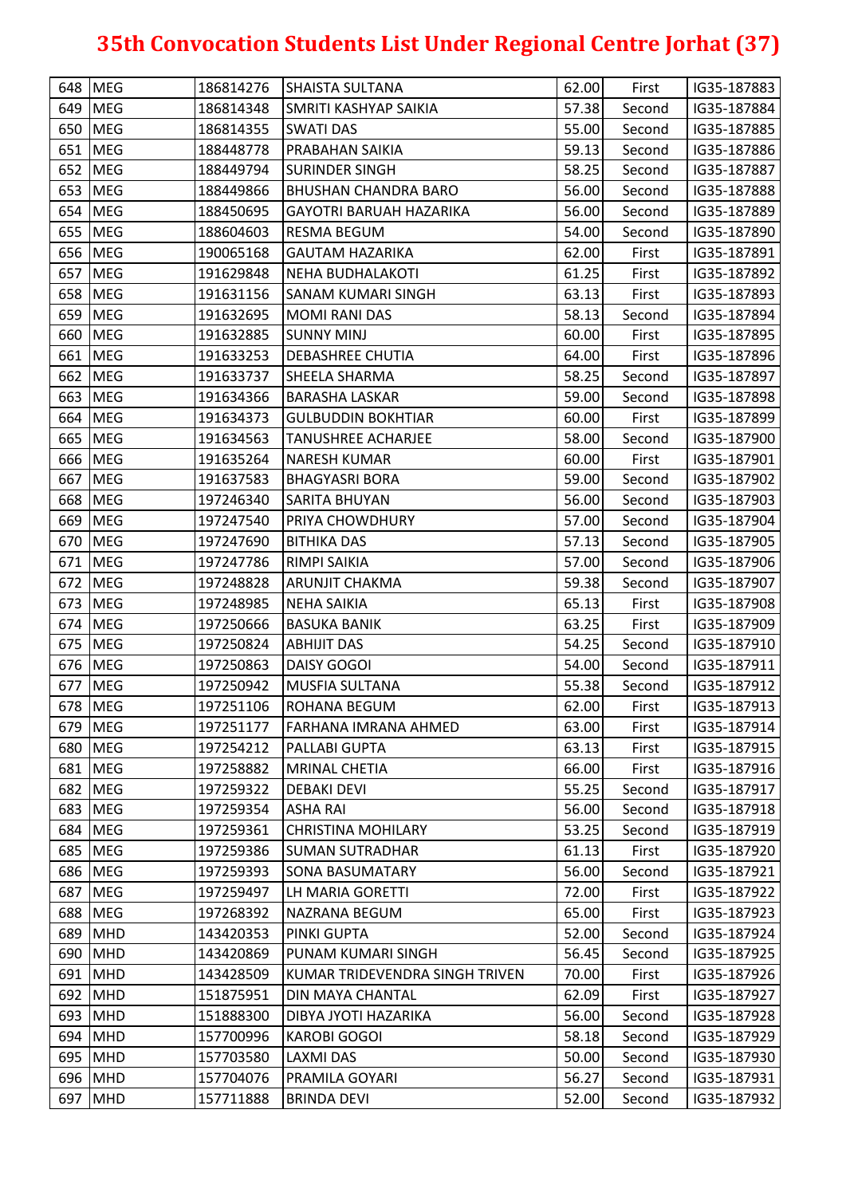# 35th Convocation Students List Under Regional Centre Jorhat (37)

| | | | | | | |
|---|---|---|---|---|---|---|
| 648 | MEG | 186814276 | SHAISTA SULTANA | 62.00 | First | IG35-187883 |
| 649 | MEG | 186814348 | SMRITI KASHYAP SAIKIA | 57.38 | Second | IG35-187884 |
| 650 | MEG | 186814355 | SWATI DAS | 55.00 | Second | IG35-187885 |
| 651 | MEG | 188448778 | PRABAHAN SAIKIA | 59.13 | Second | IG35-187886 |
| 652 | MEG | 188449794 | SURINDER SINGH | 58.25 | Second | IG35-187887 |
| 653 | MEG | 188449866 | BHUSHAN CHANDRA BARO | 56.00 | Second | IG35-187888 |
| 654 | MEG | 188450695 | GAYOTRI BARUAH HAZARIKA | 56.00 | Second | IG35-187889 |
| 655 | MEG | 188604603 | RESMA BEGUM | 54.00 | Second | IG35-187890 |
| 656 | MEG | 190065168 | GAUTAM HAZARIKA | 62.00 | First | IG35-187891 |
| 657 | MEG | 191629848 | NEHA BUDHALAKOTI | 61.25 | First | IG35-187892 |
| 658 | MEG | 191631156 | SANAM KUMARI SINGH | 63.13 | First | IG35-187893 |
| 659 | MEG | 191632695 | MOMI RANI DAS | 58.13 | Second | IG35-187894 |
| 660 | MEG | 191632885 | SUNNY MINJ | 60.00 | First | IG35-187895 |
| 661 | MEG | 191633253 | DEBASHREE CHUTIA | 64.00 | First | IG35-187896 |
| 662 | MEG | 191633737 | SHEELA SHARMA | 58.25 | Second | IG35-187897 |
| 663 | MEG | 191634366 | BARASHA LASKAR | 59.00 | Second | IG35-187898 |
| 664 | MEG | 191634373 | GULBUDDIN BOKHTIAR | 60.00 | First | IG35-187899 |
| 665 | MEG | 191634563 | TANUSHREE ACHARJEE | 58.00 | Second | IG35-187900 |
| 666 | MEG | 191635264 | NARESH KUMAR | 60.00 | First | IG35-187901 |
| 667 | MEG | 191637583 | BHAGYASRI BORA | 59.00 | Second | IG35-187902 |
| 668 | MEG | 197246340 | SARITA BHUYAN | 56.00 | Second | IG35-187903 |
| 669 | MEG | 197247540 | PRIYA CHOWDHURY | 57.00 | Second | IG35-187904 |
| 670 | MEG | 197247690 | BITHIKA DAS | 57.13 | Second | IG35-187905 |
| 671 | MEG | 197247786 | RIMPI SAIKIA | 57.00 | Second | IG35-187906 |
| 672 | MEG | 197248828 | ARUNJIT CHAKMA | 59.38 | Second | IG35-187907 |
| 673 | MEG | 197248985 | NEHA SAIKIA | 65.13 | First | IG35-187908 |
| 674 | MEG | 197250666 | BASUKA BANIK | 63.25 | First | IG35-187909 |
| 675 | MEG | 197250824 | ABHIJIT DAS | 54.25 | Second | IG35-187910 |
| 676 | MEG | 197250863 | DAISY GOGOI | 54.00 | Second | IG35-187911 |
| 677 | MEG | 197250942 | MUSFIA SULTANA | 55.38 | Second | IG35-187912 |
| 678 | MEG | 197251106 | ROHANA BEGUM | 62.00 | First | IG35-187913 |
| 679 | MEG | 197251177 | FARHANA IMRANA AHMED | 63.00 | First | IG35-187914 |
| 680 | MEG | 197254212 | PALLABI GUPTA | 63.13 | First | IG35-187915 |
| 681 | MEG | 197258882 | MRINAL CHETIA | 66.00 | First | IG35-187916 |
| 682 | MEG | 197259322 | DEBAKI DEVI | 55.25 | Second | IG35-187917 |
| 683 | MEG | 197259354 | ASHA RAI | 56.00 | Second | IG35-187918 |
| 684 | MEG | 197259361 | CHRISTINA MOHILARY | 53.25 | Second | IG35-187919 |
| 685 | MEG | 197259386 | SUMAN SUTRADHAR | 61.13 | First | IG35-187920 |
| 686 | MEG | 197259393 | SONA BASUMATARY | 56.00 | Second | IG35-187921 |
| 687 | MEG | 197259497 | LH MARIA GORETTI | 72.00 | First | IG35-187922 |
| 688 | MEG | 197268392 | NAZRANA BEGUM | 65.00 | First | IG35-187923 |
| 689 | MHD | 143420353 | PINKI GUPTA | 52.00 | Second | IG35-187924 |
| 690 | MHD | 143420869 | PUNAM KUMARI SINGH | 56.45 | Second | IG35-187925 |
| 691 | MHD | 143428509 | KUMAR TRIDEVENDRA SINGH TRIVEN | 70.00 | First | IG35-187926 |
| 692 | MHD | 151875951 | DIN MAYA CHANTAL | 62.09 | First | IG35-187927 |
| 693 | MHD | 151888300 | DIBYA JYOTI HAZARIKA | 56.00 | Second | IG35-187928 |
| 694 | MHD | 157700996 | KAROBI GOGOI | 58.18 | Second | IG35-187929 |
| 695 | MHD | 157703580 | LAXMI DAS | 50.00 | Second | IG35-187930 |
| 696 | MHD | 157704076 | PRAMILA GOYARI | 56.27 | Second | IG35-187931 |
| 697 | MHD | 157711888 | BRINDA DEVI | 52.00 | Second | IG35-187932 |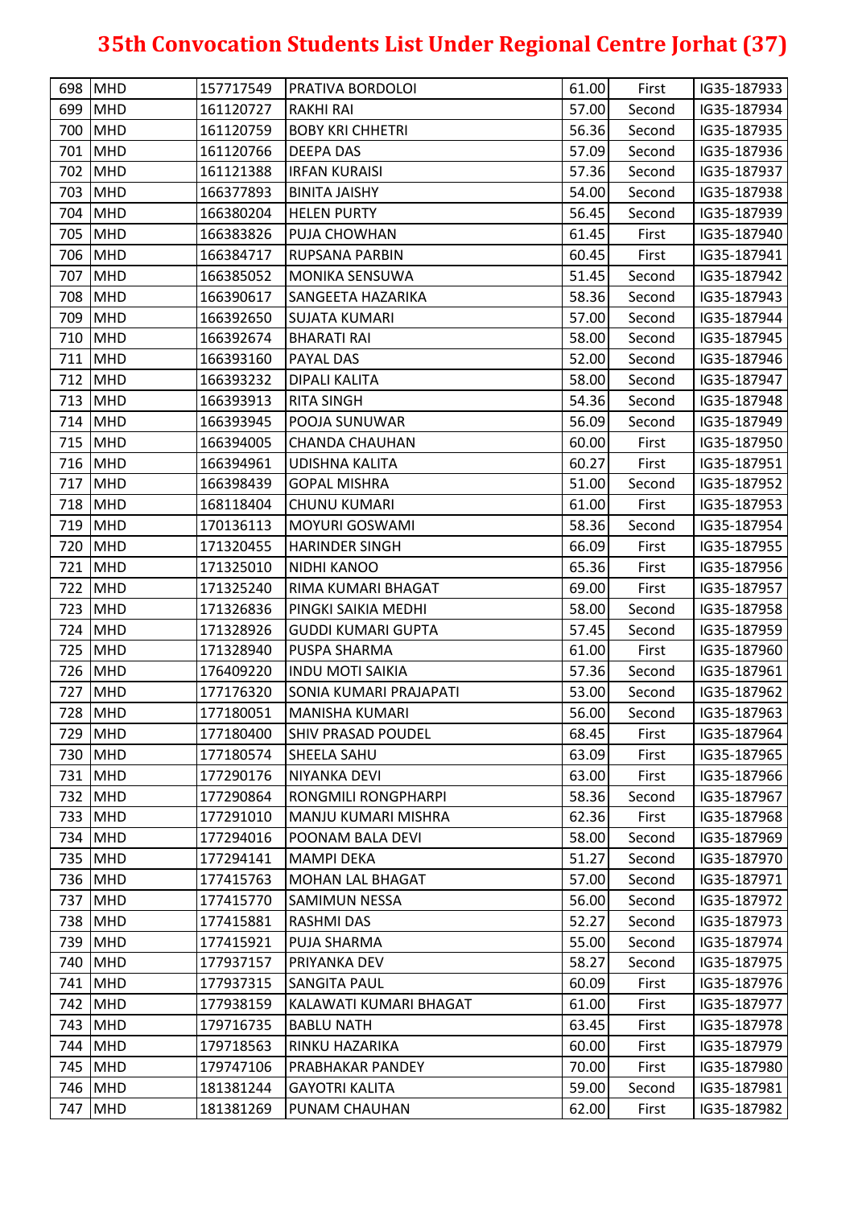# 35th Convocation Students List Under Regional Centre Jorhat (37)

| | | | | | | |
|---|---|---|---|---|---|---|
| 698 | MHD | 157717549 | PRATIVA BORDOLOI | 61.00 | First | IG35-187933 |
| 699 | MHD | 161120727 | RAKHI RAI | 57.00 | Second | IG35-187934 |
| 700 | MHD | 161120759 | BOBY KRI CHHETRI | 56.36 | Second | IG35-187935 |
| 701 | MHD | 161120766 | DEEPA DAS | 57.09 | Second | IG35-187936 |
| 702 | MHD | 161121388 | IRFAN KURAISI | 57.36 | Second | IG35-187937 |
| 703 | MHD | 166377893 | BINITA JAISHY | 54.00 | Second | IG35-187938 |
| 704 | MHD | 166380204 | HELEN PURTY | 56.45 | Second | IG35-187939 |
| 705 | MHD | 166383826 | PUJA CHOWHAN | 61.45 | First | IG35-187940 |
| 706 | MHD | 166384717 | RUPSANA PARBIN | 60.45 | First | IG35-187941 |
| 707 | MHD | 166385052 | MONIKA SENSUWA | 51.45 | Second | IG35-187942 |
| 708 | MHD | 166390617 | SANGEETA HAZARIKA | 58.36 | Second | IG35-187943 |
| 709 | MHD | 166392650 | SUJATA KUMARI | 57.00 | Second | IG35-187944 |
| 710 | MHD | 166392674 | BHARATI RAI | 58.00 | Second | IG35-187945 |
| 711 | MHD | 166393160 | PAYAL DAS | 52.00 | Second | IG35-187946 |
| 712 | MHD | 166393232 | DIPALI KALITA | 58.00 | Second | IG35-187947 |
| 713 | MHD | 166393913 | RITA SINGH | 54.36 | Second | IG35-187948 |
| 714 | MHD | 166393945 | POOJA SUNUWAR | 56.09 | Second | IG35-187949 |
| 715 | MHD | 166394005 | CHANDA CHAUHAN | 60.00 | First | IG35-187950 |
| 716 | MHD | 166394961 | UDISHNA KALITA | 60.27 | First | IG35-187951 |
| 717 | MHD | 166398439 | GOPAL MISHRA | 51.00 | Second | IG35-187952 |
| 718 | MHD | 168118404 | CHUNU KUMARI | 61.00 | First | IG35-187953 |
| 719 | MHD | 170136113 | MOYURI GOSWAMI | 58.36 | Second | IG35-187954 |
| 720 | MHD | 171320455 | HARINDER SINGH | 66.09 | First | IG35-187955 |
| 721 | MHD | 171325010 | NIDHI KANOO | 65.36 | First | IG35-187956 |
| 722 | MHD | 171325240 | RIMA KUMARI BHAGAT | 69.00 | First | IG35-187957 |
| 723 | MHD | 171326836 | PINGKI SAIKIA MEDHI | 58.00 | Second | IG35-187958 |
| 724 | MHD | 171328926 | GUDDI KUMARI GUPTA | 57.45 | Second | IG35-187959 |
| 725 | MHD | 171328940 | PUSPA SHARMA | 61.00 | First | IG35-187960 |
| 726 | MHD | 176409220 | INDU MOTI SAIKIA | 57.36 | Second | IG35-187961 |
| 727 | MHD | 177176320 | SONIA KUMARI PRAJAPATI | 53.00 | Second | IG35-187962 |
| 728 | MHD | 177180051 | MANISHA KUMARI | 56.00 | Second | IG35-187963 |
| 729 | MHD | 177180400 | SHIV PRASAD POUDEL | 68.45 | First | IG35-187964 |
| 730 | MHD | 177180574 | SHEELA SAHU | 63.09 | First | IG35-187965 |
| 731 | MHD | 177290176 | NIYANKA DEVI | 63.00 | First | IG35-187966 |
| 732 | MHD | 177290864 | RONGMILI RONGPHARPI | 58.36 | Second | IG35-187967 |
| 733 | MHD | 177291010 | MANJU KUMARI MISHRA | 62.36 | First | IG35-187968 |
| 734 | MHD | 177294016 | POONAM BALA DEVI | 58.00 | Second | IG35-187969 |
| 735 | MHD | 177294141 | MAMPI DEKA | 51.27 | Second | IG35-187970 |
| 736 | MHD | 177415763 | MOHAN LAL BHAGAT | 57.00 | Second | IG35-187971 |
| 737 | MHD | 177415770 | SAMIMUN NESSA | 56.00 | Second | IG35-187972 |
| 738 | MHD | 177415881 | RASHMI DAS | 52.27 | Second | IG35-187973 |
| 739 | MHD | 177415921 | PUJA SHARMA | 55.00 | Second | IG35-187974 |
| 740 | MHD | 177937157 | PRIYANKA DEV | 58.27 | Second | IG35-187975 |
| 741 | MHD | 177937315 | SANGITA PAUL | 60.09 | First | IG35-187976 |
| 742 | MHD | 177938159 | KALAWATI KUMARI BHAGAT | 61.00 | First | IG35-187977 |
| 743 | MHD | 179716735 | BABLU NATH | 63.45 | First | IG35-187978 |
| 744 | MHD | 179718563 | RINKU HAZARIKA | 60.00 | First | IG35-187979 |
| 745 | MHD | 179747106 | PRABHAKAR PANDEY | 70.00 | First | IG35-187980 |
| 746 | MHD | 181381244 | GAYOTRI KALITA | 59.00 | Second | IG35-187981 |
| 747 | MHD | 181381269 | PUNAM CHAUHAN | 62.00 | First | IG35-187982 |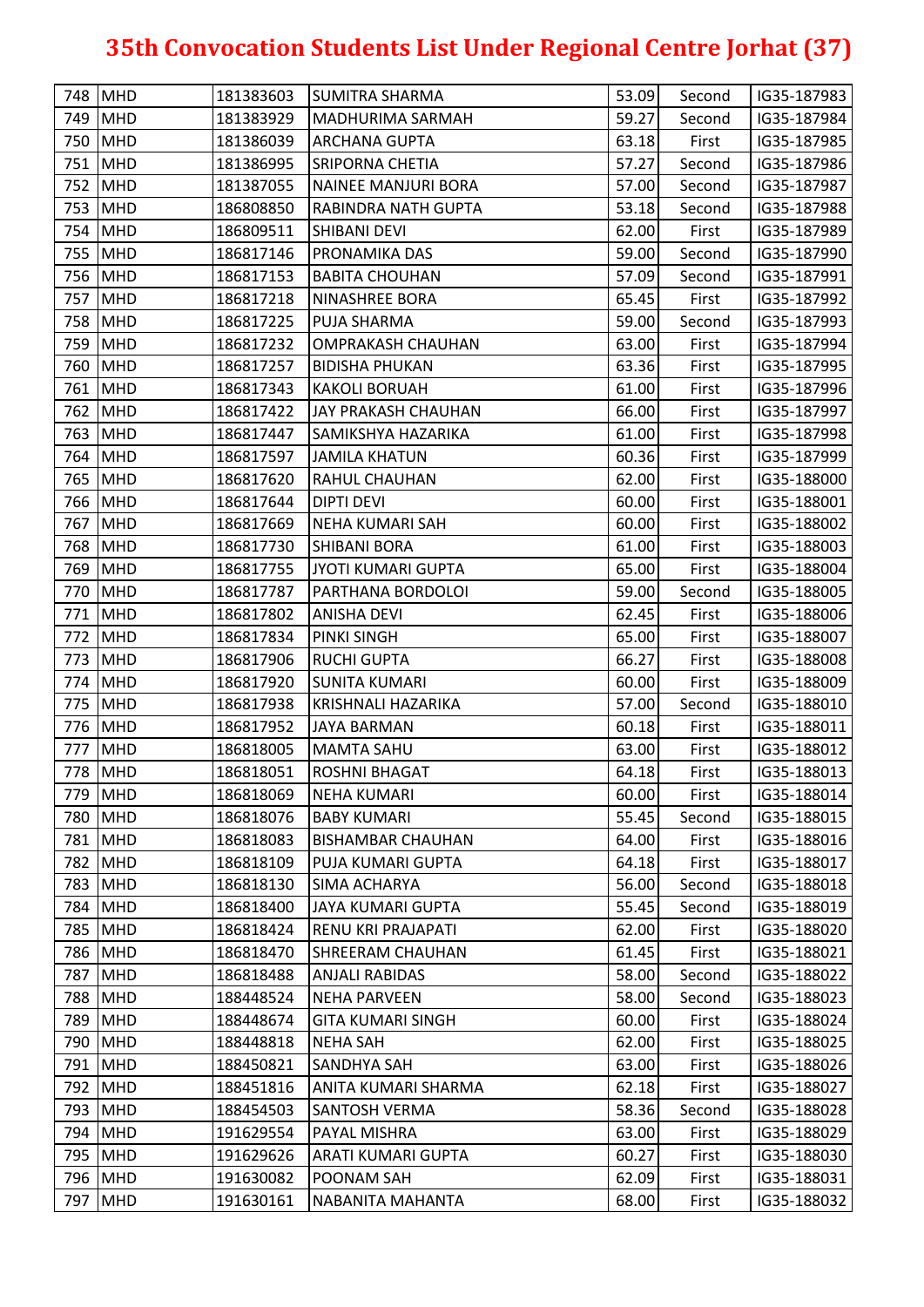# 35th Convocation Students List Under Regional Centre Jorhat (37)

| | | | | | | |
|---|---|---|---|---|---|---|
| 748 | MHD | 181383603 | SUMITRA SHARMA | 53.09 | Second | IG35-187983 |
| 749 | MHD | 181383929 | MADHURIMA SARMAH | 59.27 | Second | IG35-187984 |
| 750 | MHD | 181386039 | ARCHANA GUPTA | 63.18 | First | IG35-187985 |
| 751 | MHD | 181386995 | SRIPORNA CHETIA | 57.27 | Second | IG35-187986 |
| 752 | MHD | 181387055 | NAINEE MANJURI BORA | 57.00 | Second | IG35-187987 |
| 753 | MHD | 186808850 | RABINDRA NATH GUPTA | 53.18 | Second | IG35-187988 |
| 754 | MHD | 186809511 | SHIBANI DEVI | 62.00 | First | IG35-187989 |
| 755 | MHD | 186817146 | PRONAMIKA DAS | 59.00 | Second | IG35-187990 |
| 756 | MHD | 186817153 | BABITA CHOUHAN | 57.09 | Second | IG35-187991 |
| 757 | MHD | 186817218 | NINASHREE BORA | 65.45 | First | IG35-187992 |
| 758 | MHD | 186817225 | PUJA SHARMA | 59.00 | Second | IG35-187993 |
| 759 | MHD | 186817232 | OMPRAKASH CHAUHAN | 63.00 | First | IG35-187994 |
| 760 | MHD | 186817257 | BIDISHA PHUKAN | 63.36 | First | IG35-187995 |
| 761 | MHD | 186817343 | KAKOLI BORUAH | 61.00 | First | IG35-187996 |
| 762 | MHD | 186817422 | JAY PRAKASH CHAUHAN | 66.00 | First | IG35-187997 |
| 763 | MHD | 186817447 | SAMIKSHYA HAZARIKA | 61.00 | First | IG35-187998 |
| 764 | MHD | 186817597 | JAMILA KHATUN | 60.36 | First | IG35-187999 |
| 765 | MHD | 186817620 | RAHUL CHAUHAN | 62.00 | First | IG35-188000 |
| 766 | MHD | 186817644 | DIPTI DEVI | 60.00 | First | IG35-188001 |
| 767 | MHD | 186817669 | NEHA KUMARI SAH | 60.00 | First | IG35-188002 |
| 768 | MHD | 186817730 | SHIBANI BORA | 61.00 | First | IG35-188003 |
| 769 | MHD | 186817755 | JYOTI KUMARI GUPTA | 65.00 | First | IG35-188004 |
| 770 | MHD | 186817787 | PARTHANA BORDOLOI | 59.00 | Second | IG35-188005 |
| 771 | MHD | 186817802 | ANISHA DEVI | 62.45 | First | IG35-188006 |
| 772 | MHD | 186817834 | PINKI SINGH | 65.00 | First | IG35-188007 |
| 773 | MHD | 186817906 | RUCHI GUPTA | 66.27 | First | IG35-188008 |
| 774 | MHD | 186817920 | SUNITA KUMARI | 60.00 | First | IG35-188009 |
| 775 | MHD | 186817938 | KRISHNALI HAZARIKA | 57.00 | Second | IG35-188010 |
| 776 | MHD | 186817952 | JAYA BARMAN | 60.18 | First | IG35-188011 |
| 777 | MHD | 186818005 | MAMTA SAHU | 63.00 | First | IG35-188012 |
| 778 | MHD | 186818051 | ROSHNI BHAGAT | 64.18 | First | IG35-188013 |
| 779 | MHD | 186818069 | NEHA KUMARI | 60.00 | First | IG35-188014 |
| 780 | MHD | 186818076 | BABY KUMARI | 55.45 | Second | IG35-188015 |
| 781 | MHD | 186818083 | BISHAMBAR CHAUHAN | 64.00 | First | IG35-188016 |
| 782 | MHD | 186818109 | PUJA KUMARI GUPTA | 64.18 | First | IG35-188017 |
| 783 | MHD | 186818130 | SIMA ACHARYA | 56.00 | Second | IG35-188018 |
| 784 | MHD | 186818400 | JAYA KUMARI GUPTA | 55.45 | Second | IG35-188019 |
| 785 | MHD | 186818424 | RENU KRI PRAJAPATI | 62.00 | First | IG35-188020 |
| 786 | MHD | 186818470 | SHREERAM CHAUHAN | 61.45 | First | IG35-188021 |
| 787 | MHD | 186818488 | ANJALI RABIDAS | 58.00 | Second | IG35-188022 |
| 788 | MHD | 188448524 | NEHA PARVEEN | 58.00 | Second | IG35-188023 |
| 789 | MHD | 188448674 | GITA KUMARI SINGH | 60.00 | First | IG35-188024 |
| 790 | MHD | 188448818 | NEHA SAH | 62.00 | First | IG35-188025 |
| 791 | MHD | 188450821 | SANDHYA SAH | 63.00 | First | IG35-188026 |
| 792 | MHD | 188451816 | ANITA KUMARI SHARMA | 62.18 | First | IG35-188027 |
| 793 | MHD | 188454503 | SANTOSH VERMA | 58.36 | Second | IG35-188028 |
| 794 | MHD | 191629554 | PAYAL MISHRA | 63.00 | First | IG35-188029 |
| 795 | MHD | 191629626 | ARATI KUMARI GUPTA | 60.27 | First | IG35-188030 |
| 796 | MHD | 191630082 | POONAM SAH | 62.09 | First | IG35-188031 |
| 797 | MHD | 191630161 | NABANITA MAHANTA | 68.00 | First | IG35-188032 |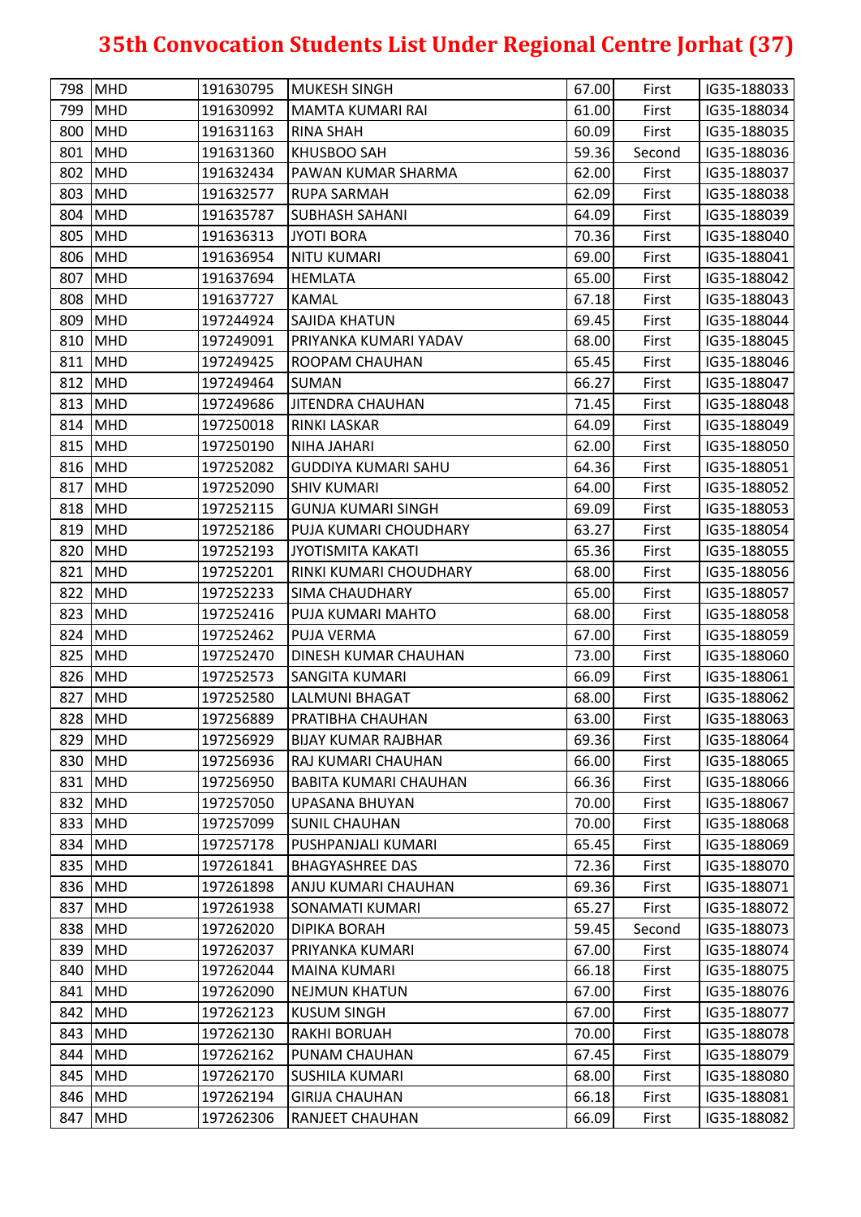# 35th Convocation Students List Under Regional Centre Jorhat (37)

| | | | | | | |
|---|---|---|---|---|---|---|
| 798 | MHD | 191630795 | MUKESH SINGH | 67.00 | First | IG35-188033 |
| 799 | MHD | 191630992 | MAMTA KUMARI RAI | 61.00 | First | IG35-188034 |
| 800 | MHD | 191631163 | RINA SHAH | 60.09 | First | IG35-188035 |
| 801 | MHD | 191631360 | KHUSBOO SAH | 59.36 | Second | IG35-188036 |
| 802 | MHD | 191632434 | PAWAN KUMAR SHARMA | 62.00 | First | IG35-188037 |
| 803 | MHD | 191632577 | RUPA SARMAH | 62.09 | First | IG35-188038 |
| 804 | MHD | 191635787 | SUBHASH SAHANI | 64.09 | First | IG35-188039 |
| 805 | MHD | 191636313 | JYOTI BORA | 70.36 | First | IG35-188040 |
| 806 | MHD | 191636954 | NITU KUMARI | 69.00 | First | IG35-188041 |
| 807 | MHD | 191637694 | HEMLATA | 65.00 | First | IG35-188042 |
| 808 | MHD | 191637727 | KAMAL | 67.18 | First | IG35-188043 |
| 809 | MHD | 197244924 | SAJIDA KHATUN | 69.45 | First | IG35-188044 |
| 810 | MHD | 197249091 | PRIYANKA KUMARI YADAV | 68.00 | First | IG35-188045 |
| 811 | MHD | 197249425 | ROOPAM CHAUHAN | 65.45 | First | IG35-188046 |
| 812 | MHD | 197249464 | SUMAN | 66.27 | First | IG35-188047 |
| 813 | MHD | 197249686 | JITENDRA CHAUHAN | 71.45 | First | IG35-188048 |
| 814 | MHD | 197250018 | RINKI LASKAR | 64.09 | First | IG35-188049 |
| 815 | MHD | 197250190 | NIHA JAHARI | 62.00 | First | IG35-188050 |
| 816 | MHD | 197252082 | GUDDIYA KUMARI SAHU | 64.36 | First | IG35-188051 |
| 817 | MHD | 197252090 | SHIV KUMARI | 64.00 | First | IG35-188052 |
| 818 | MHD | 197252115 | GUNJA KUMARI SINGH | 69.09 | First | IG35-188053 |
| 819 | MHD | 197252186 | PUJA KUMARI CHOUDHARY | 63.27 | First | IG35-188054 |
| 820 | MHD | 197252193 | JYOTISMITA KAKATI | 65.36 | First | IG35-188055 |
| 821 | MHD | 197252201 | RINKI KUMARI CHOUDHARY | 68.00 | First | IG35-188056 |
| 822 | MHD | 197252233 | SIMA CHAUDHARY | 65.00 | First | IG35-188057 |
| 823 | MHD | 197252416 | PUJA KUMARI MAHTO | 68.00 | First | IG35-188058 |
| 824 | MHD | 197252462 | PUJA VERMA | 67.00 | First | IG35-188059 |
| 825 | MHD | 197252470 | DINESH KUMAR CHAUHAN | 73.00 | First | IG35-188060 |
| 826 | MHD | 197252573 | SANGITA KUMARI | 66.09 | First | IG35-188061 |
| 827 | MHD | 197252580 | LALMUNI BHAGAT | 68.00 | First | IG35-188062 |
| 828 | MHD | 197256889 | PRATIBHA CHAUHAN | 63.00 | First | IG35-188063 |
| 829 | MHD | 197256929 | BIJAY KUMAR RAJBHAR | 69.36 | First | IG35-188064 |
| 830 | MHD | 197256936 | RAJ KUMARI CHAUHAN | 66.00 | First | IG35-188065 |
| 831 | MHD | 197256950 | BABITA KUMARI CHAUHAN | 66.36 | First | IG35-188066 |
| 832 | MHD | 197257050 | UPASANA BHUYAN | 70.00 | First | IG35-188067 |
| 833 | MHD | 197257099 | SUNIL CHAUHAN | 70.00 | First | IG35-188068 |
| 834 | MHD | 197257178 | PUSHPANJALI KUMARI | 65.45 | First | IG35-188069 |
| 835 | MHD | 197261841 | BHAGYASHREE DAS | 72.36 | First | IG35-188070 |
| 836 | MHD | 197261898 | ANJU KUMARI CHAUHAN | 69.36 | First | IG35-188071 |
| 837 | MHD | 197261938 | SONAMATI KUMARI | 65.27 | First | IG35-188072 |
| 838 | MHD | 197262020 | DIPIKA BORAH | 59.45 | Second | IG35-188073 |
| 839 | MHD | 197262037 | PRIYANKA KUMARI | 67.00 | First | IG35-188074 |
| 840 | MHD | 197262044 | MAINA KUMARI | 66.18 | First | IG35-188075 |
| 841 | MHD | 197262090 | NEJMUN KHATUN | 67.00 | First | IG35-188076 |
| 842 | MHD | 197262123 | KUSUM SINGH | 67.00 | First | IG35-188077 |
| 843 | MHD | 197262130 | RAKHI BORUAH | 70.00 | First | IG35-188078 |
| 844 | MHD | 197262162 | PUNAM CHAUHAN | 67.45 | First | IG35-188079 |
| 845 | MHD | 197262170 | SUSHILA KUMARI | 68.00 | First | IG35-188080 |
| 846 | MHD | 197262194 | GIRIJA CHAUHAN | 66.18 | First | IG35-188081 |
| 847 | MHD | 197262306 | RANJEET CHAUHAN | 66.09 | First | IG35-188082 |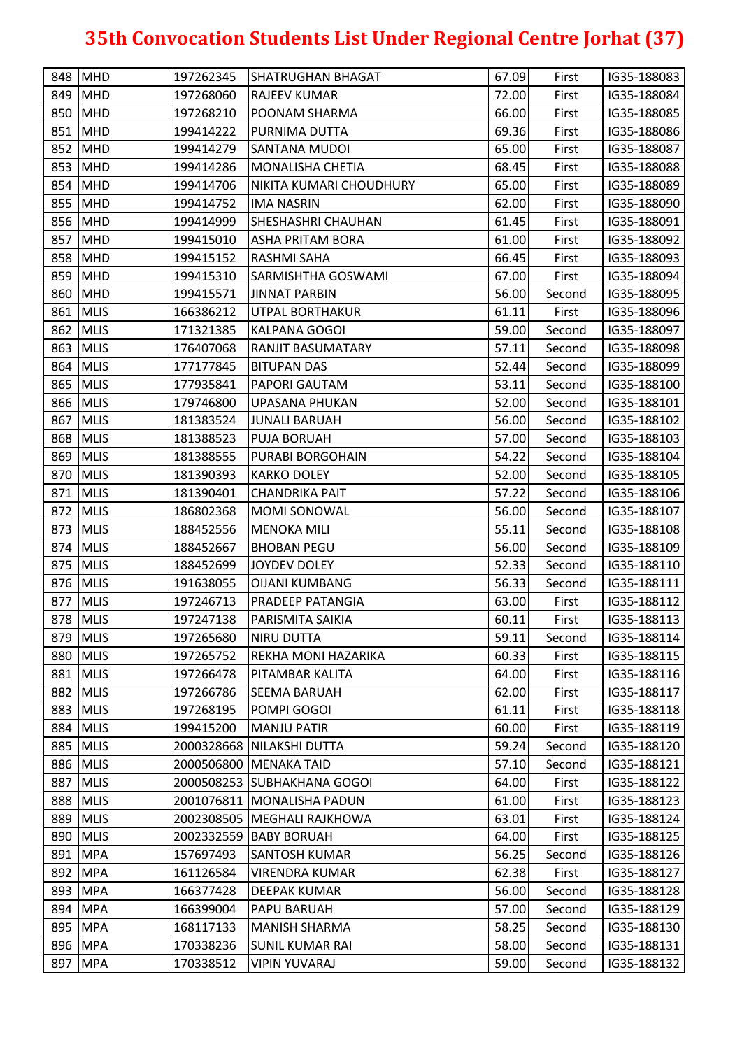# 35th Convocation Students List Under Regional Centre Jorhat (37)

| | | | | | | |
|---|---|---|---|---|---|---|
| 848 | MHD | 197262345 | SHATRUGHAN BHAGAT | 67.09 | First | IG35-188083 |
| 849 | MHD | 197268060 | RAJEEV KUMAR | 72.00 | First | IG35-188084 |
| 850 | MHD | 197268210 | POONAM SHARMA | 66.00 | First | IG35-188085 |
| 851 | MHD | 199414222 | PURNIMA DUTTA | 69.36 | First | IG35-188086 |
| 852 | MHD | 199414279 | SANTANA MUDOI | 65.00 | First | IG35-188087 |
| 853 | MHD | 199414286 | MONALISHA CHETIA | 68.45 | First | IG35-188088 |
| 854 | MHD | 199414706 | NIKITA KUMARI CHOUDHURY | 65.00 | First | IG35-188089 |
| 855 | MHD | 199414752 | IMA NASRIN | 62.00 | First | IG35-188090 |
| 856 | MHD | 199414999 | SHESHASHRI CHAUHAN | 61.45 | First | IG35-188091 |
| 857 | MHD | 199415010 | ASHA PRITAM BORA | 61.00 | First | IG35-188092 |
| 858 | MHD | 199415152 | RASHMI SAHA | 66.45 | First | IG35-188093 |
| 859 | MHD | 199415310 | SARMISHTHA GOSWAMI | 67.00 | First | IG35-188094 |
| 860 | MHD | 199415571 | JINNAT PARBIN | 56.00 | Second | IG35-188095 |
| 861 | MLIS | 166386212 | UTPAL BORTHAKUR | 61.11 | First | IG35-188096 |
| 862 | MLIS | 171321385 | KALPANA GOGOI | 59.00 | Second | IG35-188097 |
| 863 | MLIS | 176407068 | RANJIT BASUMATARY | 57.11 | Second | IG35-188098 |
| 864 | MLIS | 177177845 | BITUPAN DAS | 52.44 | Second | IG35-188099 |
| 865 | MLIS | 177935841 | PAPORI GAUTAM | 53.11 | Second | IG35-188100 |
| 866 | MLIS | 179746800 | UPASANA PHUKAN | 52.00 | Second | IG35-188101 |
| 867 | MLIS | 181383524 | JUNALI BARUAH | 56.00 | Second | IG35-188102 |
| 868 | MLIS | 181388523 | PUJA BORUAH | 57.00 | Second | IG35-188103 |
| 869 | MLIS | 181388555 | PURABI BORGOHAIN | 54.22 | Second | IG35-188104 |
| 870 | MLIS | 181390393 | KARKO DOLEY | 52.00 | Second | IG35-188105 |
| 871 | MLIS | 181390401 | CHANDRIKA PAIT | 57.22 | Second | IG35-188106 |
| 872 | MLIS | 186802368 | MOMI SONOWAL | 56.00 | Second | IG35-188107 |
| 873 | MLIS | 188452556 | MENOKA MILI | 55.11 | Second | IG35-188108 |
| 874 | MLIS | 188452667 | BHOBAN PEGU | 56.00 | Second | IG35-188109 |
| 875 | MLIS | 188452699 | JOYDEV DOLEY | 52.33 | Second | IG35-188110 |
| 876 | MLIS | 191638055 | OIJANI KUMBANG | 56.33 | Second | IG35-188111 |
| 877 | MLIS | 197246713 | PRADEEP PATANGIA | 63.00 | First | IG35-188112 |
| 878 | MLIS | 197247138 | PARISMITA SAIKIA | 60.11 | First | IG35-188113 |
| 879 | MLIS | 197265680 | NIRU DUTTA | 59.11 | Second | IG35-188114 |
| 880 | MLIS | 197265752 | REKHA MONI HAZARIKA | 60.33 | First | IG35-188115 |
| 881 | MLIS | 197266478 | PITAMBAR KALITA | 64.00 | First | IG35-188116 |
| 882 | MLIS | 197266786 | SEEMA BARUAH | 62.00 | First | IG35-188117 |
| 883 | MLIS | 197268195 | POMPI GOGOI | 61.11 | First | IG35-188118 |
| 884 | MLIS | 199415200 | MANJU PATIR | 60.00 | First | IG35-188119 |
| 885 | MLIS | 2000328668 | NILAKSHI DUTTA | 59.24 | Second | IG35-188120 |
| 886 | MLIS | 2000506800 | MENAKA TAID | 57.10 | Second | IG35-188121 |
| 887 | MLIS | 2000508253 | SUBHAKHANA GOGOI | 64.00 | First | IG35-188122 |
| 888 | MLIS | 2001076811 | MONALISHA PADUN | 61.00 | First | IG35-188123 |
| 889 | MLIS | 2002308505 | MEGHALI RAJKHOWA | 63.01 | First | IG35-188124 |
| 890 | MLIS | 2002332559 | BABY BORUAH | 64.00 | First | IG35-188125 |
| 891 | MPA | 157697493 | SANTOSH KUMAR | 56.25 | Second | IG35-188126 |
| 892 | MPA | 161126584 | VIRENDRA KUMAR | 62.38 | First | IG35-188127 |
| 893 | MPA | 166377428 | DEEPAK KUMAR | 56.00 | Second | IG35-188128 |
| 894 | MPA | 166399004 | PAPU BARUAH | 57.00 | Second | IG35-188129 |
| 895 | MPA | 168117133 | MANISH SHARMA | 58.25 | Second | IG35-188130 |
| 896 | MPA | 170338236 | SUNIL KUMAR RAI | 58.00 | Second | IG35-188131 |
| 897 | MPA | 170338512 | VIPIN YUVARAJ | 59.00 | Second | IG35-188132 |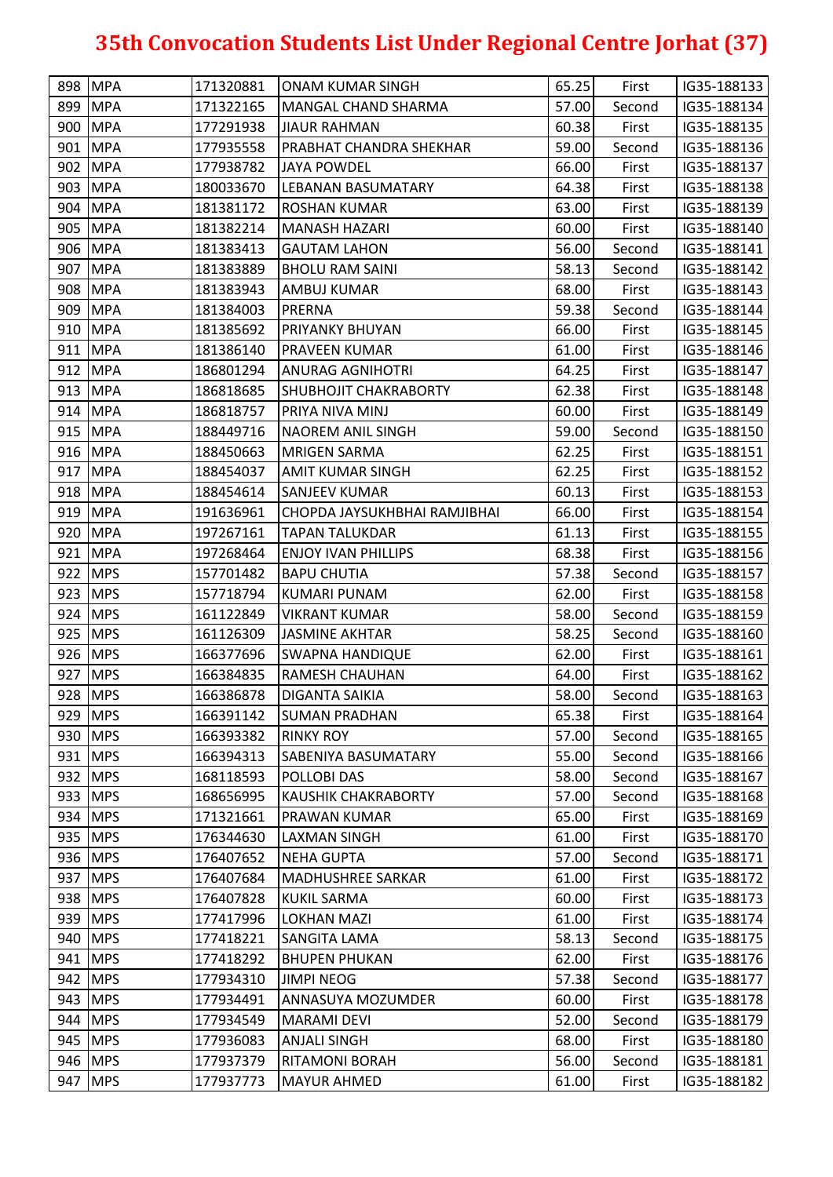# 35th Convocation Students List Under Regional Centre Jorhat (37)

| | | | | | | |
|---|---|---|---|---|---|---|
| 898 | MPA | 171320881 | ONAM KUMAR SINGH | 65.25 | First | IG35-188133 |
| 899 | MPA | 171322165 | MANGAL CHAND SHARMA | 57.00 | Second | IG35-188134 |
| 900 | MPA | 177291938 | JIAUR RAHMAN | 60.38 | First | IG35-188135 |
| 901 | MPA | 177935558 | PRABHAT CHANDRA SHEKHAR | 59.00 | Second | IG35-188136 |
| 902 | MPA | 177938782 | JAYA POWDEL | 66.00 | First | IG35-188137 |
| 903 | MPA | 180033670 | LEBANAN BASUMATARY | 64.38 | First | IG35-188138 |
| 904 | MPA | 181381172 | ROSHAN KUMAR | 63.00 | First | IG35-188139 |
| 905 | MPA | 181382214 | MANASH HAZARI | 60.00 | First | IG35-188140 |
| 906 | MPA | 181383413 | GAUTAM LAHON | 56.00 | Second | IG35-188141 |
| 907 | MPA | 181383889 | BHOLU RAM SAINI | 58.13 | Second | IG35-188142 |
| 908 | MPA | 181383943 | AMBUJ KUMAR | 68.00 | First | IG35-188143 |
| 909 | MPA | 181384003 | PRERNA | 59.38 | Second | IG35-188144 |
| 910 | MPA | 181385692 | PRIYANKY BHUYAN | 66.00 | First | IG35-188145 |
| 911 | MPA | 181386140 | PRAVEEN KUMAR | 61.00 | First | IG35-188146 |
| 912 | MPA | 186801294 | ANURAG AGNIHOTRI | 64.25 | First | IG35-188147 |
| 913 | MPA | 186818685 | SHUBHOJIT CHAKRABORTY | 62.38 | First | IG35-188148 |
| 914 | MPA | 186818757 | PRIYA NIVA MINJ | 60.00 | First | IG35-188149 |
| 915 | MPA | 188449716 | NAOREM ANIL SINGH | 59.00 | Second | IG35-188150 |
| 916 | MPA | 188450663 | MRIGEN SARMA | 62.25 | First | IG35-188151 |
| 917 | MPA | 188454037 | AMIT KUMAR SINGH | 62.25 | First | IG35-188152 |
| 918 | MPA | 188454614 | SANJEEV KUMAR | 60.13 | First | IG35-188153 |
| 919 | MPA | 191636961 | CHOPDA JAYSUKHBHAI RAMJIBHAI | 66.00 | First | IG35-188154 |
| 920 | MPA | 197267161 | TAPAN TALUKDAR | 61.13 | First | IG35-188155 |
| 921 | MPA | 197268464 | ENJOY IVAN PHILLIPS | 68.38 | First | IG35-188156 |
| 922 | MPS | 157701482 | BAPU CHUTIA | 57.38 | Second | IG35-188157 |
| 923 | MPS | 157718794 | KUMARI PUNAM | 62.00 | First | IG35-188158 |
| 924 | MPS | 161122849 | VIKRANT KUMAR | 58.00 | Second | IG35-188159 |
| 925 | MPS | 161126309 | JASMINE AKHTAR | 58.25 | Second | IG35-188160 |
| 926 | MPS | 166377696 | SWAPNA HANDIQUE | 62.00 | First | IG35-188161 |
| 927 | MPS | 166384835 | RAMESH CHAUHAN | 64.00 | First | IG35-188162 |
| 928 | MPS | 166386878 | DIGANTA SAIKIA | 58.00 | Second | IG35-188163 |
| 929 | MPS | 166391142 | SUMAN PRADHAN | 65.38 | First | IG35-188164 |
| 930 | MPS | 166393382 | RINKY ROY | 57.00 | Second | IG35-188165 |
| 931 | MPS | 166394313 | SABENIYA BASUMATARY | 55.00 | Second | IG35-188166 |
| 932 | MPS | 168118593 | POLLOBI DAS | 58.00 | Second | IG35-188167 |
| 933 | MPS | 168656995 | KAUSHIK CHAKRABORTY | 57.00 | Second | IG35-188168 |
| 934 | MPS | 171321661 | PRAWAN KUMAR | 65.00 | First | IG35-188169 |
| 935 | MPS | 176344630 | LAXMAN SINGH | 61.00 | First | IG35-188170 |
| 936 | MPS | 176407652 | NEHA GUPTA | 57.00 | Second | IG35-188171 |
| 937 | MPS | 176407684 | MADHUSHREE SARKAR | 61.00 | First | IG35-188172 |
| 938 | MPS | 176407828 | KUKIL SARMA | 60.00 | First | IG35-188173 |
| 939 | MPS | 177417996 | LOKHAN MAZI | 61.00 | First | IG35-188174 |
| 940 | MPS | 177418221 | SANGITA LAMA | 58.13 | Second | IG35-188175 |
| 941 | MPS | 177418292 | BHUPEN PHUKAN | 62.00 | First | IG35-188176 |
| 942 | MPS | 177934310 | JIMPI NEOG | 57.38 | Second | IG35-188177 |
| 943 | MPS | 177934491 | ANNASUYA MOZUMDER | 60.00 | First | IG35-188178 |
| 944 | MPS | 177934549 | MARAMI DEVI | 52.00 | Second | IG35-188179 |
| 945 | MPS | 177936083 | ANJALI SINGH | 68.00 | First | IG35-188180 |
| 946 | MPS | 177937379 | RITAMONI BORAH | 56.00 | Second | IG35-188181 |
| 947 | MPS | 177937773 | MAYUR AHMED | 61.00 | First | IG35-188182 |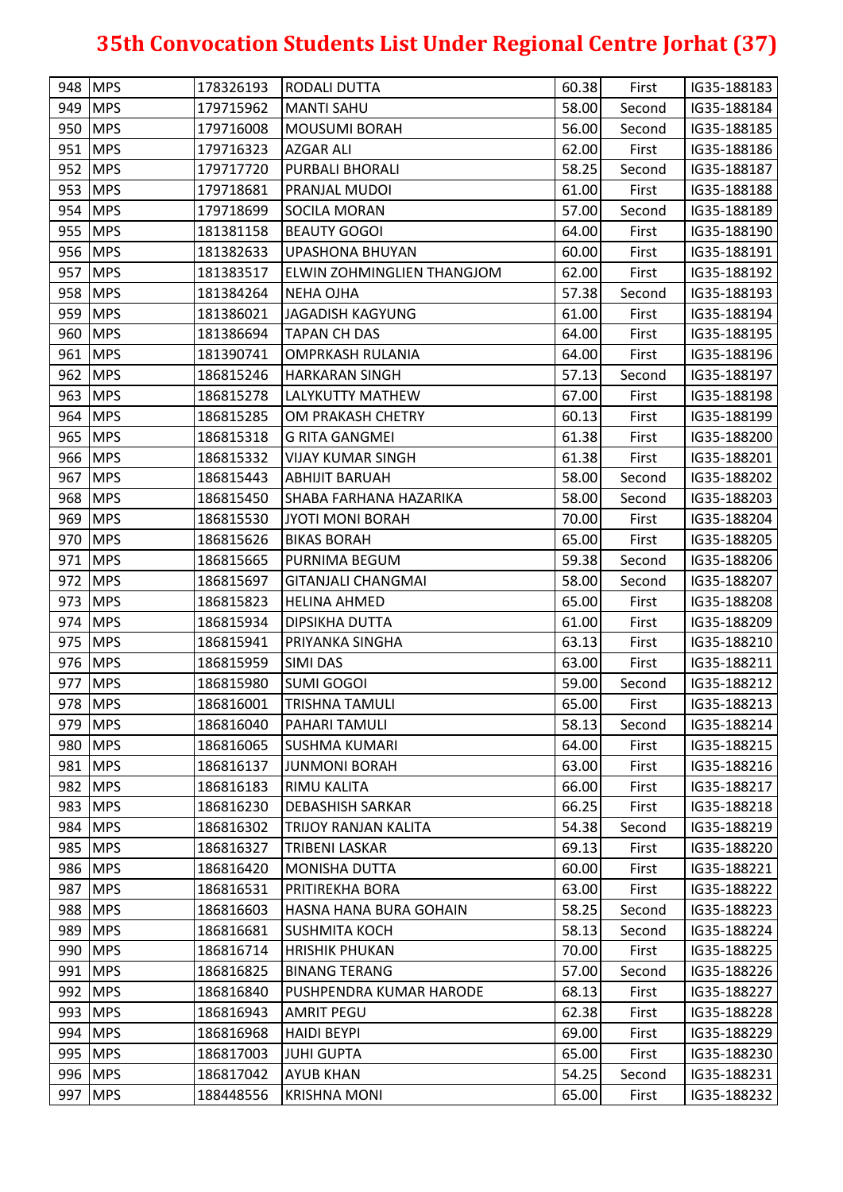# 35th Convocation Students List Under Regional Centre Jorhat (37)

| | | | | | | |
|---|---|---|---|---|---|---|
| 948 | MPS | 178326193 | RODALI DUTTA | 60.38 | First | IG35-188183 |
| 949 | MPS | 179715962 | MANTI SAHU | 58.00 | Second | IG35-188184 |
| 950 | MPS | 179716008 | MOUSUMI BORAH | 56.00 | Second | IG35-188185 |
| 951 | MPS | 179716323 | AZGAR ALI | 62.00 | First | IG35-188186 |
| 952 | MPS | 179717720 | PURBALI BHORALI | 58.25 | Second | IG35-188187 |
| 953 | MPS | 179718681 | PRANJAL MUDOI | 61.00 | First | IG35-188188 |
| 954 | MPS | 179718699 | SOCILA MORAN | 57.00 | Second | IG35-188189 |
| 955 | MPS | 181381158 | BEAUTY GOGOI | 64.00 | First | IG35-188190 |
| 956 | MPS | 181382633 | UPASHONA BHUYAN | 60.00 | First | IG35-188191 |
| 957 | MPS | 181383517 | ELWIN ZOHMINGLIEN THANGJOM | 62.00 | First | IG35-188192 |
| 958 | MPS | 181384264 | NEHA OJHA | 57.38 | Second | IG35-188193 |
| 959 | MPS | 181386021 | JAGADISH KAGYUNG | 61.00 | First | IG35-188194 |
| 960 | MPS | 181386694 | TAPAN CH DAS | 64.00 | First | IG35-188195 |
| 961 | MPS | 181390741 | OMPRKASH RULANIA | 64.00 | First | IG35-188196 |
| 962 | MPS | 186815246 | HARKARAN SINGH | 57.13 | Second | IG35-188197 |
| 963 | MPS | 186815278 | LALYKUTTY MATHEW | 67.00 | First | IG35-188198 |
| 964 | MPS | 186815285 | OM PRAKASH CHETRY | 60.13 | First | IG35-188199 |
| 965 | MPS | 186815318 | G RITA GANGMEI | 61.38 | First | IG35-188200 |
| 966 | MPS | 186815332 | VIJAY KUMAR SINGH | 61.38 | First | IG35-188201 |
| 967 | MPS | 186815443 | ABHIJIT BARUAH | 58.00 | Second | IG35-188202 |
| 968 | MPS | 186815450 | SHABA FARHANA HAZARIKA | 58.00 | Second | IG35-188203 |
| 969 | MPS | 186815530 | JYOTI MONI BORAH | 70.00 | First | IG35-188204 |
| 970 | MPS | 186815626 | BIKAS BORAH | 65.00 | First | IG35-188205 |
| 971 | MPS | 186815665 | PURNIMA BEGUM | 59.38 | Second | IG35-188206 |
| 972 | MPS | 186815697 | GITANJALI CHANGMAI | 58.00 | Second | IG35-188207 |
| 973 | MPS | 186815823 | HELINA AHMED | 65.00 | First | IG35-188208 |
| 974 | MPS | 186815934 | DIPSIKHA DUTTA | 61.00 | First | IG35-188209 |
| 975 | MPS | 186815941 | PRIYANKA SINGHA | 63.13 | First | IG35-188210 |
| 976 | MPS | 186815959 | SIMI DAS | 63.00 | First | IG35-188211 |
| 977 | MPS | 186815980 | SUMI GOGOI | 59.00 | Second | IG35-188212 |
| 978 | MPS | 186816001 | TRISHNA TAMULI | 65.00 | First | IG35-188213 |
| 979 | MPS | 186816040 | PAHARI TAMULI | 58.13 | Second | IG35-188214 |
| 980 | MPS | 186816065 | SUSHMA KUMARI | 64.00 | First | IG35-188215 |
| 981 | MPS | 186816137 | JUNMONI BORAH | 63.00 | First | IG35-188216 |
| 982 | MPS | 186816183 | RIMU KALITA | 66.00 | First | IG35-188217 |
| 983 | MPS | 186816230 | DEBASHISH SARKAR | 66.25 | First | IG35-188218 |
| 984 | MPS | 186816302 | TRIJOY RANJAN KALITA | 54.38 | Second | IG35-188219 |
| 985 | MPS | 186816327 | TRIBENI LASKAR | 69.13 | First | IG35-188220 |
| 986 | MPS | 186816420 | MONISHA DUTTA | 60.00 | First | IG35-188221 |
| 987 | MPS | 186816531 | PRITIREKHA BORA | 63.00 | First | IG35-188222 |
| 988 | MPS | 186816603 | HASNA HANA BURA GOHAIN | 58.25 | Second | IG35-188223 |
| 989 | MPS | 186816681 | SUSHMITA KOCH | 58.13 | Second | IG35-188224 |
| 990 | MPS | 186816714 | HRISHIK PHUKAN | 70.00 | First | IG35-188225 |
| 991 | MPS | 186816825 | BINANG TERANG | 57.00 | Second | IG35-188226 |
| 992 | MPS | 186816840 | PUSHPENDRA KUMAR HARODE | 68.13 | First | IG35-188227 |
| 993 | MPS | 186816943 | AMRIT PEGU | 62.38 | First | IG35-188228 |
| 994 | MPS | 186816968 | HAIDI BEYPI | 69.00 | First | IG35-188229 |
| 995 | MPS | 186817003 | JUHI GUPTA | 65.00 | First | IG35-188230 |
| 996 | MPS | 186817042 | AYUB KHAN | 54.25 | Second | IG35-188231 |
| 997 | MPS | 188448556 | KRISHNA MONI | 65.00 | First | IG35-188232 |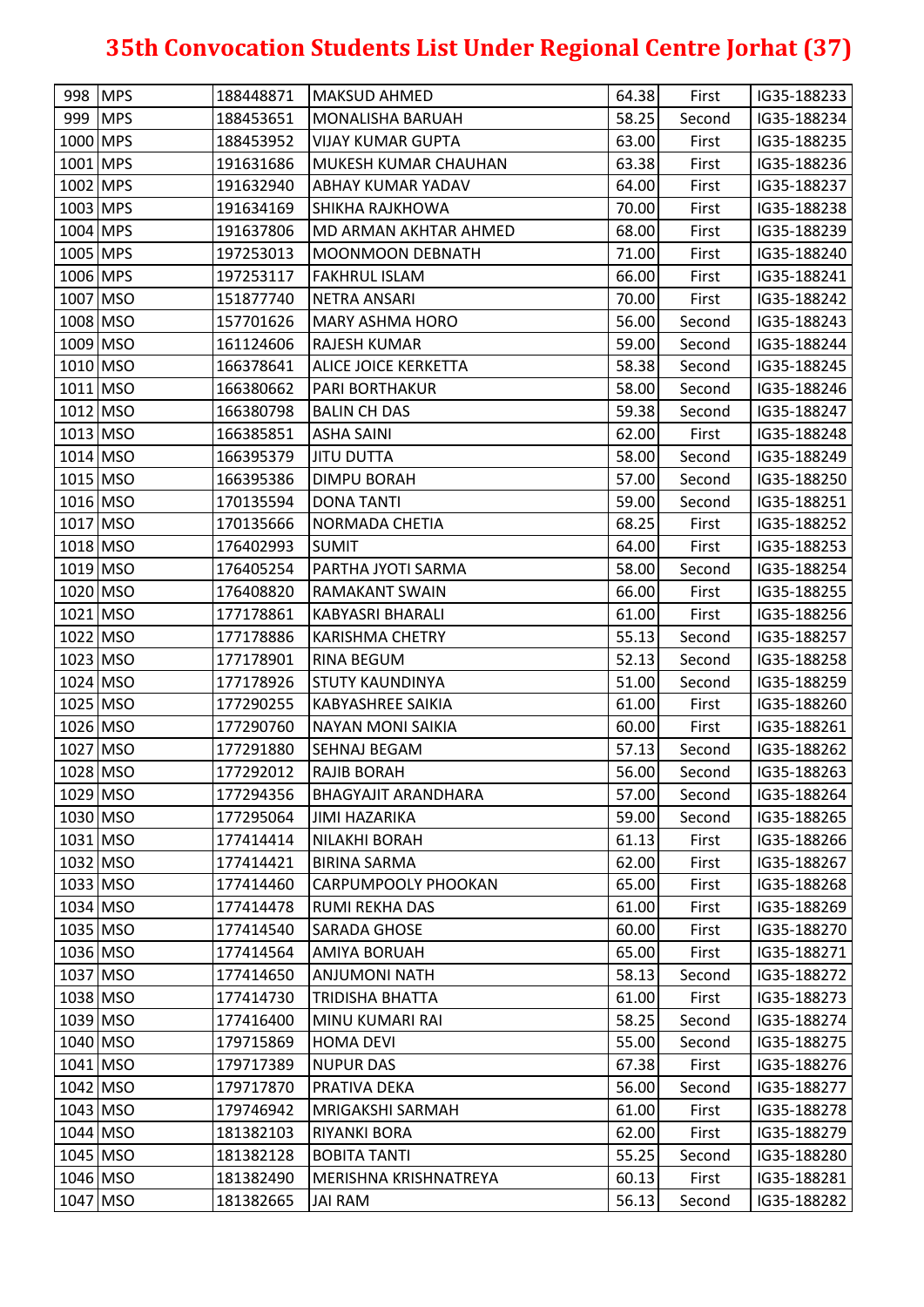# 35th Convocation Students List Under Regional Centre Jorhat (37)

| | | | | | | |
|---|---|---|---|---|---|---|
| 998 | MPS | 188448871 | MAKSUD AHMED | 64.38 | First | IG35-188233 |
| 999 | MPS | 188453651 | MONALISHA BARUAH | 58.25 | Second | IG35-188234 |
| 1000 | MPS | 188453952 | VIJAY KUMAR GUPTA | 63.00 | First | IG35-188235 |
| 1001 | MPS | 191631686 | MUKESH KUMAR CHAUHAN | 63.38 | First | IG35-188236 |
| 1002 | MPS | 191632940 | ABHAY KUMAR YADAV | 64.00 | First | IG35-188237 |
| 1003 | MPS | 191634169 | SHIKHA RAJKHOWA | 70.00 | First | IG35-188238 |
| 1004 | MPS | 191637806 | MD ARMAN AKHTAR AHMED | 68.00 | First | IG35-188239 |
| 1005 | MPS | 197253013 | MOONMOON DEBNATH | 71.00 | First | IG35-188240 |
| 1006 | MPS | 197253117 | FAKHRUL ISLAM | 66.00 | First | IG35-188241 |
| 1007 | MSO | 151877740 | NETRA ANSARI | 70.00 | First | IG35-188242 |
| 1008 | MSO | 157701626 | MARY ASHMA HORO | 56.00 | Second | IG35-188243 |
| 1009 | MSO | 161124606 | RAJESH KUMAR | 59.00 | Second | IG35-188244 |
| 1010 | MSO | 166378641 | ALICE JOICE KERKETTA | 58.38 | Second | IG35-188245 |
| 1011 | MSO | 166380662 | PARI BORTHAKUR | 58.00 | Second | IG35-188246 |
| 1012 | MSO | 166380798 | BALIN CH DAS | 59.38 | Second | IG35-188247 |
| 1013 | MSO | 166385851 | ASHA SAINI | 62.00 | First | IG35-188248 |
| 1014 | MSO | 166395379 | JITU DUTTA | 58.00 | Second | IG35-188249 |
| 1015 | MSO | 166395386 | DIMPU BORAH | 57.00 | Second | IG35-188250 |
| 1016 | MSO | 170135594 | DONA TANTI | 59.00 | Second | IG35-188251 |
| 1017 | MSO | 170135666 | NORMADA CHETIA | 68.25 | First | IG35-188252 |
| 1018 | MSO | 176402993 | SUMIT | 64.00 | First | IG35-188253 |
| 1019 | MSO | 176405254 | PARTHA JYOTI SARMA | 58.00 | Second | IG35-188254 |
| 1020 | MSO | 176408820 | RAMAKANT SWAIN | 66.00 | First | IG35-188255 |
| 1021 | MSO | 177178861 | KABYASRI BHARALI | 61.00 | First | IG35-188256 |
| 1022 | MSO | 177178886 | KARISHMA CHETRY | 55.13 | Second | IG35-188257 |
| 1023 | MSO | 177178901 | RINA BEGUM | 52.13 | Second | IG35-188258 |
| 1024 | MSO | 177178926 | STUTY KAUNDINYA | 51.00 | Second | IG35-188259 |
| 1025 | MSO | 177290255 | KABYASHREE SAIKIA | 61.00 | First | IG35-188260 |
| 1026 | MSO | 177290760 | NAYAN MONI SAIKIA | 60.00 | First | IG35-188261 |
| 1027 | MSO | 177291880 | SEHNAJ BEGAM | 57.13 | Second | IG35-188262 |
| 1028 | MSO | 177292012 | RAJIB BORAH | 56.00 | Second | IG35-188263 |
| 1029 | MSO | 177294356 | BHAGYAJIT ARANDHARA | 57.00 | Second | IG35-188264 |
| 1030 | MSO | 177295064 | JIMI HAZARIKA | 59.00 | Second | IG35-188265 |
| 1031 | MSO | 177414414 | NILAKHI BORAH | 61.13 | First | IG35-188266 |
| 1032 | MSO | 177414421 | BIRINA SARMA | 62.00 | First | IG35-188267 |
| 1033 | MSO | 177414460 | CARPUMPOOLY PHOOKAN | 65.00 | First | IG35-188268 |
| 1034 | MSO | 177414478 | RUMI REKHA DAS | 61.00 | First | IG35-188269 |
| 1035 | MSO | 177414540 | SARADA GHOSE | 60.00 | First | IG35-188270 |
| 1036 | MSO | 177414564 | AMIYA BORUAH | 65.00 | First | IG35-188271 |
| 1037 | MSO | 177414650 | ANJUMONI NATH | 58.13 | Second | IG35-188272 |
| 1038 | MSO | 177414730 | TRIDISHA BHATTA | 61.00 | First | IG35-188273 |
| 1039 | MSO | 177416400 | MINU KUMARI RAI | 58.25 | Second | IG35-188274 |
| 1040 | MSO | 179715869 | HOMA DEVI | 55.00 | Second | IG35-188275 |
| 1041 | MSO | 179717389 | NUPUR DAS | 67.38 | First | IG35-188276 |
| 1042 | MSO | 179717870 | PRATIVA DEKA | 56.00 | Second | IG35-188277 |
| 1043 | MSO | 179746942 | MRIGAKSHI SARMAH | 61.00 | First | IG35-188278 |
| 1044 | MSO | 181382103 | RIYANKI BORA | 62.00 | First | IG35-188279 |
| 1045 | MSO | 181382128 | BOBITA TANTI | 55.25 | Second | IG35-188280 |
| 1046 | MSO | 181382490 | MERISHNA KRISHNATREYA | 60.13 | First | IG35-188281 |
| 1047 | MSO | 181382665 | JAI RAM | 56.13 | Second | IG35-188282 |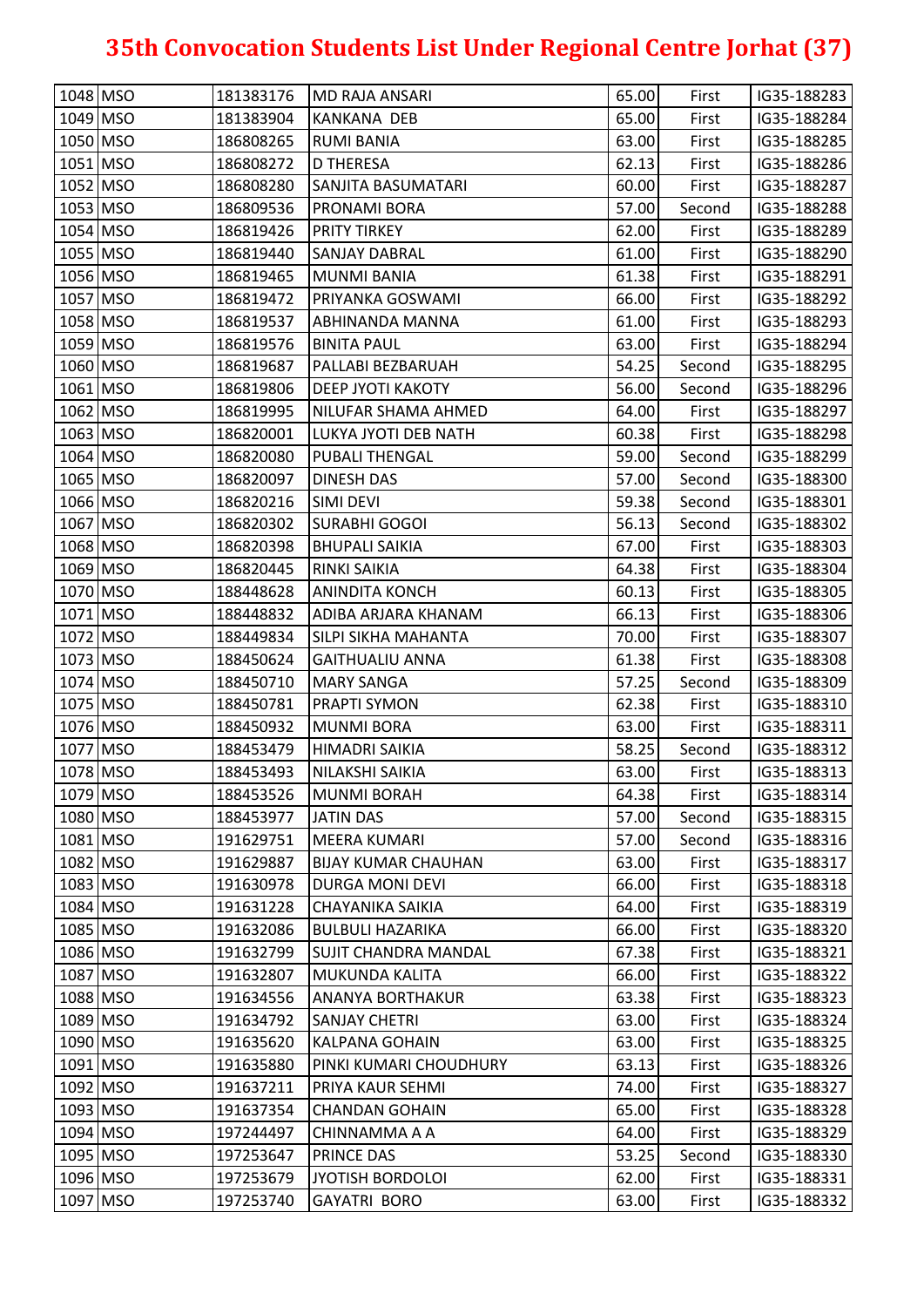# 35th Convocation Students List Under Regional Centre Jorhat (37)

| | | | | | | |
|---|---|---|---|---|---|---|
| 1048 | MSO | 181383176 | MD RAJA ANSARI | 65.00 | First | IG35-188283 |
| 1049 | MSO | 181383904 | KANKANA DEB | 65.00 | First | IG35-188284 |
| 1050 | MSO | 186808265 | RUMI BANIA | 63.00 | First | IG35-188285 |
| 1051 | MSO | 186808272 | D THERESA | 62.13 | First | IG35-188286 |
| 1052 | MSO | 186808280 | SANJITA BASUMATARI | 60.00 | First | IG35-188287 |
| 1053 | MSO | 186809536 | PRONAMI BORA | 57.00 | Second | IG35-188288 |
| 1054 | MSO | 186819426 | PRITY TIRKEY | 62.00 | First | IG35-188289 |
| 1055 | MSO | 186819440 | SANJAY DABRAL | 61.00 | First | IG35-188290 |
| 1056 | MSO | 186819465 | MUNMI BANIA | 61.38 | First | IG35-188291 |
| 1057 | MSO | 186819472 | PRIYANKA GOSWAMI | 66.00 | First | IG35-188292 |
| 1058 | MSO | 186819537 | ABHINANDA MANNA | 61.00 | First | IG35-188293 |
| 1059 | MSO | 186819576 | BINITA PAUL | 63.00 | First | IG35-188294 |
| 1060 | MSO | 186819687 | PALLABI BEZBARUAH | 54.25 | Second | IG35-188295 |
| 1061 | MSO | 186819806 | DEEP JYOTI KAKOTY | 56.00 | Second | IG35-188296 |
| 1062 | MSO | 186819995 | NILUFAR SHAMA AHMED | 64.00 | First | IG35-188297 |
| 1063 | MSO | 186820001 | LUKYA JYOTI DEB NATH | 60.38 | First | IG35-188298 |
| 1064 | MSO | 186820080 | PUBALI THENGAL | 59.00 | Second | IG35-188299 |
| 1065 | MSO | 186820097 | DINESH DAS | 57.00 | Second | IG35-188300 |
| 1066 | MSO | 186820216 | SIMI DEVI | 59.38 | Second | IG35-188301 |
| 1067 | MSO | 186820302 | SURABHI GOGOI | 56.13 | Second | IG35-188302 |
| 1068 | MSO | 186820398 | BHUPALI SAIKIA | 67.00 | First | IG35-188303 |
| 1069 | MSO | 186820445 | RINKI SAIKIA | 64.38 | First | IG35-188304 |
| 1070 | MSO | 188448628 | ANINDITA KONCH | 60.13 | First | IG35-188305 |
| 1071 | MSO | 188448832 | ADIBA ARJARA KHANAM | 66.13 | First | IG35-188306 |
| 1072 | MSO | 188449834 | SILPI SIKHA MAHANTA | 70.00 | First | IG35-188307 |
| 1073 | MSO | 188450624 | GAITHUALIU ANNA | 61.38 | First | IG35-188308 |
| 1074 | MSO | 188450710 | MARY SANGA | 57.25 | Second | IG35-188309 |
| 1075 | MSO | 188450781 | PRAPTI SYMON | 62.38 | First | IG35-188310 |
| 1076 | MSO | 188450932 | MUNMI BORA | 63.00 | First | IG35-188311 |
| 1077 | MSO | 188453479 | HIMADRI SAIKIA | 58.25 | Second | IG35-188312 |
| 1078 | MSO | 188453493 | NILAKSHI SAIKIA | 63.00 | First | IG35-188313 |
| 1079 | MSO | 188453526 | MUNMI BORAH | 64.38 | First | IG35-188314 |
| 1080 | MSO | 188453977 | JATIN DAS | 57.00 | Second | IG35-188315 |
| 1081 | MSO | 191629751 | MEERA KUMARI | 57.00 | Second | IG35-188316 |
| 1082 | MSO | 191629887 | BIJAY KUMAR CHAUHAN | 63.00 | First | IG35-188317 |
| 1083 | MSO | 191630978 | DURGA MONI DEVI | 66.00 | First | IG35-188318 |
| 1084 | MSO | 191631228 | CHAYANIKA SAIKIA | 64.00 | First | IG35-188319 |
| 1085 | MSO | 191632086 | BULBULI HAZARIKA | 66.00 | First | IG35-188320 |
| 1086 | MSO | 191632799 | SUJIT CHANDRA MANDAL | 67.38 | First | IG35-188321 |
| 1087 | MSO | 191632807 | MUKUNDA KALITA | 66.00 | First | IG35-188322 |
| 1088 | MSO | 191634556 | ANANYA BORTHAKUR | 63.38 | First | IG35-188323 |
| 1089 | MSO | 191634792 | SANJAY CHETRI | 63.00 | First | IG35-188324 |
| 1090 | MSO | 191635620 | KALPANA GOHAIN | 63.00 | First | IG35-188325 |
| 1091 | MSO | 191635880 | PINKI KUMARI CHOUDHURY | 63.13 | First | IG35-188326 |
| 1092 | MSO | 191637211 | PRIYA KAUR SEHMI | 74.00 | First | IG35-188327 |
| 1093 | MSO | 191637354 | CHANDAN GOHAIN | 65.00 | First | IG35-188328 |
| 1094 | MSO | 197244497 | CHINNAMMA A A | 64.00 | First | IG35-188329 |
| 1095 | MSO | 197253647 | PRINCE DAS | 53.25 | Second | IG35-188330 |
| 1096 | MSO | 197253679 | JYOTISH BORDOLOI | 62.00 | First | IG35-188331 |
| 1097 | MSO | 197253740 | GAYATRI BORO | 63.00 | First | IG35-188332 |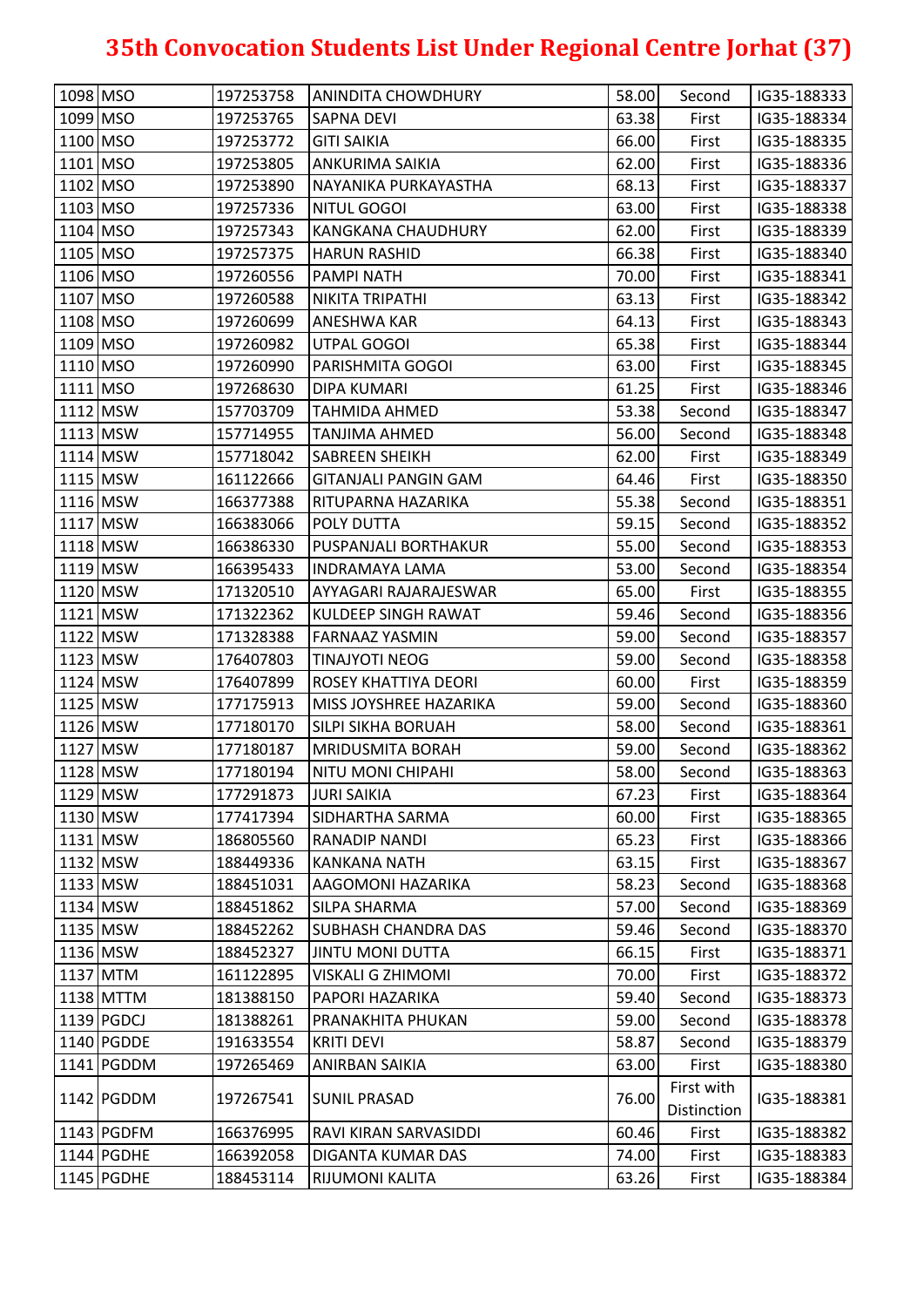# 35th Convocation Students List Under Regional Centre Jorhat (37)

| | | | | | | |
|---|---|---|---|---|---|---|
| 1098 | MSO | 197253758 | ANINDITA CHOWDHURY | 58.00 | Second | IG35-188333 |
| 1099 | MSO | 197253765 | SAPNA DEVI | 63.38 | First | IG35-188334 |
| 1100 | MSO | 197253772 | GITI SAIKIA | 66.00 | First | IG35-188335 |
| 1101 | MSO | 197253805 | ANKURIMA SAIKIA | 62.00 | First | IG35-188336 |
| 1102 | MSO | 197253890 | NAYANIKA PURKAYASTHA | 68.13 | First | IG35-188337 |
| 1103 | MSO | 197257336 | NITUL GOGOI | 63.00 | First | IG35-188338 |
| 1104 | MSO | 197257343 | KANGKANA CHAUDHURY | 62.00 | First | IG35-188339 |
| 1105 | MSO | 197257375 | HARUN RASHID | 66.38 | First | IG35-188340 |
| 1106 | MSO | 197260556 | PAMPI NATH | 70.00 | First | IG35-188341 |
| 1107 | MSO | 197260588 | NIKITA TRIPATHI | 63.13 | First | IG35-188342 |
| 1108 | MSO | 197260699 | ANESHWA KAR | 64.13 | First | IG35-188343 |
| 1109 | MSO | 197260982 | UTPAL GOGOI | 65.38 | First | IG35-188344 |
| 1110 | MSO | 197260990 | PARISHMITA GOGOI | 63.00 | First | IG35-188345 |
| 1111 | MSO | 197268630 | DIPA KUMARI | 61.25 | First | IG35-188346 |
| 1112 | MSW | 157703709 | TAHMIDA AHMED | 53.38 | Second | IG35-188347 |
| 1113 | MSW | 157714955 | TANJIMA AHMED | 56.00 | Second | IG35-188348 |
| 1114 | MSW | 157718042 | SABREEN SHEIKH | 62.00 | First | IG35-188349 |
| 1115 | MSW | 161122666 | GITANJALI PANGIN GAM | 64.46 | First | IG35-188350 |
| 1116 | MSW | 166377388 | RITUPARNA HAZARIKA | 55.38 | Second | IG35-188351 |
| 1117 | MSW | 166383066 | POLY DUTTA | 59.15 | Second | IG35-188352 |
| 1118 | MSW | 166386330 | PUSPANJALI BORTHAKUR | 55.00 | Second | IG35-188353 |
| 1119 | MSW | 166395433 | INDRAMAYA LAMA | 53.00 | Second | IG35-188354 |
| 1120 | MSW | 171320510 | AYYAGARI RAJARAJESWAR | 65.00 | First | IG35-188355 |
| 1121 | MSW | 171322362 | KULDEEP SINGH RAWAT | 59.46 | Second | IG35-188356 |
| 1122 | MSW | 171328388 | FARNAAZ YASMIN | 59.00 | Second | IG35-188357 |
| 1123 | MSW | 176407803 | TINAJYOTI NEOG | 59.00 | Second | IG35-188358 |
| 1124 | MSW | 176407899 | ROSEY KHATTIYA DEORI | 60.00 | First | IG35-188359 |
| 1125 | MSW | 177175913 | MISS JOYSHREE HAZARIKA | 59.00 | Second | IG35-188360 |
| 1126 | MSW | 177180170 | SILPI SIKHA BORUAH | 58.00 | Second | IG35-188361 |
| 1127 | MSW | 177180187 | MRIDUSMITA BORAH | 59.00 | Second | IG35-188362 |
| 1128 | MSW | 177180194 | NITU MONI CHIPAHI | 58.00 | Second | IG35-188363 |
| 1129 | MSW | 177291873 | JURI SAIKIA | 67.23 | First | IG35-188364 |
| 1130 | MSW | 177417394 | SIDHARTHA SARMA | 60.00 | First | IG35-188365 |
| 1131 | MSW | 186805560 | RANADIP NANDI | 65.23 | First | IG35-188366 |
| 1132 | MSW | 188449336 | KANKANA NATH | 63.15 | First | IG35-188367 |
| 1133 | MSW | 188451031 | AAGOMONI HAZARIKA | 58.23 | Second | IG35-188368 |
| 1134 | MSW | 188451862 | SILPA SHARMA | 57.00 | Second | IG35-188369 |
| 1135 | MSW | 188452262 | SUBHASH CHANDRA DAS | 59.46 | Second | IG35-188370 |
| 1136 | MSW | 188452327 | JINTU MONI DUTTA | 66.15 | First | IG35-188371 |
| 1137 | MTM | 161122895 | VISKALI G ZHIMOMI | 70.00 | First | IG35-188372 |
| 1138 | MTTM | 181388150 | PAPORI HAZARIKA | 59.40 | Second | IG35-188373 |
| 1139 | PGDCJ | 181388261 | PRANAKHITA PHUKAN | 59.00 | Second | IG35-188378 |
| 1140 | PGDDE | 191633554 | KRITI DEVI | 58.87 | Second | IG35-188379 |
| 1141 | PGDDM | 197265469 | ANIRBAN SAIKIA | 63.00 | First | IG35-188380 |
| 1142 | PGDDM | 197267541 | SUNIL PRASAD | 76.00 | First with Distinction | IG35-188381 |
| 1143 | PGDFM | 166376995 | RAVI KIRAN SARVASIDDI | 60.46 | First | IG35-188382 |
| 1144 | PGDHE | 166392058 | DIGANTA KUMAR DAS | 74.00 | First | IG35-188383 |
| 1145 | PGDHE | 188453114 | RIJUMONI KALITA | 63.26 | First | IG35-188384 |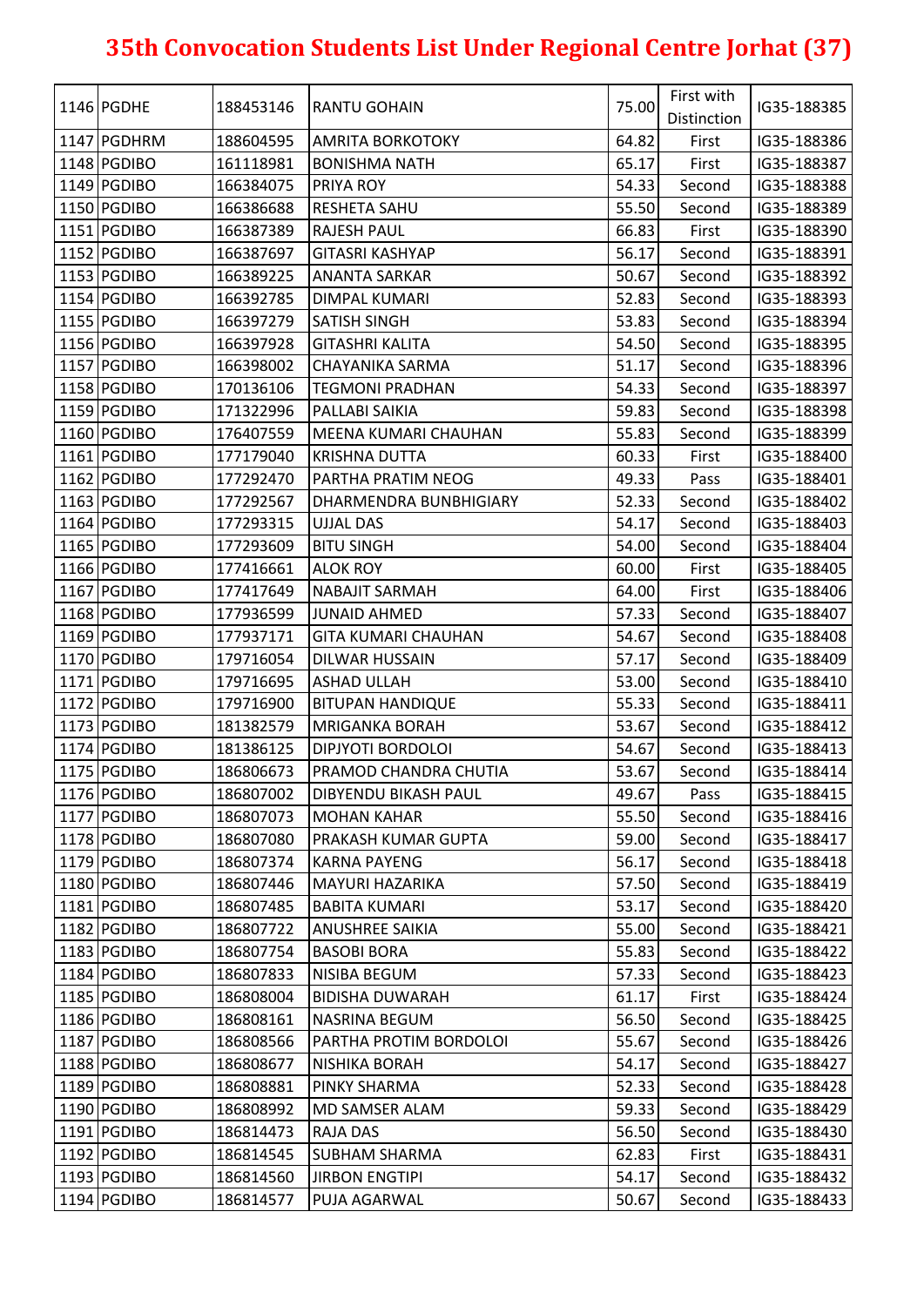# 35th Convocation Students List Under Regional Centre Jorhat (37)

| | | | | | | |
|---|---|---|---|---|---|---|
| 1146 | PGDHE | 188453146 | RANTU GOHAIN | 75.00 | First with Distinction | IG35-188385 |
| 1147 | PGDHRM | 188604595 | AMRITA BORKOTOKY | 64.82 | First | IG35-188386 |
| 1148 | PGDIBO | 161118981 | BONISHMA NATH | 65.17 | First | IG35-188387 |
| 1149 | PGDIBO | 166384075 | PRIYA ROY | 54.33 | Second | IG35-188388 |
| 1150 | PGDIBO | 166386688 | RESHETA SAHU | 55.50 | Second | IG35-188389 |
| 1151 | PGDIBO | 166387389 | RAJESH PAUL | 66.83 | First | IG35-188390 |
| 1152 | PGDIBO | 166387697 | GITASRI KASHYAP | 56.17 | Second | IG35-188391 |
| 1153 | PGDIBO | 166389225 | ANANTA SARKAR | 50.67 | Second | IG35-188392 |
| 1154 | PGDIBO | 166392785 | DIMPAL KUMARI | 52.83 | Second | IG35-188393 |
| 1155 | PGDIBO | 166397279 | SATISH SINGH | 53.83 | Second | IG35-188394 |
| 1156 | PGDIBO | 166397928 | GITASHRI KALITA | 54.50 | Second | IG35-188395 |
| 1157 | PGDIBO | 166398002 | CHAYANIKA SARMA | 51.17 | Second | IG35-188396 |
| 1158 | PGDIBO | 170136106 | TEGMONI PRADHAN | 54.33 | Second | IG35-188397 |
| 1159 | PGDIBO | 171322996 | PALLABI SAIKIA | 59.83 | Second | IG35-188398 |
| 1160 | PGDIBO | 176407559 | MEENA KUMARI CHAUHAN | 55.83 | Second | IG35-188399 |
| 1161 | PGDIBO | 177179040 | KRISHNA DUTTA | 60.33 | First | IG35-188400 |
| 1162 | PGDIBO | 177292470 | PARTHA PRATIM NEOG | 49.33 | Pass | IG35-188401 |
| 1163 | PGDIBO | 177292567 | DHARMENDRA BUNBHIGIARY | 52.33 | Second | IG35-188402 |
| 1164 | PGDIBO | 177293315 | UJJAL DAS | 54.17 | Second | IG35-188403 |
| 1165 | PGDIBO | 177293609 | BITU SINGH | 54.00 | Second | IG35-188404 |
| 1166 | PGDIBO | 177416661 | ALOK ROY | 60.00 | First | IG35-188405 |
| 1167 | PGDIBO | 177417649 | NABAJIT SARMAH | 64.00 | First | IG35-188406 |
| 1168 | PGDIBO | 177936599 | JUNAID AHMED | 57.33 | Second | IG35-188407 |
| 1169 | PGDIBO | 177937171 | GITA KUMARI CHAUHAN | 54.67 | Second | IG35-188408 |
| 1170 | PGDIBO | 179716054 | DILWAR HUSSAIN | 57.17 | Second | IG35-188409 |
| 1171 | PGDIBO | 179716695 | ASHAD ULLAH | 53.00 | Second | IG35-188410 |
| 1172 | PGDIBO | 179716900 | BITUPAN HANDIQUE | 55.33 | Second | IG35-188411 |
| 1173 | PGDIBO | 181382579 | MRIGANKA BORAH | 53.67 | Second | IG35-188412 |
| 1174 | PGDIBO | 181386125 | DIPJYOTI BORDOLOI | 54.67 | Second | IG35-188413 |
| 1175 | PGDIBO | 186806673 | PRAMOD CHANDRA CHUTIA | 53.67 | Second | IG35-188414 |
| 1176 | PGDIBO | 186807002 | DIBYENDU BIKASH PAUL | 49.67 | Pass | IG35-188415 |
| 1177 | PGDIBO | 186807073 | MOHAN KAHAR | 55.50 | Second | IG35-188416 |
| 1178 | PGDIBO | 186807080 | PRAKASH KUMAR GUPTA | 59.00 | Second | IG35-188417 |
| 1179 | PGDIBO | 186807374 | KARNA PAYENG | 56.17 | Second | IG35-188418 |
| 1180 | PGDIBO | 186807446 | MAYURI HAZARIKA | 57.50 | Second | IG35-188419 |
| 1181 | PGDIBO | 186807485 | BABITA KUMARI | 53.17 | Second | IG35-188420 |
| 1182 | PGDIBO | 186807722 | ANUSHREE SAIKIA | 55.00 | Second | IG35-188421 |
| 1183 | PGDIBO | 186807754 | BASOBI BORA | 55.83 | Second | IG35-188422 |
| 1184 | PGDIBO | 186807833 | NISIBA BEGUM | 57.33 | Second | IG35-188423 |
| 1185 | PGDIBO | 186808004 | BIDISHA DUWARAH | 61.17 | First | IG35-188424 |
| 1186 | PGDIBO | 186808161 | NASRINA BEGUM | 56.50 | Second | IG35-188425 |
| 1187 | PGDIBO | 186808566 | PARTHA PROTIM BORDOLOI | 55.67 | Second | IG35-188426 |
| 1188 | PGDIBO | 186808677 | NISHIKA BORAH | 54.17 | Second | IG35-188427 |
| 1189 | PGDIBO | 186808881 | PINKY SHARMA | 52.33 | Second | IG35-188428 |
| 1190 | PGDIBO | 186808992 | MD SAMSER ALAM | 59.33 | Second | IG35-188429 |
| 1191 | PGDIBO | 186814473 | RAJA DAS | 56.50 | Second | IG35-188430 |
| 1192 | PGDIBO | 186814545 | SUBHAM SHARMA | 62.83 | First | IG35-188431 |
| 1193 | PGDIBO | 186814560 | JIRBON ENGTIPI | 54.17 | Second | IG35-188432 |
| 1194 | PGDIBO | 186814577 | PUJA AGARWAL | 50.67 | Second | IG35-188433 |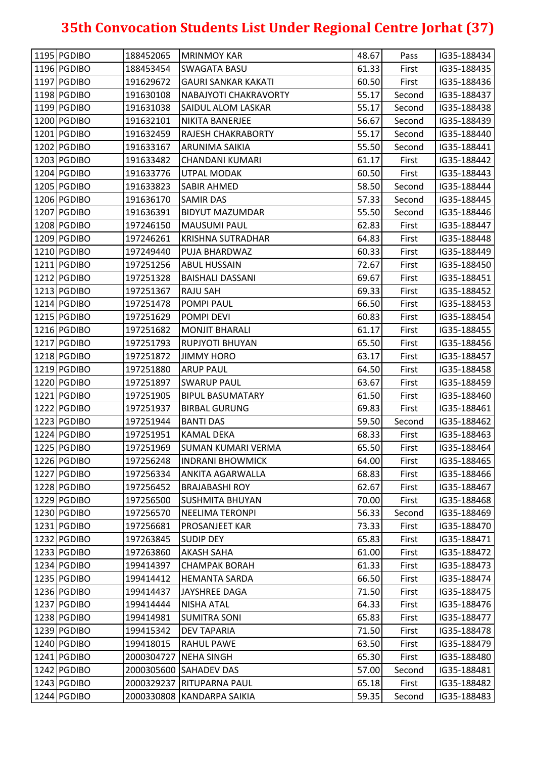# 35th Convocation Students List Under Regional Centre Jorhat (37)

| | | | | | | |
|---|---|---|---|---|---|---|
| 1195 | PGDIBO | 188452065 | MRINMOY KAR | 48.67 | Pass | IG35-188434 |
| 1196 | PGDIBO | 188453454 | SWAGATA BASU | 61.33 | First | IG35-188435 |
| 1197 | PGDIBO | 191629672 | GAURI SANKAR KAKATI | 60.50 | First | IG35-188436 |
| 1198 | PGDIBO | 191630108 | NABAJYOTI CHAKRAVORTY | 55.17 | Second | IG35-188437 |
| 1199 | PGDIBO | 191631038 | SAIDUL ALOM LASKAR | 55.17 | Second | IG35-188438 |
| 1200 | PGDIBO | 191632101 | NIKITA BANERJEE | 56.67 | Second | IG35-188439 |
| 1201 | PGDIBO | 191632459 | RAJESH CHAKRABORTY | 55.17 | Second | IG35-188440 |
| 1202 | PGDIBO | 191633167 | ARUNIMA SAIKIA | 55.50 | Second | IG35-188441 |
| 1203 | PGDIBO | 191633482 | CHANDANI KUMARI | 61.17 | First | IG35-188442 |
| 1204 | PGDIBO | 191633776 | UTPAL MODAK | 60.50 | First | IG35-188443 |
| 1205 | PGDIBO | 191633823 | SABIR AHMED | 58.50 | Second | IG35-188444 |
| 1206 | PGDIBO | 191636170 | SAMIR DAS | 57.33 | Second | IG35-188445 |
| 1207 | PGDIBO | 191636391 | BIDYUT MAZUMDAR | 55.50 | Second | IG35-188446 |
| 1208 | PGDIBO | 197246150 | MAUSUMI PAUL | 62.83 | First | IG35-188447 |
| 1209 | PGDIBO | 197246261 | KRISHNA SUTRADHAR | 64.83 | First | IG35-188448 |
| 1210 | PGDIBO | 197249440 | PUJA BHARDWAZ | 60.33 | First | IG35-188449 |
| 1211 | PGDIBO | 197251256 | ABUL HUSSAIN | 72.67 | First | IG35-188450 |
| 1212 | PGDIBO | 197251328 | BAISHALI DASSANI | 69.67 | First | IG35-188451 |
| 1213 | PGDIBO | 197251367 | RAJU SAH | 69.33 | First | IG35-188452 |
| 1214 | PGDIBO | 197251478 | POMPI PAUL | 66.50 | First | IG35-188453 |
| 1215 | PGDIBO | 197251629 | POMPI DEVI | 60.83 | First | IG35-188454 |
| 1216 | PGDIBO | 197251682 | MONJIT BHARALI | 61.17 | First | IG35-188455 |
| 1217 | PGDIBO | 197251793 | RUPJYOTI BHUYAN | 65.50 | First | IG35-188456 |
| 1218 | PGDIBO | 197251872 | JIMMY HORO | 63.17 | First | IG35-188457 |
| 1219 | PGDIBO | 197251880 | ARUP PAUL | 64.50 | First | IG35-188458 |
| 1220 | PGDIBO | 197251897 | SWARUP PAUL | 63.67 | First | IG35-188459 |
| 1221 | PGDIBO | 197251905 | BIPUL BASUMATARY | 61.50 | First | IG35-188460 |
| 1222 | PGDIBO | 197251937 | BIRBAL GURUNG | 69.83 | First | IG35-188461 |
| 1223 | PGDIBO | 197251944 | BANTI DAS | 59.50 | Second | IG35-188462 |
| 1224 | PGDIBO | 197251951 | KAMAL DEKA | 68.33 | First | IG35-188463 |
| 1225 | PGDIBO | 197251969 | SUMAN KUMARI VERMA | 65.50 | First | IG35-188464 |
| 1226 | PGDIBO | 197256248 | INDRANI BHOWMICK | 64.00 | First | IG35-188465 |
| 1227 | PGDIBO | 197256334 | ANKITA AGARWALLA | 68.83 | First | IG35-188466 |
| 1228 | PGDIBO | 197256452 | BRAJABASHI ROY | 62.67 | First | IG35-188467 |
| 1229 | PGDIBO | 197256500 | SUSHMITA BHUYAN | 70.00 | First | IG35-188468 |
| 1230 | PGDIBO | 197256570 | NEELIMA TERONPI | 56.33 | Second | IG35-188469 |
| 1231 | PGDIBO | 197256681 | PROSANJEET KAR | 73.33 | First | IG35-188470 |
| 1232 | PGDIBO | 197263845 | SUDIP DEY | 65.83 | First | IG35-188471 |
| 1233 | PGDIBO | 197263860 | AKASH SAHA | 61.00 | First | IG35-188472 |
| 1234 | PGDIBO | 199414397 | CHAMPAK BORAH | 61.33 | First | IG35-188473 |
| 1235 | PGDIBO | 199414412 | HEMANTA SARDA | 66.50 | First | IG35-188474 |
| 1236 | PGDIBO | 199414437 | JAYSHREE DAGA | 71.50 | First | IG35-188475 |
| 1237 | PGDIBO | 199414444 | NISHA ATAL | 64.33 | First | IG35-188476 |
| 1238 | PGDIBO | 199414981 | SUMITRA SONI | 65.83 | First | IG35-188477 |
| 1239 | PGDIBO | 199415342 | DEV TAPARIA | 71.50 | First | IG35-188478 |
| 1240 | PGDIBO | 199418015 | RAHUL PAWE | 63.50 | First | IG35-188479 |
| 1241 | PGDIBO | 2000304727 | NEHA SINGH | 65.30 | First | IG35-188480 |
| 1242 | PGDIBO | 2000305600 | SAHADEV DAS | 57.00 | Second | IG35-188481 |
| 1243 | PGDIBO | 2000329237 | RITUPARNA PAUL | 65.18 | First | IG35-188482 |
| 1244 | PGDIBO | 2000330808 | KANDARPA SAIKIA | 59.35 | Second | IG35-188483 |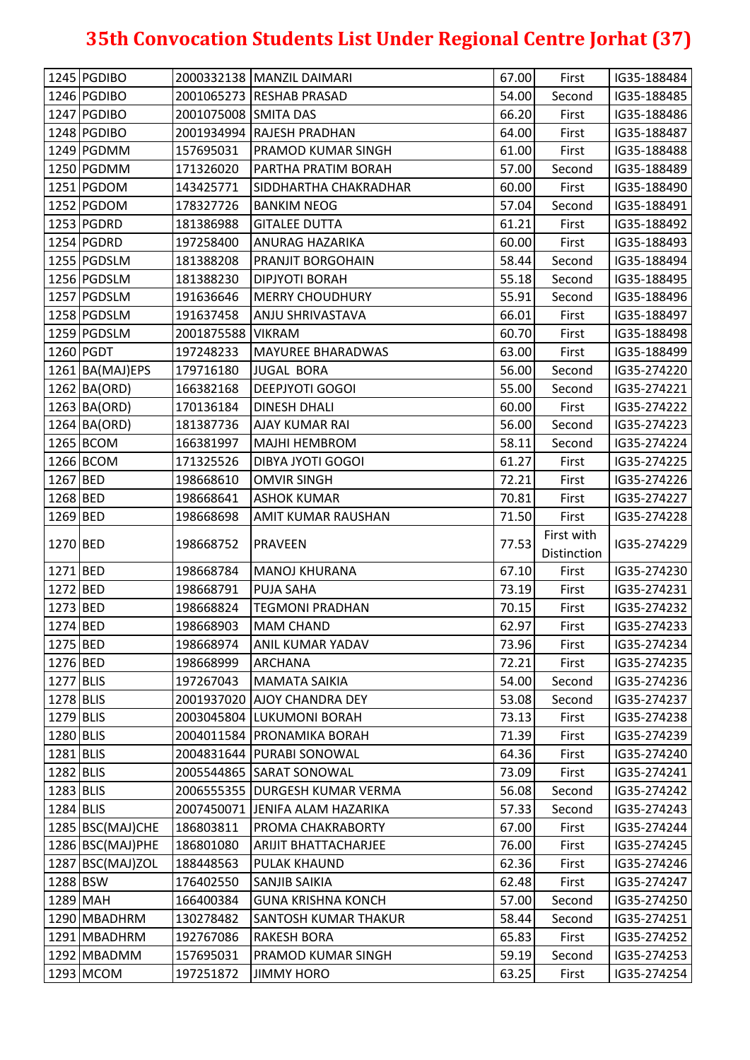# 35th Convocation Students List Under Regional Centre Jorhat (37)

| | | | | | | |
|---|---|---|---|---|---|---|
| 1245 | PGDIBO | 2000332138 | MANZIL DAIMARI | 67.00 | First | IG35-188484 |
| 1246 | PGDIBO | 2001065273 | RESHAB PRASAD | 54.00 | Second | IG35-188485 |
| 1247 | PGDIBO | 2001075008 | SMITA DAS | 66.20 | First | IG35-188486 |
| 1248 | PGDIBO | 2001934994 | RAJESH PRADHAN | 64.00 | First | IG35-188487 |
| 1249 | PGDMM | 157695031 | PRAMOD KUMAR SINGH | 61.00 | First | IG35-188488 |
| 1250 | PGDMM | 171326020 | PARTHA PRATIM BORAH | 57.00 | Second | IG35-188489 |
| 1251 | PGDOM | 143425771 | SIDDHARTHA CHAKRADHAR | 60.00 | First | IG35-188490 |
| 1252 | PGDOM | 178327726 | BANKIM NEOG | 57.04 | Second | IG35-188491 |
| 1253 | PGDRD | 181386988 | GITALEE DUTTA | 61.21 | First | IG35-188492 |
| 1254 | PGDRD | 197258400 | ANURAG HAZARIKA | 60.00 | First | IG35-188493 |
| 1255 | PGDSLM | 181388208 | PRANJIT BORGOHAIN | 58.44 | Second | IG35-188494 |
| 1256 | PGDSLM | 181388230 | DIPJYOTI BORAH | 55.18 | Second | IG35-188495 |
| 1257 | PGDSLM | 191636646 | MERRY CHOUDHURY | 55.91 | Second | IG35-188496 |
| 1258 | PGDSLM | 191637458 | ANJU SHRIVASTAVA | 66.01 | First | IG35-188497 |
| 1259 | PGDSLM | 2001875588 | VIKRAM | 60.70 | First | IG35-188498 |
| 1260 | PGDT | 197248233 | MAYUREE BHARADWAS | 63.00 | First | IG35-188499 |
| 1261 | BA(MAJ)EPS | 179716180 | JUGAL BORA | 56.00 | Second | IG35-274220 |
| 1262 | BA(ORD) | 166382168 | DEEPJYOTI GOGOI | 55.00 | Second | IG35-274221 |
| 1263 | BA(ORD) | 170136184 | DINESH DHALI | 60.00 | First | IG35-274222 |
| 1264 | BA(ORD) | 181387736 | AJAY KUMAR RAI | 56.00 | Second | IG35-274223 |
| 1265 | BCOM | 166381997 | MAJHI HEMBROM | 58.11 | Second | IG35-274224 |
| 1266 | BCOM | 171325526 | DIBYA JYOTI GOGOI | 61.27 | First | IG35-274225 |
| 1267 | BED | 198668610 | OMVIR SINGH | 72.21 | First | IG35-274226 |
| 1268 | BED | 198668641 | ASHOK KUMAR | 70.81 | First | IG35-274227 |
| 1269 | BED | 198668698 | AMIT KUMAR RAUSHAN | 71.50 | First | IG35-274228 |
| 1270 | BED | 198668752 | PRAVEEN | 77.53 | First with Distinction | IG35-274229 |
| 1271 | BED | 198668784 | MANOJ KHURANA | 67.10 | First | IG35-274230 |
| 1272 | BED | 198668791 | PUJA SAHA | 73.19 | First | IG35-274231 |
| 1273 | BED | 198668824 | TEGMONI PRADHAN | 70.15 | First | IG35-274232 |
| 1274 | BED | 198668903 | MAM CHAND | 62.97 | First | IG35-274233 |
| 1275 | BED | 198668974 | ANIL KUMAR YADAV | 73.96 | First | IG35-274234 |
| 1276 | BED | 198668999 | ARCHANA | 72.21 | First | IG35-274235 |
| 1277 | BLIS | 197267043 | MAMATA SAIKIA | 54.00 | Second | IG35-274236 |
| 1278 | BLIS | 2001937020 | AJOY CHANDRA DEY | 53.08 | Second | IG35-274237 |
| 1279 | BLIS | 2003045804 | LUKUMONI BORAH | 73.13 | First | IG35-274238 |
| 1280 | BLIS | 2004011584 | PRONAMIKA BORAH | 71.39 | First | IG35-274239 |
| 1281 | BLIS | 2004831644 | PURABI SONOWAL | 64.36 | First | IG35-274240 |
| 1282 | BLIS | 2005544865 | SARAT SONOWAL | 73.09 | First | IG35-274241 |
| 1283 | BLIS | 2006555355 | DURGESH KUMAR VERMA | 56.08 | Second | IG35-274242 |
| 1284 | BLIS | 2007450071 | JENIFA ALAM HAZARIKA | 57.33 | Second | IG35-274243 |
| 1285 | BSC(MAJ)CHE | 186803811 | PROMA CHAKRABORTY | 67.00 | First | IG35-274244 |
| 1286 | BSC(MAJ)PHE | 186801080 | ARIJIT BHATTACHARJEE | 76.00 | First | IG35-274245 |
| 1287 | BSC(MAJ)ZOL | 188448563 | PULAK KHAUND | 62.36 | First | IG35-274246 |
| 1288 | BSW | 176402550 | SANJIB SAIKIA | 62.48 | First | IG35-274247 |
| 1289 | MAH | 166400384 | GUNA KRISHNA KONCH | 57.00 | Second | IG35-274250 |
| 1290 | MBADHRM | 130278482 | SANTOSH KUMAR THAKUR | 58.44 | Second | IG35-274251 |
| 1291 | MBADHRM | 192767086 | RAKESH BORA | 65.83 | First | IG35-274252 |
| 1292 | MBADMM | 157695031 | PRAMOD KUMAR SINGH | 59.19 | Second | IG35-274253 |
| 1293 | MCOM | 197251872 | JIMMY HORO | 63.25 | First | IG35-274254 |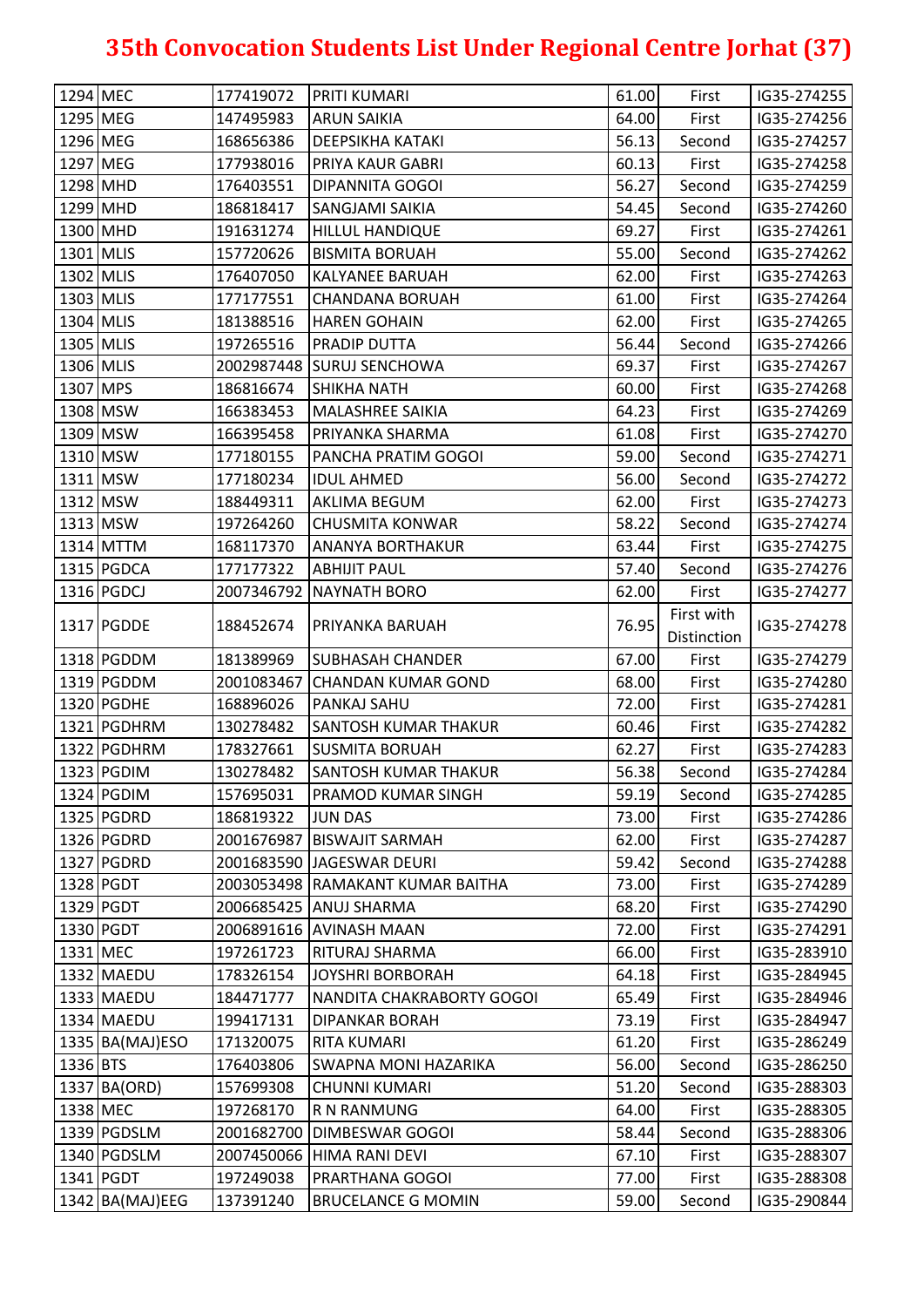# 35th Convocation Students List Under Regional Centre Jorhat (37)

| | | | | | | |
|---|---|---|---|---|---|---|
| 1294 | MEC | 177419072 | PRITI KUMARI | 61.00 | First | IG35-274255 |
| 1295 | MEG | 147495983 | ARUN SAIKIA | 64.00 | First | IG35-274256 |
| 1296 | MEG | 168656386 | DEEPSIKHA KATAKI | 56.13 | Second | IG35-274257 |
| 1297 | MEG | 177938016 | PRIYA KAUR GABRI | 60.13 | First | IG35-274258 |
| 1298 | MHD | 176403551 | DIPANNITA GOGOI | 56.27 | Second | IG35-274259 |
| 1299 | MHD | 186818417 | SANGJAMI SAIKIA | 54.45 | Second | IG35-274260 |
| 1300 | MHD | 191631274 | HILLUL HANDIQUE | 69.27 | First | IG35-274261 |
| 1301 | MLIS | 157720626 | BISMITA BORUAH | 55.00 | Second | IG35-274262 |
| 1302 | MLIS | 176407050 | KALYANEE BARUAH | 62.00 | First | IG35-274263 |
| 1303 | MLIS | 177177551 | CHANDANA BORUAH | 61.00 | First | IG35-274264 |
| 1304 | MLIS | 181388516 | HAREN GOHAIN | 62.00 | First | IG35-274265 |
| 1305 | MLIS | 197265516 | PRADIP DUTTA | 56.44 | Second | IG35-274266 |
| 1306 | MLIS | 2002987448 | SURUJ SENCHOWA | 69.37 | First | IG35-274267 |
| 1307 | MPS | 186816674 | SHIKHA NATH | 60.00 | First | IG35-274268 |
| 1308 | MSW | 166383453 | MALASHREE SAIKIA | 64.23 | First | IG35-274269 |
| 1309 | MSW | 166395458 | PRIYANKA SHARMA | 61.08 | First | IG35-274270 |
| 1310 | MSW | 177180155 | PANCHA PRATIM GOGOI | 59.00 | Second | IG35-274271 |
| 1311 | MSW | 177180234 | IDUL AHMED | 56.00 | Second | IG35-274272 |
| 1312 | MSW | 188449311 | AKLIMA BEGUM | 62.00 | First | IG35-274273 |
| 1313 | MSW | 197264260 | CHUSMITA KONWAR | 58.22 | Second | IG35-274274 |
| 1314 | MTTM | 168117370 | ANANYA BORTHAKUR | 63.44 | First | IG35-274275 |
| 1315 | PGDCA | 177177322 | ABHIJIT PAUL | 57.40 | Second | IG35-274276 |
| 1316 | PGDCJ | 2007346792 | NAYNATH BORO | 62.00 | First | IG35-274277 |
| 1317 | PGDDE | 188452674 | PRIYANKA BARUAH | 76.95 | First with Distinction | IG35-274278 |
| 1318 | PGDDM | 181389969 | SUBHASAH CHANDER | 67.00 | First | IG35-274279 |
| 1319 | PGDDM | 2001083467 | CHANDAN KUMAR GOND | 68.00 | First | IG35-274280 |
| 1320 | PGDHE | 168896026 | PANKAJ SAHU | 72.00 | First | IG35-274281 |
| 1321 | PGDHRM | 130278482 | SANTOSH KUMAR THAKUR | 60.46 | First | IG35-274282 |
| 1322 | PGDHRM | 178327661 | SUSMITA BORUAH | 62.27 | First | IG35-274283 |
| 1323 | PGDIM | 130278482 | SANTOSH KUMAR THAKUR | 56.38 | Second | IG35-274284 |
| 1324 | PGDIM | 157695031 | PRAMOD KUMAR SINGH | 59.19 | Second | IG35-274285 |
| 1325 | PGDRD | 186819322 | JUN DAS | 73.00 | First | IG35-274286 |
| 1326 | PGDRD | 2001676987 | BISWAJIT SARMAH | 62.00 | First | IG35-274287 |
| 1327 | PGDRD | 2001683590 | JAGESWAR DEURI | 59.42 | Second | IG35-274288 |
| 1328 | PGDT | 2003053498 | RAMAKANT KUMAR BAITHA | 73.00 | First | IG35-274289 |
| 1329 | PGDT | 2006685425 | ANUJ SHARMA | 68.20 | First | IG35-274290 |
| 1330 | PGDT | 2006891616 | AVINASH MAAN | 72.00 | First | IG35-274291 |
| 1331 | MEC | 197261723 | RITURAJ SHARMA | 66.00 | First | IG35-283910 |
| 1332 | MAEDU | 178326154 | JOYSHRI BORBORAH | 64.18 | First | IG35-284945 |
| 1333 | MAEDU | 184471777 | NANDITA CHAKRABORTY GOGOI | 65.49 | First | IG35-284946 |
| 1334 | MAEDU | 199417131 | DIPANKAR BORAH | 73.19 | First | IG35-284947 |
| 1335 | BA(MAJ)ESO | 171320075 | RITA KUMARI | 61.20 | First | IG35-286249 |
| 1336 | BTS | 176403806 | SWAPNA MONI HAZARIKA | 56.00 | Second | IG35-286250 |
| 1337 | BA(ORD) | 157699308 | CHUNNI KUMARI | 51.20 | Second | IG35-288303 |
| 1338 | MEC | 197268170 | R N RANMUNG | 64.00 | First | IG35-288305 |
| 1339 | PGDSLM | 2001682700 | DIMBESWAR GOGOI | 58.44 | Second | IG35-288306 |
| 1340 | PGDSLM | 2007450066 | HIMA RANI DEVI | 67.10 | First | IG35-288307 |
| 1341 | PGDT | 197249038 | PRARTHANA GOGOI | 77.00 | First | IG35-288308 |
| 1342 | BA(MAJ)EEG | 137391240 | BRUCELANCE G MOMIN | 59.00 | Second | IG35-290844 |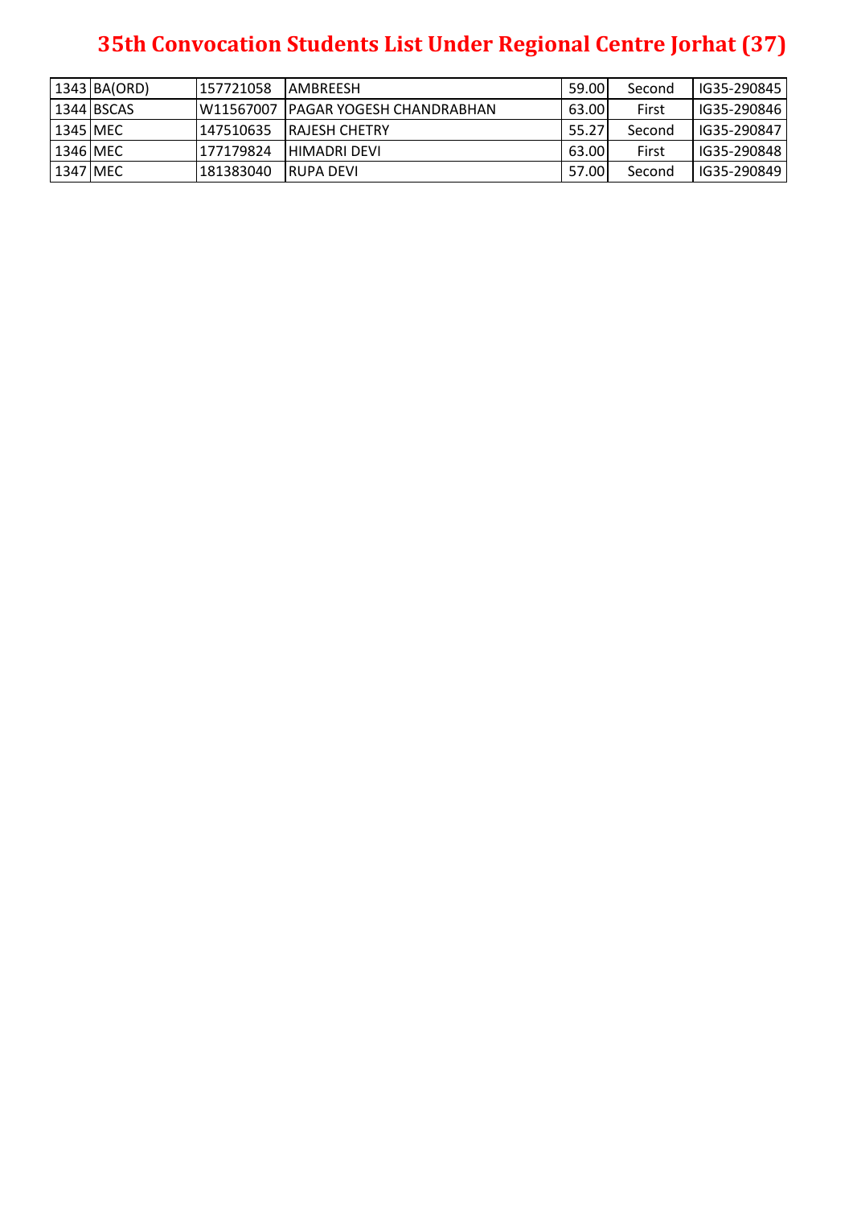# 35th Convocation Students List Under Regional Centre Jorhat (37)

| | | | | | | |
|---|---|---|---|---|---|---|
| 1343 | BA(ORD) | 157721058 | AMBREESH | 59.00 | Second | IG35-290845 |
| 1344 | BSCAS | W11567007 | PAGAR YOGESH CHANDRABHAN | 63.00 | First | IG35-290846 |
| 1345 | MEC | 147510635 | RAJESH CHETRY | 55.27 | Second | IG35-290847 |
| 1346 | MEC | 177179824 | HIMADRI DEVI | 63.00 | First | IG35-290848 |
| 1347 | MEC | 181383040 | RUPA DEVI | 57.00 | Second | IG35-290849 |